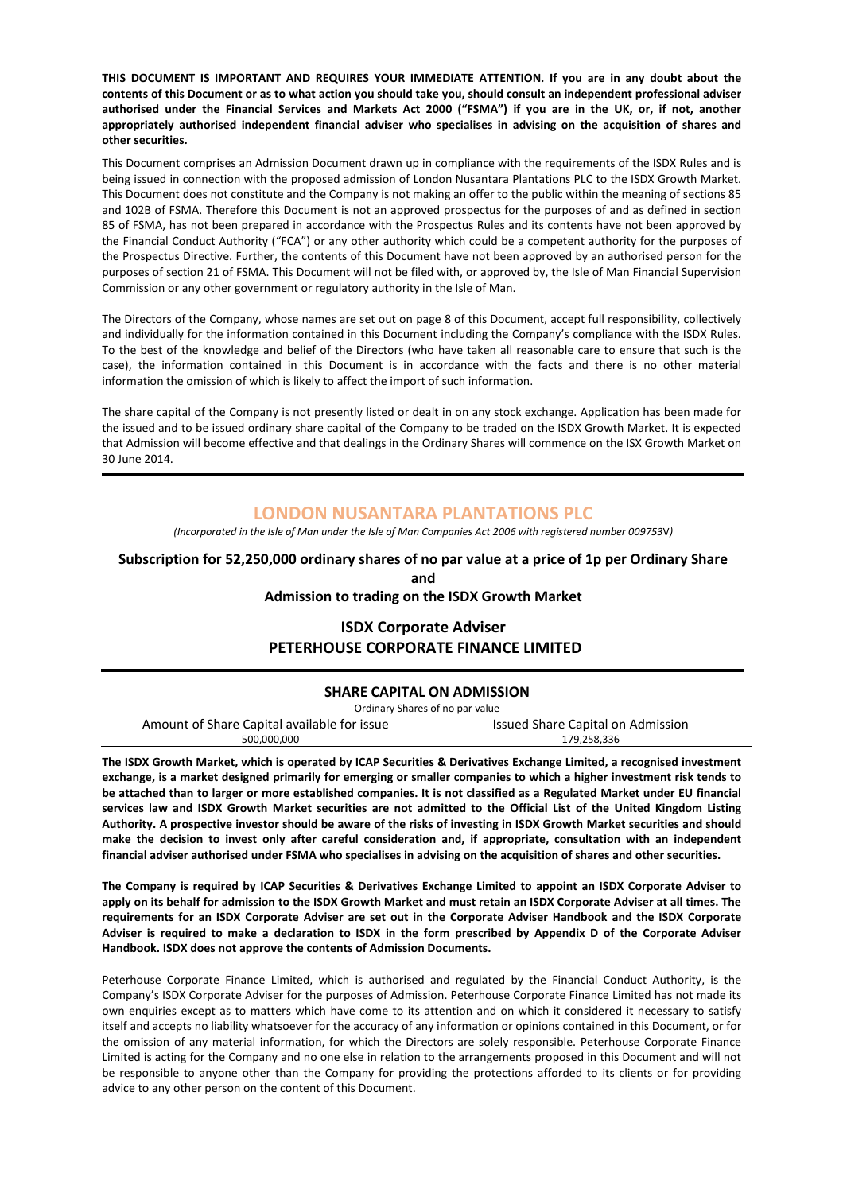**THIS DOCUMENT IS IMPORTANT AND REQUIRES YOUR IMMEDIATE ATTENTION. If you are in any doubt about the contents of this Document or as to what action you should take you, should consult an independent professional adviser authorised under the Financial Services and Markets Act 2000 ("FSMA") if you are in the UK, or, if not, another appropriately authorised independent financial adviser who specialises in advising on the acquisition of shares and other securities.**

This Document comprises an Admission Document drawn up in compliance with the requirements of the ISDX Rules and is being issued in connection with the proposed admission of London Nusantara Plantations PLC to the ISDX Growth Market. This Document does not constitute and the Company is not making an offer to the public within the meaning of sections 85 and 102B of FSMA. Therefore this Document is not an approved prospectus for the purposes of and as defined in section 85 of FSMA, has not been prepared in accordance with the Prospectus Rules and its contents have not been approved by the Financial Conduct Authority ("FCA") or any other authority which could be a competent authority for the purposes of the Prospectus Directive. Further, the contents of this Document have not been approved by an authorised person for the purposes of section 21 of FSMA. This Document will not be filed with, or approved by, the Isle of Man Financial Supervision Commission or any other government or regulatory authority in the Isle of Man.

The Directors of the Company, whose names are set out on page 8 of this Document, accept full responsibility, collectively and individually for the information contained in this Document including the Company's compliance with the ISDX Rules. To the best of the knowledge and belief of the Directors (who have taken all reasonable care to ensure that such is the case), the information contained in this Document is in accordance with the facts and there is no other material information the omission of which is likely to affect the import of such information.

The share capital of the Company is not presently listed or dealt in on any stock exchange. Application has been made for the issued and to be issued ordinary share capital of the Company to be traded on the ISDX Growth Market. It is expected that Admission will become effective and that dealings in the Ordinary Shares will commence on the ISX Growth Market on 30 June 2014.

# LONDON NUSANTARA PLANTATIONS PLC

*(Incorporated in the Isle of Man under the Isle of Man Companies Act 2006 with registered number 009753V)*

**Subscription for 52,250,000 ordinary shares of no par value at a price of 1p per Ordinary Share**

**and**

**Admission to trading on the ISDX Growth Market**

**ISDX Corporate Adviser**

**PETERHOUSE CORPORATE FINANCE LIMITED**

## SHARE CAPITAL ON ADMISSION

Ordinary Shares of no par value

| Amount of Share Capital available for issue | Issued Share Capital on Admission |
|---|---|
| 500,000,000 | 179,258,336 |

**The ISDX Growth Market, which is operated by ICAP Securities & Derivatives Exchange Limited, a recognised investment exchange, is a market designed primarily for emerging or smaller companies to which a higher investment risk tends to be attached than to larger or more established companies. It is not classified as a Regulated Market under EU financial services law and ISDX Growth Market securities are not admitted to the Official List of the United Kingdom Listing Authority. A prospective investor should be aware of the risks of investing in ISDX Growth Market securities and should make the decision to invest only after careful consideration and, if appropriate, consultation with an independent financial adviser authorised under FSMA who specialises in advising on the acquisition of shares and other securities.**

**The Company is required by ICAP Securities & Derivatives Exchange Limited to appoint an ISDX Corporate Adviser to apply on its behalf for admission to the ISDX Growth Market and must retain an ISDX Corporate Adviser at all times. The requirements for an ISDX Corporate Adviser are set out in the Corporate Adviser Handbook and the ISDX Corporate Adviser is required to make a declaration to ISDX in the form prescribed by Appendix D of the Corporate Adviser Handbook. ISDX does not approve the contents of Admission Documents.**

Peterhouse Corporate Finance Limited, which is authorised and regulated by the Financial Conduct Authority, is the Company's ISDX Corporate Adviser for the purposes of Admission. Peterhouse Corporate Finance Limited has not made its own enquiries except as to matters which have come to its attention and on which it considered it necessary to satisfy itself and accepts no liability whatsoever for the accuracy of any information or opinions contained in this Document, or for the omission of any material information, for which the Directors are solely responsible. Peterhouse Corporate Finance Limited is acting for the Company and no one else in relation to the arrangements proposed in this Document and will not be responsible to anyone other than the Company for providing the protections afforded to its clients or for providing advice to any other person on the content of this Document.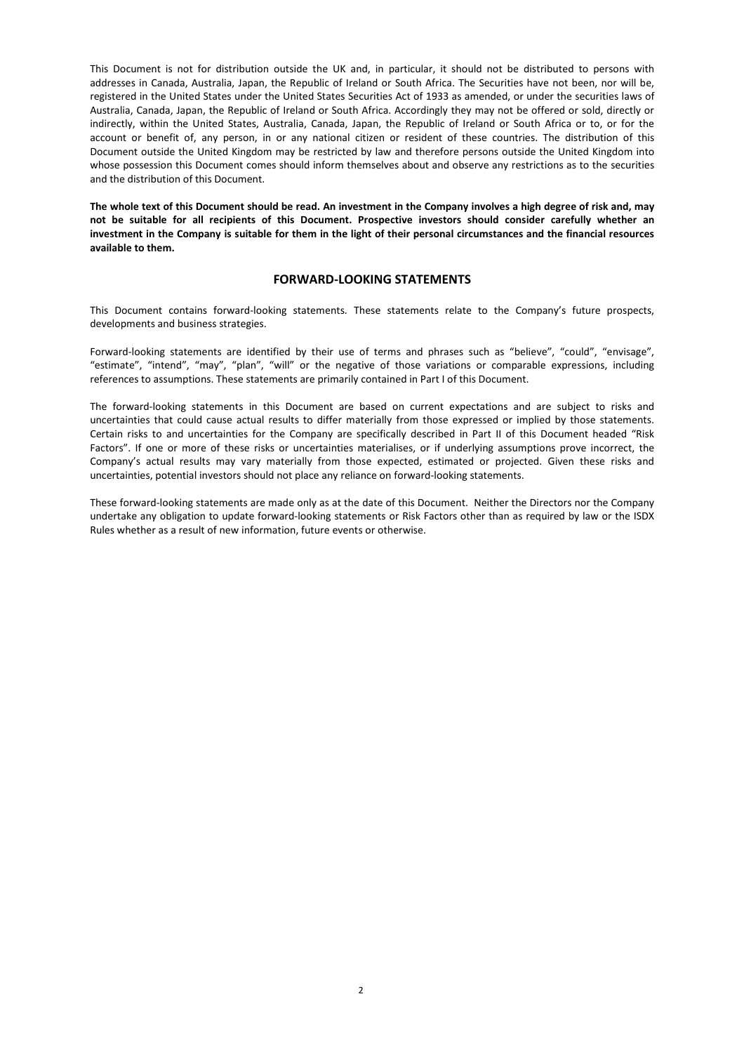This Document is not for distribution outside the UK and, in particular, it should not be distributed to persons with addresses in Canada, Australia, Japan, the Republic of Ireland or South Africa. The Securities have not been, nor will be, registered in the United States under the United States Securities Act of 1933 as amended, or under the securities laws of Australia, Canada, Japan, the Republic of Ireland or South Africa. Accordingly they may not be offered or sold, directly or indirectly, within the United States, Australia, Canada, Japan, the Republic of Ireland or South Africa or to, or for the account or benefit of, any person, in or any national citizen or resident of these countries. The distribution of this Document outside the United Kingdom may be restricted by law and therefore persons outside the United Kingdom into whose possession this Document comes should inform themselves about and observe any restrictions as to the securities and the distribution of this Document.

**The whole text of this Document should be read. An investment in the Company involves a high degree of risk and, may not be suitable for all recipients of this Document. Prospective investors should consider carefully whether an investment in the Company is suitable for them in the light of their personal circumstances and the financial resources available to them.**

## FORWARD-LOOKING STATEMENTS

This Document contains forward-looking statements. These statements relate to the Company's future prospects, developments and business strategies.

Forward-looking statements are identified by their use of terms and phrases such as "believe", "could", "envisage", "estimate", "intend", "may", "plan", "will" or the negative of those variations or comparable expressions, including references to assumptions. These statements are primarily contained in Part I of this Document.

The forward-looking statements in this Document are based on current expectations and are subject to risks and uncertainties that could cause actual results to differ materially from those expressed or implied by those statements. Certain risks to and uncertainties for the Company are specifically described in Part II of this Document headed "Risk Factors". If one or more of these risks or uncertainties materialises, or if underlying assumptions prove incorrect, the Company's actual results may vary materially from those expected, estimated or projected. Given these risks and uncertainties, potential investors should not place any reliance on forward-looking statements.

These forward-looking statements are made only as at the date of this Document. Neither the Directors nor the Company undertake any obligation to update forward-looking statements or Risk Factors other than as required by law or the ISDX Rules whether as a result of new information, future events or otherwise.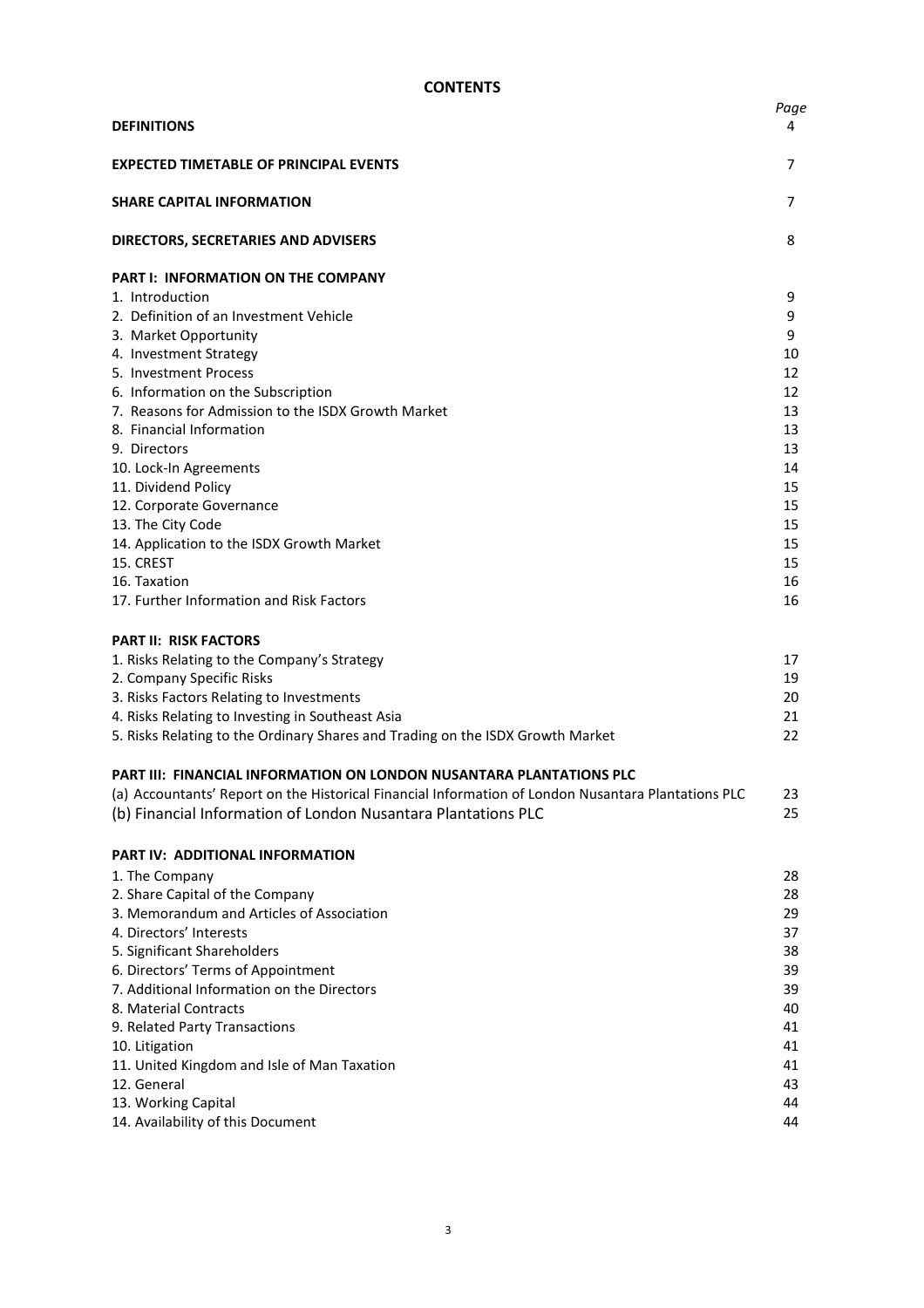# CONTENTS

| | Page |
|---|---|
| **DEFINITIONS** | 4 |
| **EXPECTED TIMETABLE OF PRINCIPAL EVENTS** | 7 |
| **SHARE CAPITAL INFORMATION** | 7 |
| **DIRECTORS, SECRETARIES AND ADVISERS** | 8 |
| **PART I: INFORMATION ON THE COMPANY** | |
| 1. Introduction | 9 |
| 2. Definition of an Investment Vehicle | 9 |
| 3. Market Opportunity | 9 |
| 4. Investment Strategy | 10 |
| 5. Investment Process | 12 |
| 6. Information on the Subscription | 12 |
| 7. Reasons for Admission to the ISDX Growth Market | 13 |
| 8. Financial Information | 13 |
| 9. Directors | 13 |
| 10. Lock-In Agreements | 14 |
| 11. Dividend Policy | 15 |
| 12. Corporate Governance | 15 |
| 13. The City Code | 15 |
| 14. Application to the ISDX Growth Market | 15 |
| 15. CREST | 15 |
| 16. Taxation | 16 |
| 17. Further Information and Risk Factors | 16 |
| **PART II: RISK FACTORS** | |
| 1. Risks Relating to the Company's Strategy | 17 |
| 2. Company Specific Risks | 19 |
| 3. Risks Factors Relating to Investments | 20 |
| 4. Risks Relating to Investing in Southeast Asia | 21 |
| 5. Risks Relating to the Ordinary Shares and Trading on the ISDX Growth Market | 22 |
| **PART III: FINANCIAL INFORMATION ON LONDON NUSANTARA PLANTATIONS PLC** | |
| (a) Accountants' Report on the Historical Financial Information of London Nusantara Plantations PLC | 23 |
| (b) Financial Information of London Nusantara Plantations PLC | 25 |
| **PART IV: ADDITIONAL INFORMATION** | |
| 1. The Company | 28 |
| 2. Share Capital of the Company | 28 |
| 3. Memorandum and Articles of Association | 29 |
| 4. Directors' Interests | 37 |
| 5. Significant Shareholders | 38 |
| 6. Directors' Terms of Appointment | 39 |
| 7. Additional Information on the Directors | 39 |
| 8. Material Contracts | 40 |
| 9. Related Party Transactions | 41 |
| 10. Litigation | 41 |
| 11. United Kingdom and Isle of Man Taxation | 41 |
| 12. General | 43 |
| 13. Working Capital | 44 |
| 14. Availability of this Document | 44 |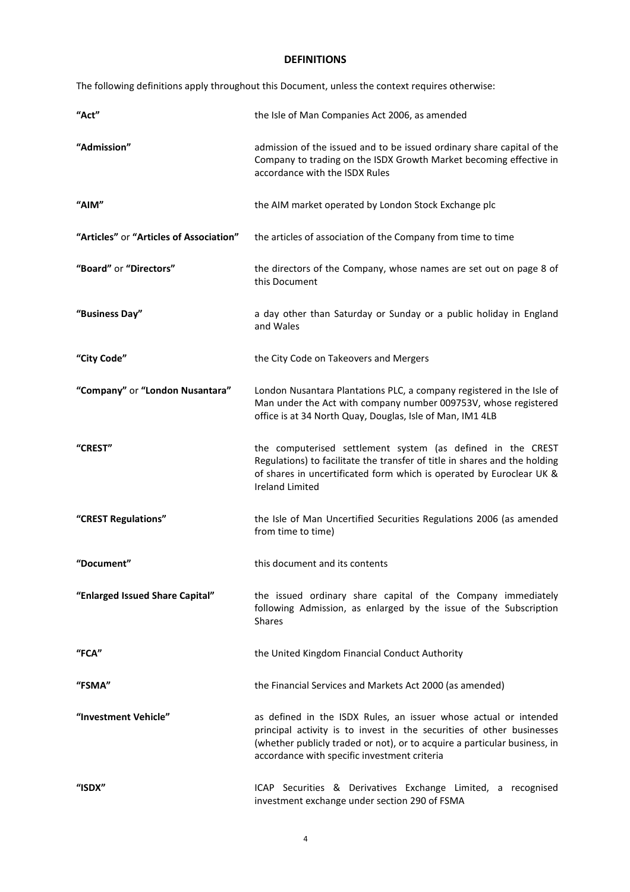## DEFINITIONS

The following definitions apply throughout this Document, unless the context requires otherwise:

| | |
|---|---|
| **"Act"** | the Isle of Man Companies Act 2006, as amended |
| **"Admission"** | admission of the issued and to be issued ordinary share capital of the Company to trading on the ISDX Growth Market becoming effective in accordance with the ISDX Rules |
| **"AIM"** | the AIM market operated by London Stock Exchange plc |
| **"Articles"** or **"Articles of Association"** | the articles of association of the Company from time to time |
| **"Board"** or **"Directors"** | the directors of the Company, whose names are set out on page 8 of this Document |
| **"Business Day"** | a day other than Saturday or Sunday or a public holiday in England and Wales |
| **"City Code"** | the City Code on Takeovers and Mergers |
| **"Company"** or **"London Nusantara"** | London Nusantara Plantations PLC, a company registered in the Isle of Man under the Act with company number 009753V, whose registered office is at 34 North Quay, Douglas, Isle of Man, IM1 4LB |
| **"CREST"** | the computerised settlement system (as defined in the CREST Regulations) to facilitate the transfer of title in shares and the holding of shares in uncertificated form which is operated by Euroclear UK & Ireland Limited |
| **"CREST Regulations"** | the Isle of Man Uncertified Securities Regulations 2006 (as amended from time to time) |
| **"Document"** | this document and its contents |
| **"Enlarged Issued Share Capital"** | the issued ordinary share capital of the Company immediately following Admission, as enlarged by the issue of the Subscription Shares |
| **"FCA"** | the United Kingdom Financial Conduct Authority |
| **"FSMA"** | the Financial Services and Markets Act 2000 (as amended) |
| **"Investment Vehicle"** | as defined in the ISDX Rules, an issuer whose actual or intended principal activity is to invest in the securities of other businesses (whether publicly traded or not), or to acquire a particular business, in accordance with specific investment criteria |
| **"ISDX"** | ICAP Securities & Derivatives Exchange Limited, a recognised investment exchange under section 290 of FSMA |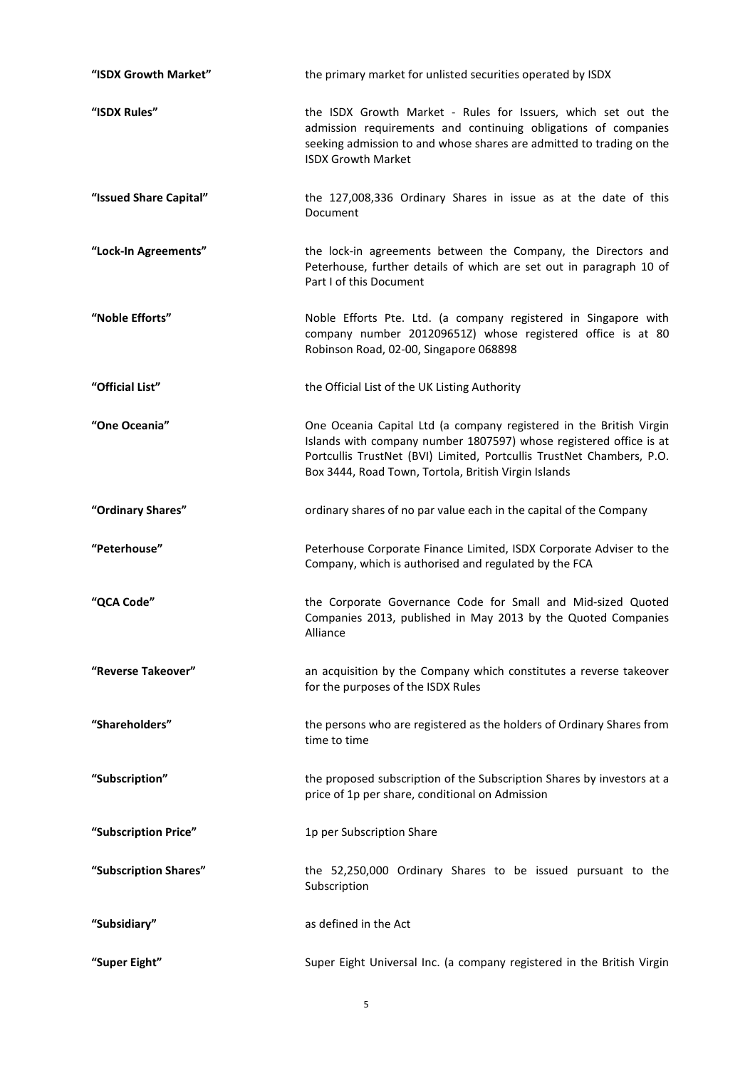| | |
|---|---|
| **"ISDX Growth Market"** | the primary market for unlisted securities operated by ISDX |
| **"ISDX Rules"** | the ISDX Growth Market - Rules for Issuers, which set out the admission requirements and continuing obligations of companies seeking admission to and whose shares are admitted to trading on the ISDX Growth Market |
| **"Issued Share Capital"** | the 127,008,336 Ordinary Shares in issue as at the date of this Document |
| **"Lock-In Agreements"** | the lock-in agreements between the Company, the Directors and Peterhouse, further details of which are set out in paragraph 10 of Part I of this Document |
| **"Noble Efforts"** | Noble Efforts Pte. Ltd. (a company registered in Singapore with company number 201209651Z) whose registered office is at 80 Robinson Road, 02-00, Singapore 068898 |
| **"Official List"** | the Official List of the UK Listing Authority |
| **"One Oceania"** | One Oceania Capital Ltd (a company registered in the British Virgin Islands with company number 1807597) whose registered office is at Portcullis TrustNet (BVI) Limited, Portcullis TrustNet Chambers, P.O. Box 3444, Road Town, Tortola, British Virgin Islands |
| **"Ordinary Shares"** | ordinary shares of no par value each in the capital of the Company |
| **"Peterhouse"** | Peterhouse Corporate Finance Limited, ISDX Corporate Adviser to the Company, which is authorised and regulated by the FCA |
| **"QCA Code"** | the Corporate Governance Code for Small and Mid-sized Quoted Companies 2013, published in May 2013 by the Quoted Companies Alliance |
| **"Reverse Takeover"** | an acquisition by the Company which constitutes a reverse takeover for the purposes of the ISDX Rules |
| **"Shareholders"** | the persons who are registered as the holders of Ordinary Shares from time to time |
| **"Subscription"** | the proposed subscription of the Subscription Shares by investors at a price of 1p per share, conditional on Admission |
| **"Subscription Price"** | 1p per Subscription Share |
| **"Subscription Shares"** | the 52,250,000 Ordinary Shares to be issued pursuant to the Subscription |
| **"Subsidiary"** | as defined in the Act |
| **"Super Eight"** | Super Eight Universal Inc. (a company registered in the British Virgin |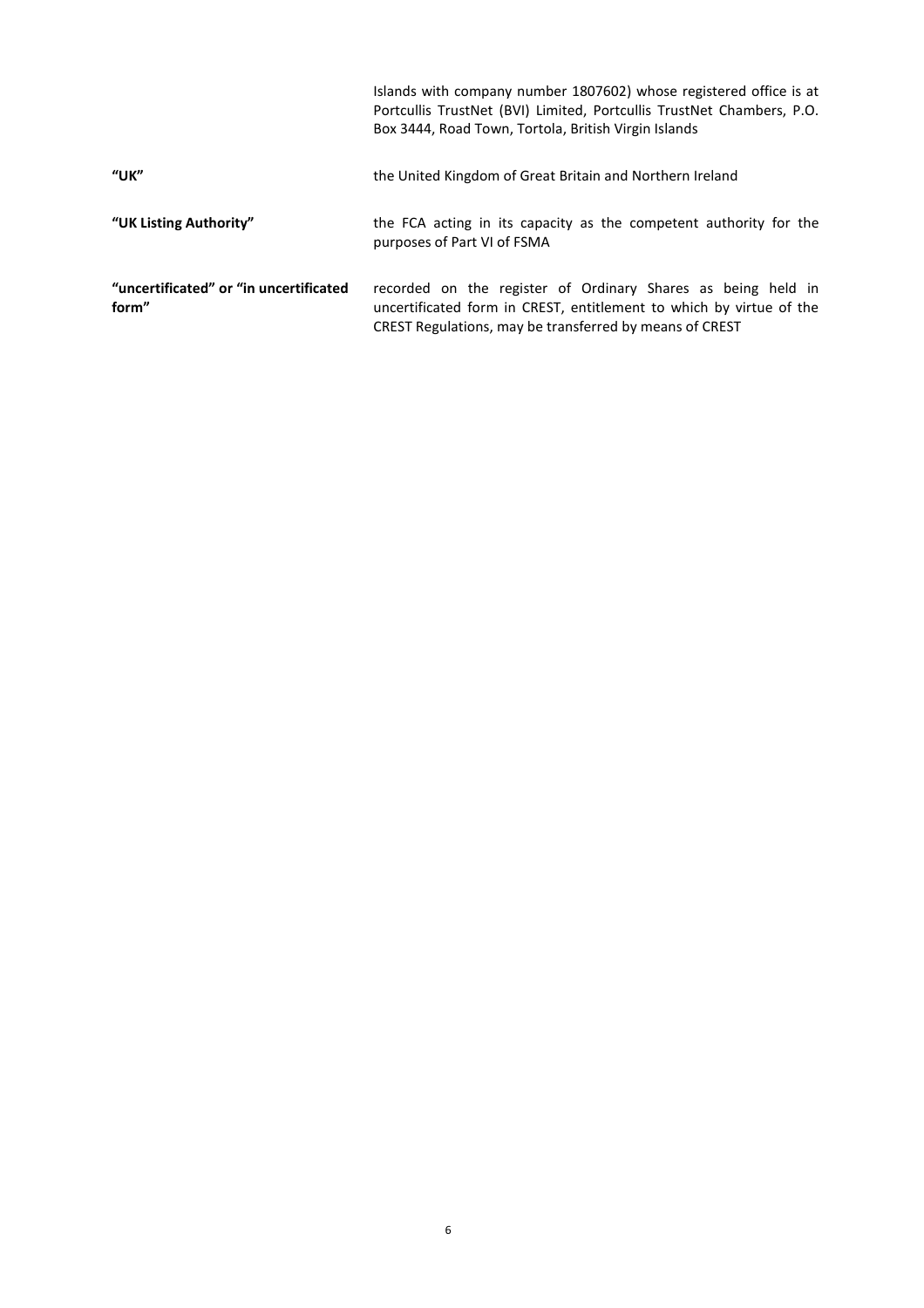| | |
|---|---|
| | Islands with company number 1807602) whose registered office is at Portcullis TrustNet (BVI) Limited, Portcullis TrustNet Chambers, P.O. Box 3444, Road Town, Tortola, British Virgin Islands |
| **"UK"** | the United Kingdom of Great Britain and Northern Ireland |
| **"UK Listing Authority"** | the FCA acting in its capacity as the competent authority for the purposes of Part VI of FSMA |
| **"uncertificated" or "in uncertificated form"** | recorded on the register of Ordinary Shares as being held in uncertificated form in CREST, entitlement to which by virtue of the CREST Regulations, may be transferred by means of CREST |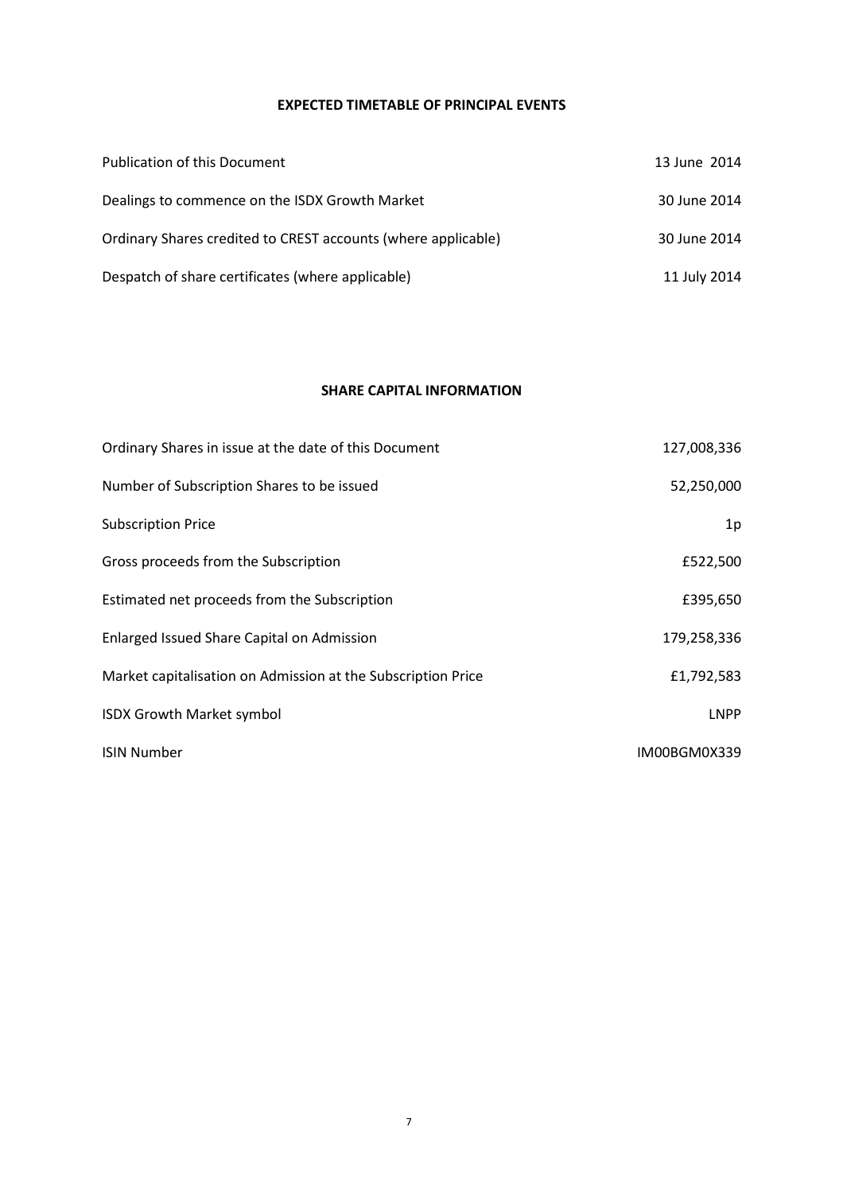## EXPECTED TIMETABLE OF PRINCIPAL EVENTS

| | |
|---|---|
| Publication of this Document | 13 June 2014 |
| Dealings to commence on the ISDX Growth Market | 30 June 2014 |
| Ordinary Shares credited to CREST accounts (where applicable) | 30 June 2014 |
| Despatch of share certificates (where applicable) | 11 July 2014 |

## SHARE CAPITAL INFORMATION

| | |
|---|---|
| Ordinary Shares in issue at the date of this Document | 127,008,336 |
| Number of Subscription Shares to be issued | 52,250,000 |
| Subscription Price | 1p |
| Gross proceeds from the Subscription | £522,500 |
| Estimated net proceeds from the Subscription | £395,650 |
| Enlarged Issued Share Capital on Admission | 179,258,336 |
| Market capitalisation on Admission at the Subscription Price | £1,792,583 |
| ISDX Growth Market symbol | LNPP |
| ISIN Number | IM00BGM0X339 |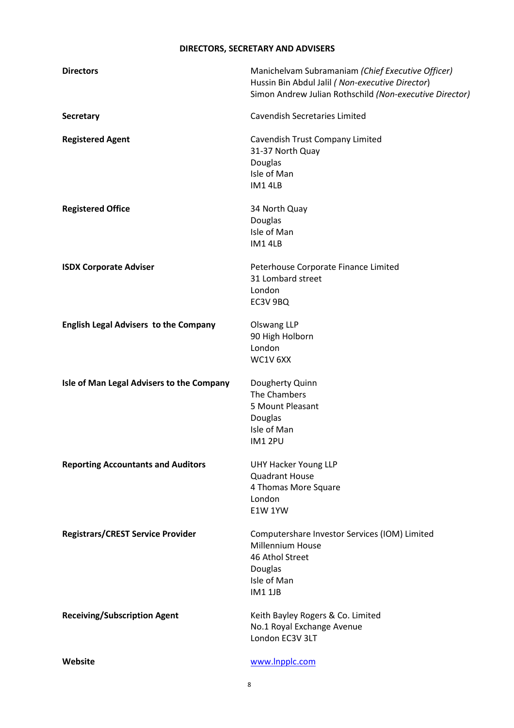## DIRECTORS, SECRETARY AND ADVISERS

| | |
|---|---|
| **Directors** | Manichelvam Subramaniam *(Chief Executive Officer)*<br>Hussin Bin Abdul Jalil *( Non-executive Director)*<br>Simon Andrew Julian Rothschild *(Non-executive Director)* |
| **Secretary** | Cavendish Secretaries Limited |
| **Registered Agent** | Cavendish Trust Company Limited<br>31-37 North Quay<br>Douglas<br>Isle of Man<br>IM1 4LB |
| **Registered Office** | 34 North Quay<br>Douglas<br>Isle of Man<br>IM1 4LB |
| **ISDX Corporate Adviser** | Peterhouse Corporate Finance Limited<br>31 Lombard street<br>London<br>EC3V 9BQ |
| **English Legal Advisers to the Company** | Olswang LLP<br>90 High Holborn<br>London<br>WC1V 6XX |
| **Isle of Man Legal Advisers to the Company** | Dougherty Quinn<br>The Chambers<br>5 Mount Pleasant<br>Douglas<br>Isle of Man<br>IM1 2PU |
| **Reporting Accountants and Auditors** | UHY Hacker Young LLP<br>Quadrant House<br>4 Thomas More Square<br>London<br>E1W 1YW |
| **Registrars/CREST Service Provider** | Computershare Investor Services (IOM) Limited<br>Millennium House<br>46 Athol Street<br>Douglas<br>Isle of Man<br>IM1 1JB |
| **Receiving/Subscription Agent** | Keith Bayley Rogers & Co. Limited<br>No.1 Royal Exchange Avenue<br>London EC3V 3LT |
| **Website** | www.lnpplc.com |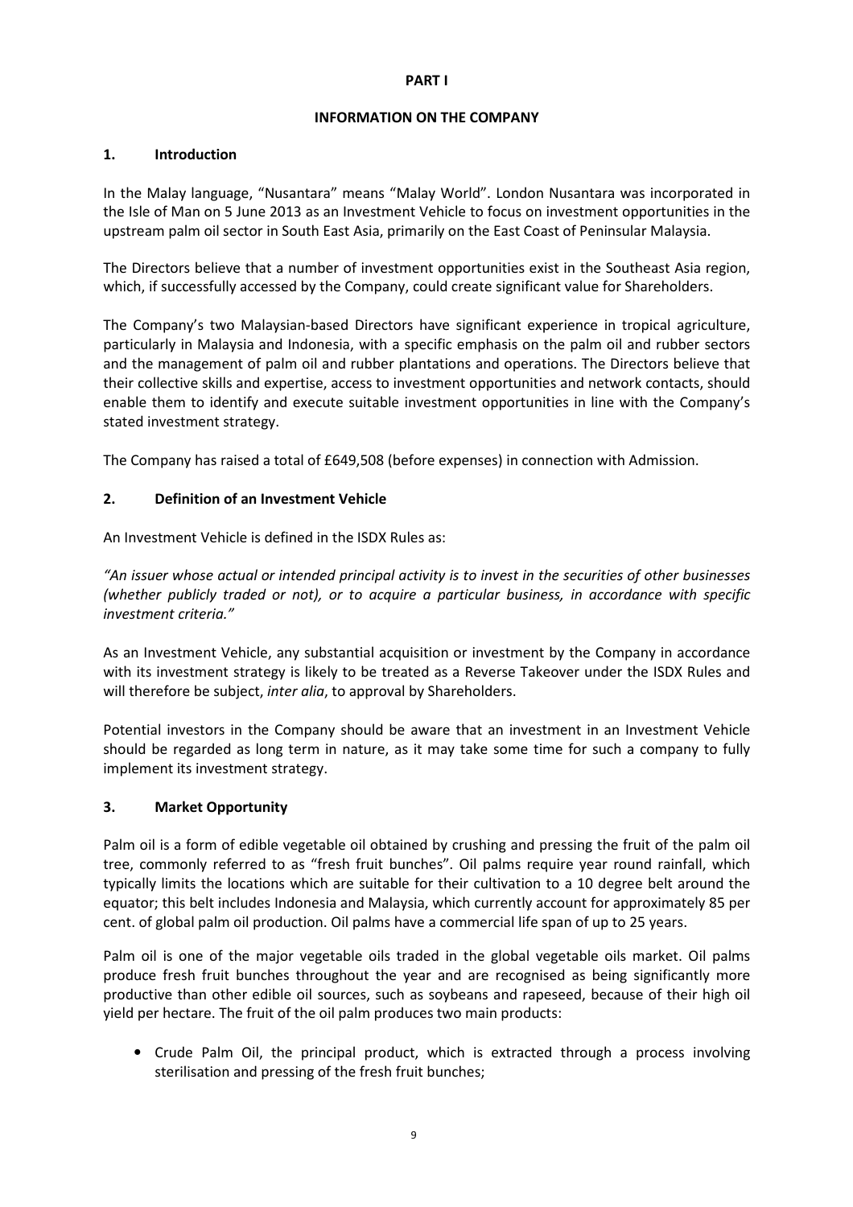# PART I

## INFORMATION ON THE COMPANY

### 1. Introduction

In the Malay language, "Nusantara" means "Malay World". London Nusantara was incorporated in the Isle of Man on 5 June 2013 as an Investment Vehicle to focus on investment opportunities in the upstream palm oil sector in South East Asia, primarily on the East Coast of Peninsular Malaysia.

The Directors believe that a number of investment opportunities exist in the Southeast Asia region, which, if successfully accessed by the Company, could create significant value for Shareholders.

The Company's two Malaysian-based Directors have significant experience in tropical agriculture, particularly in Malaysia and Indonesia, with a specific emphasis on the palm oil and rubber sectors and the management of palm oil and rubber plantations and operations. The Directors believe that their collective skills and expertise, access to investment opportunities and network contacts, should enable them to identify and execute suitable investment opportunities in line with the Company's stated investment strategy.

The Company has raised a total of £649,508 (before expenses) in connection with Admission.

### 2. Definition of an Investment Vehicle

An Investment Vehicle is defined in the ISDX Rules as:

*"An issuer whose actual or intended principal activity is to invest in the securities of other businesses (whether publicly traded or not), or to acquire a particular business, in accordance with specific investment criteria."*

As an Investment Vehicle, any substantial acquisition or investment by the Company in accordance with its investment strategy is likely to be treated as a Reverse Takeover under the ISDX Rules and will therefore be subject, *inter alia*, to approval by Shareholders.

Potential investors in the Company should be aware that an investment in an Investment Vehicle should be regarded as long term in nature, as it may take some time for such a company to fully implement its investment strategy.

### 3. Market Opportunity

Palm oil is a form of edible vegetable oil obtained by crushing and pressing the fruit of the palm oil tree, commonly referred to as "fresh fruit bunches". Oil palms require year round rainfall, which typically limits the locations which are suitable for their cultivation to a 10 degree belt around the equator; this belt includes Indonesia and Malaysia, which currently account for approximately 85 per cent. of global palm oil production. Oil palms have a commercial life span of up to 25 years.

Palm oil is one of the major vegetable oils traded in the global vegetable oils market. Oil palms produce fresh fruit bunches throughout the year and are recognised as being significantly more productive than other edible oil sources, such as soybeans and rapeseed, because of their high oil yield per hectare. The fruit of the oil palm produces two main products:

- Crude Palm Oil, the principal product, which is extracted through a process involving sterilisation and pressing of the fresh fruit bunches;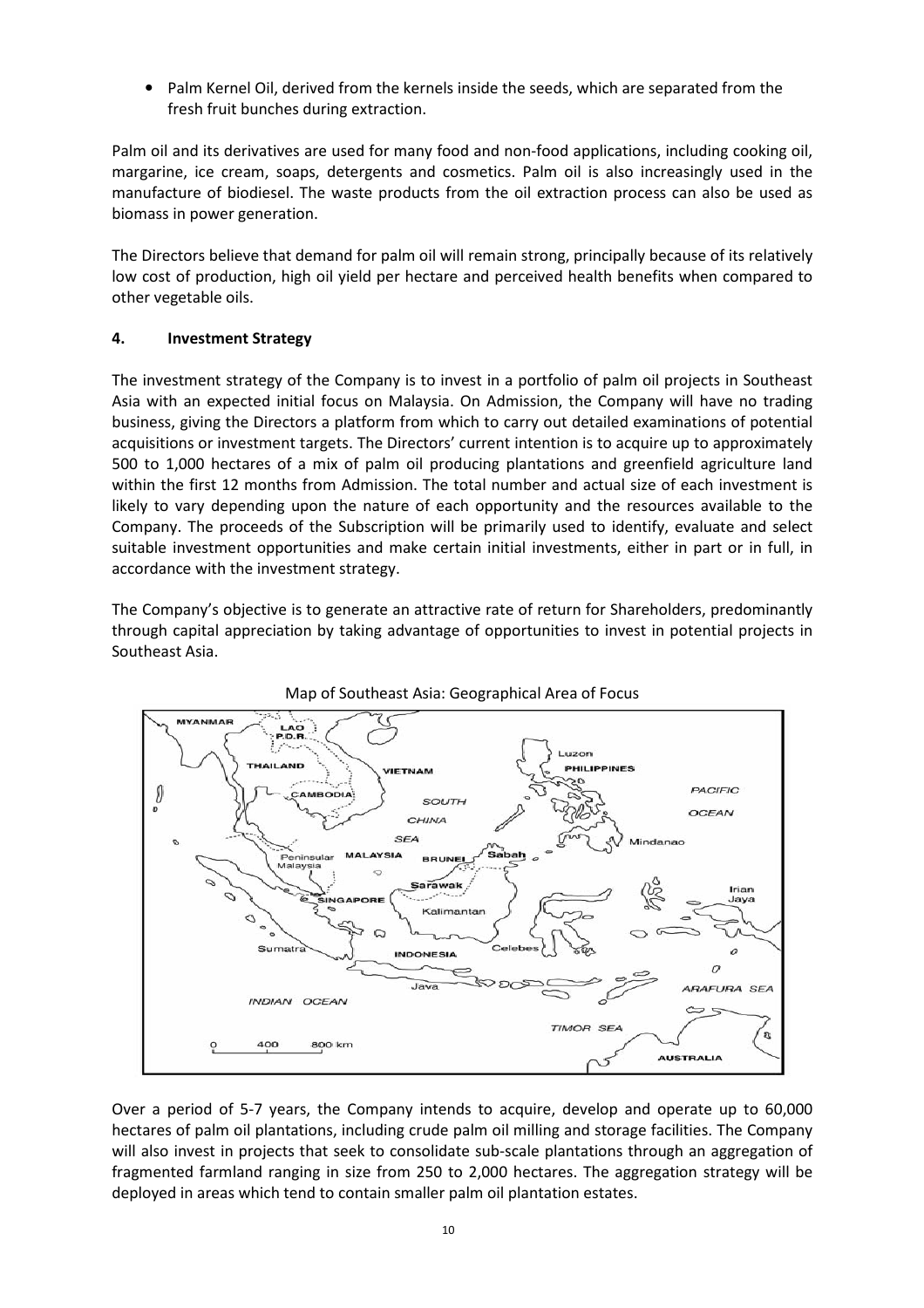- Palm Kernel Oil, derived from the kernels inside the seeds, which are separated from the fresh fruit bunches during extraction.

Palm oil and its derivatives are used for many food and non-food applications, including cooking oil, margarine, ice cream, soaps, detergents and cosmetics. Palm oil is also increasingly used in the manufacture of biodiesel. The waste products from the oil extraction process can also be used as biomass in power generation.

The Directors believe that demand for palm oil will remain strong, principally because of its relatively low cost of production, high oil yield per hectare and perceived health benefits when compared to other vegetable oils.

## 4. Investment Strategy

The investment strategy of the Company is to invest in a portfolio of palm oil projects in Southeast Asia with an expected initial focus on Malaysia. On Admission, the Company will have no trading business, giving the Directors a platform from which to carry out detailed examinations of potential acquisitions or investment targets. The Directors' current intention is to acquire up to approximately 500 to 1,000 hectares of a mix of palm oil producing plantations and greenfield agriculture land within the first 12 months from Admission. The total number and actual size of each investment is likely to vary depending upon the nature of each opportunity and the resources available to the Company. The proceeds of the Subscription will be primarily used to identify, evaluate and select suitable investment opportunities and make certain initial investments, either in part or in full, in accordance with the investment strategy.

The Company's objective is to generate an attractive rate of return for Shareholders, predominantly through capital appreciation by taking advantage of opportunities to invest in potential projects in Southeast Asia.

Map of Southeast Asia: Geographical Area of Focus

Over a period of 5-7 years, the Company intends to acquire, develop and operate up to 60,000 hectares of palm oil plantations, including crude palm oil milling and storage facilities. The Company will also invest in projects that seek to consolidate sub-scale plantations through an aggregation of fragmented farmland ranging in size from 250 to 2,000 hectares. The aggregation strategy will be deployed in areas which tend to contain smaller palm oil plantation estates.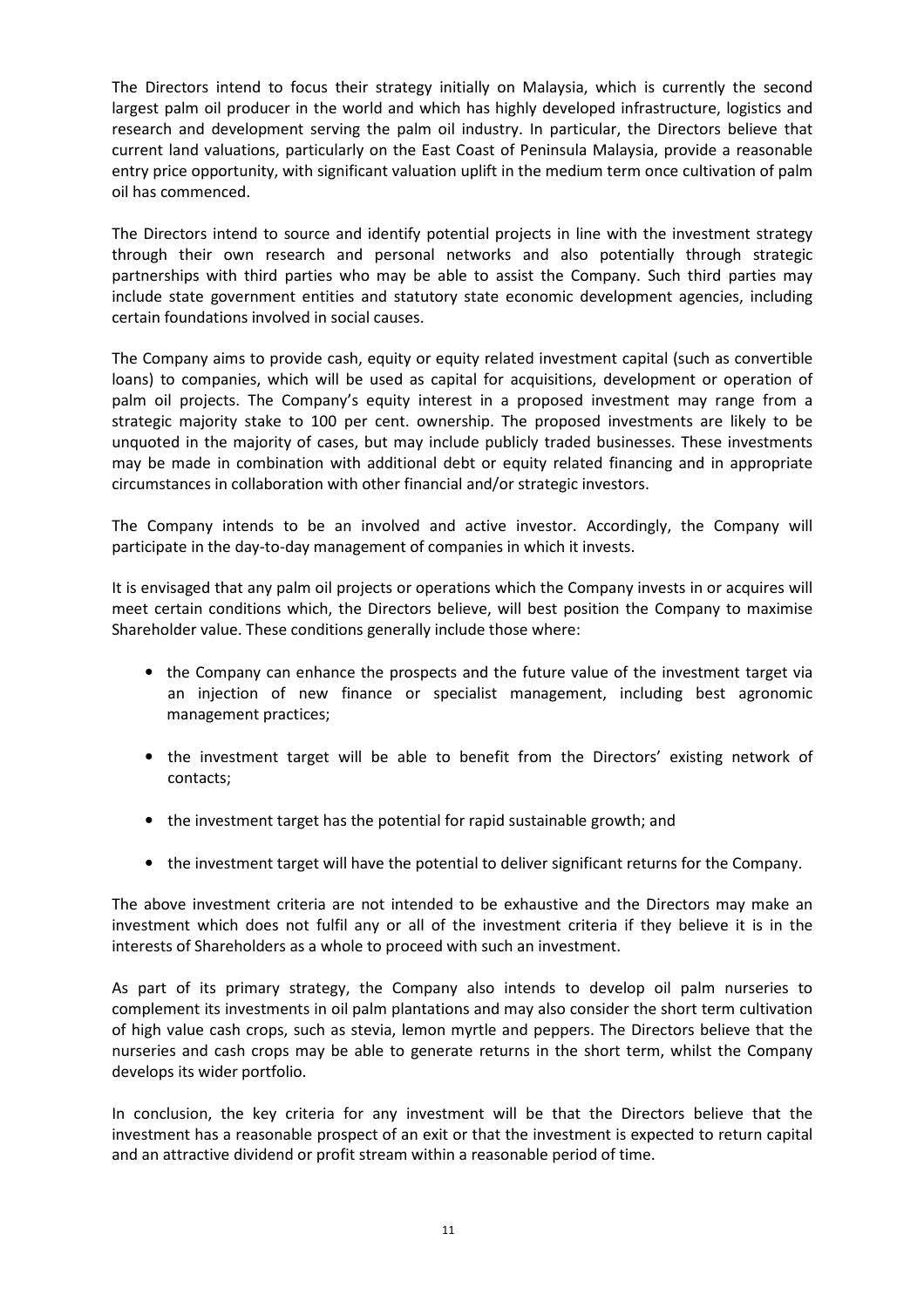The Directors intend to focus their strategy initially on Malaysia, which is currently the second largest palm oil producer in the world and which has highly developed infrastructure, logistics and research and development serving the palm oil industry. In particular, the Directors believe that current land valuations, particularly on the East Coast of Peninsula Malaysia, provide a reasonable entry price opportunity, with significant valuation uplift in the medium term once cultivation of palm oil has commenced.

The Directors intend to source and identify potential projects in line with the investment strategy through their own research and personal networks and also potentially through strategic partnerships with third parties who may be able to assist the Company. Such third parties may include state government entities and statutory state economic development agencies, including certain foundations involved in social causes.

The Company aims to provide cash, equity or equity related investment capital (such as convertible loans) to companies, which will be used as capital for acquisitions, development or operation of palm oil projects. The Company's equity interest in a proposed investment may range from a strategic majority stake to 100 per cent. ownership. The proposed investments are likely to be unquoted in the majority of cases, but may include publicly traded businesses. These investments may be made in combination with additional debt or equity related financing and in appropriate circumstances in collaboration with other financial and/or strategic investors.

The Company intends to be an involved and active investor. Accordingly, the Company will participate in the day-to-day management of companies in which it invests.

It is envisaged that any palm oil projects or operations which the Company invests in or acquires will meet certain conditions which, the Directors believe, will best position the Company to maximise Shareholder value. These conditions generally include those where:

- the Company can enhance the prospects and the future value of the investment target via an injection of new finance or specialist management, including best agronomic management practices;
- the investment target will be able to benefit from the Directors' existing network of contacts;
- the investment target has the potential for rapid sustainable growth; and
- the investment target will have the potential to deliver significant returns for the Company.

The above investment criteria are not intended to be exhaustive and the Directors may make an investment which does not fulfil any or all of the investment criteria if they believe it is in the interests of Shareholders as a whole to proceed with such an investment.

As part of its primary strategy, the Company also intends to develop oil palm nurseries to complement its investments in oil palm plantations and may also consider the short term cultivation of high value cash crops, such as stevia, lemon myrtle and peppers. The Directors believe that the nurseries and cash crops may be able to generate returns in the short term, whilst the Company develops its wider portfolio.

In conclusion, the key criteria for any investment will be that the Directors believe that the investment has a reasonable prospect of an exit or that the investment is expected to return capital and an attractive dividend or profit stream within a reasonable period of time.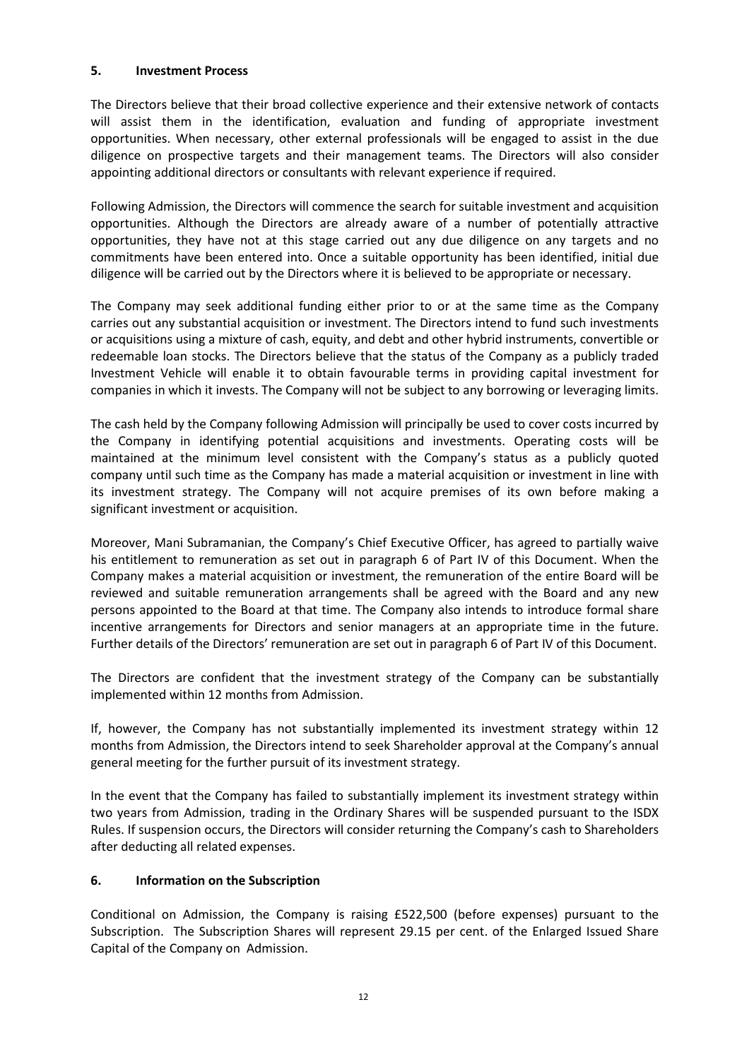## 5. Investment Process

The Directors believe that their broad collective experience and their extensive network of contacts will assist them in the identification, evaluation and funding of appropriate investment opportunities. When necessary, other external professionals will be engaged to assist in the due diligence on prospective targets and their management teams. The Directors will also consider appointing additional directors or consultants with relevant experience if required.

Following Admission, the Directors will commence the search for suitable investment and acquisition opportunities. Although the Directors are already aware of a number of potentially attractive opportunities, they have not at this stage carried out any due diligence on any targets and no commitments have been entered into. Once a suitable opportunity has been identified, initial due diligence will be carried out by the Directors where it is believed to be appropriate or necessary.

The Company may seek additional funding either prior to or at the same time as the Company carries out any substantial acquisition or investment. The Directors intend to fund such investments or acquisitions using a mixture of cash, equity, and debt and other hybrid instruments, convertible or redeemable loan stocks. The Directors believe that the status of the Company as a publicly traded Investment Vehicle will enable it to obtain favourable terms in providing capital investment for companies in which it invests. The Company will not be subject to any borrowing or leveraging limits.

The cash held by the Company following Admission will principally be used to cover costs incurred by the Company in identifying potential acquisitions and investments. Operating costs will be maintained at the minimum level consistent with the Company's status as a publicly quoted company until such time as the Company has made a material acquisition or investment in line with its investment strategy. The Company will not acquire premises of its own before making a significant investment or acquisition.

Moreover, Mani Subramanian, the Company's Chief Executive Officer, has agreed to partially waive his entitlement to remuneration as set out in paragraph 6 of Part IV of this Document. When the Company makes a material acquisition or investment, the remuneration of the entire Board will be reviewed and suitable remuneration arrangements shall be agreed with the Board and any new persons appointed to the Board at that time. The Company also intends to introduce formal share incentive arrangements for Directors and senior managers at an appropriate time in the future. Further details of the Directors' remuneration are set out in paragraph 6 of Part IV of this Document.

The Directors are confident that the investment strategy of the Company can be substantially implemented within 12 months from Admission.

If, however, the Company has not substantially implemented its investment strategy within 12 months from Admission, the Directors intend to seek Shareholder approval at the Company's annual general meeting for the further pursuit of its investment strategy.

In the event that the Company has failed to substantially implement its investment strategy within two years from Admission, trading in the Ordinary Shares will be suspended pursuant to the ISDX Rules. If suspension occurs, the Directors will consider returning the Company's cash to Shareholders after deducting all related expenses.

## 6. Information on the Subscription

Conditional on Admission, the Company is raising £522,500 (before expenses) pursuant to the Subscription. The Subscription Shares will represent 29.15 per cent. of the Enlarged Issued Share Capital of the Company on Admission.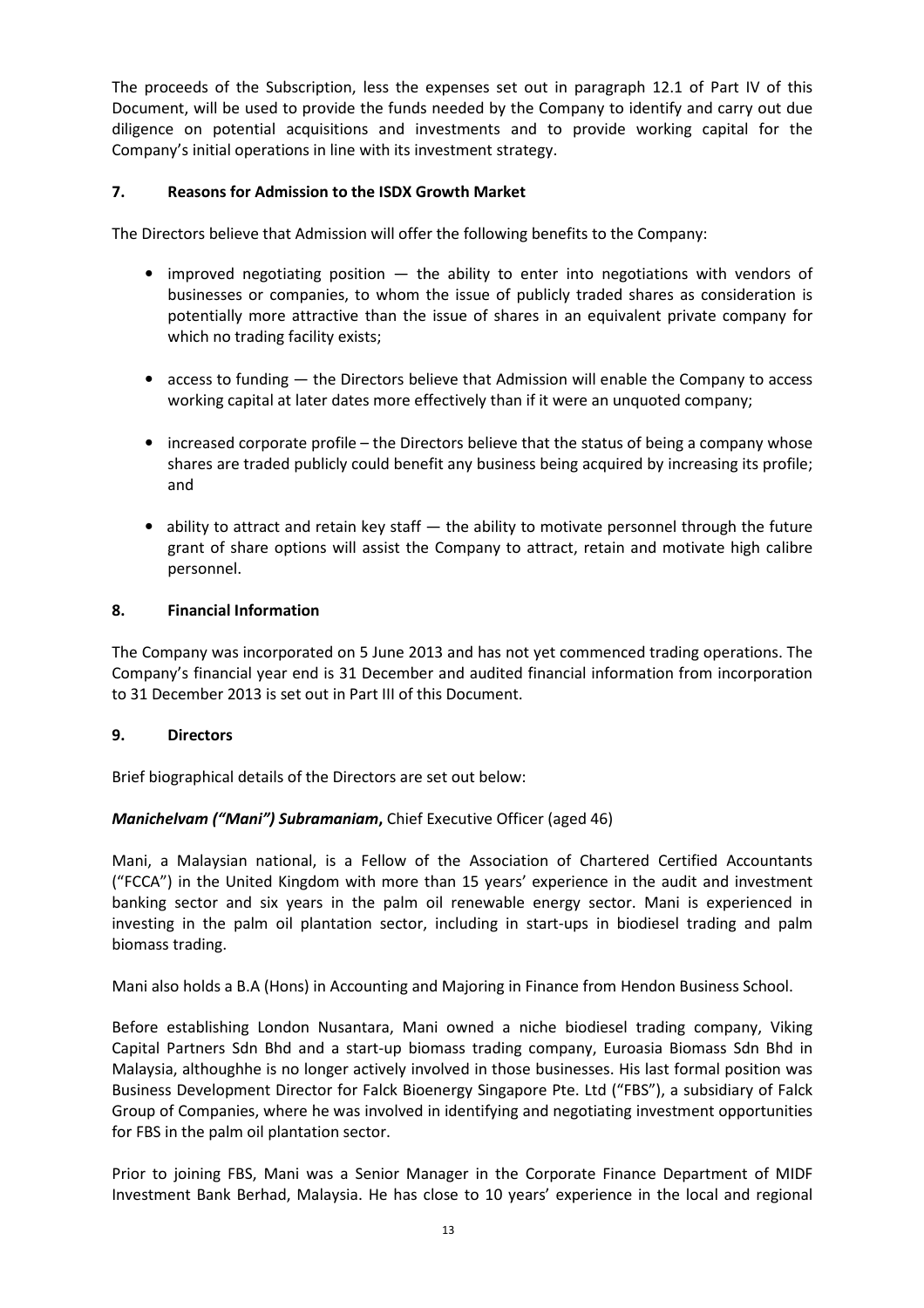The proceeds of the Subscription, less the expenses set out in paragraph 12.1 of Part IV of this Document, will be used to provide the funds needed by the Company to identify and carry out due diligence on potential acquisitions and investments and to provide working capital for the Company's initial operations in line with its investment strategy.

## 7. Reasons for Admission to the ISDX Growth Market

The Directors believe that Admission will offer the following benefits to the Company:

- improved negotiating position — the ability to enter into negotiations with vendors of businesses or companies, to whom the issue of publicly traded shares as consideration is potentially more attractive than the issue of shares in an equivalent private company for which no trading facility exists;
- access to funding — the Directors believe that Admission will enable the Company to access working capital at later dates more effectively than if it were an unquoted company;
- increased corporate profile – the Directors believe that the status of being a company whose shares are traded publicly could benefit any business being acquired by increasing its profile; and
- ability to attract and retain key staff — the ability to motivate personnel through the future grant of share options will assist the Company to attract, retain and motivate high calibre personnel.

## 8. Financial Information

The Company was incorporated on 5 June 2013 and has not yet commenced trading operations. The Company's financial year end is 31 December and audited financial information from incorporation to 31 December 2013 is set out in Part III of this Document.

## 9. Directors

Brief biographical details of the Directors are set out below:

***Manichelvam ("Mani") Subramaniam***, Chief Executive Officer (aged 46)

Mani, a Malaysian national, is a Fellow of the Association of Chartered Certified Accountants ("FCCA") in the United Kingdom with more than 15 years' experience in the audit and investment banking sector and six years in the palm oil renewable energy sector. Mani is experienced in investing in the palm oil plantation sector, including in start-ups in biodiesel trading and palm biomass trading.

Mani also holds a B.A (Hons) in Accounting and Majoring in Finance from Hendon Business School.

Before establishing London Nusantara, Mani owned a niche biodiesel trading company, Viking Capital Partners Sdn Bhd and a start-up biomass trading company, Euroasia Biomass Sdn Bhd in Malaysia, althoughhe is no longer actively involved in those businesses. His last formal position was Business Development Director for Falck Bioenergy Singapore Pte. Ltd ("FBS"), a subsidiary of Falck Group of Companies, where he was involved in identifying and negotiating investment opportunities for FBS in the palm oil plantation sector.

Prior to joining FBS, Mani was a Senior Manager in the Corporate Finance Department of MIDF Investment Bank Berhad, Malaysia. He has close to 10 years' experience in the local and regional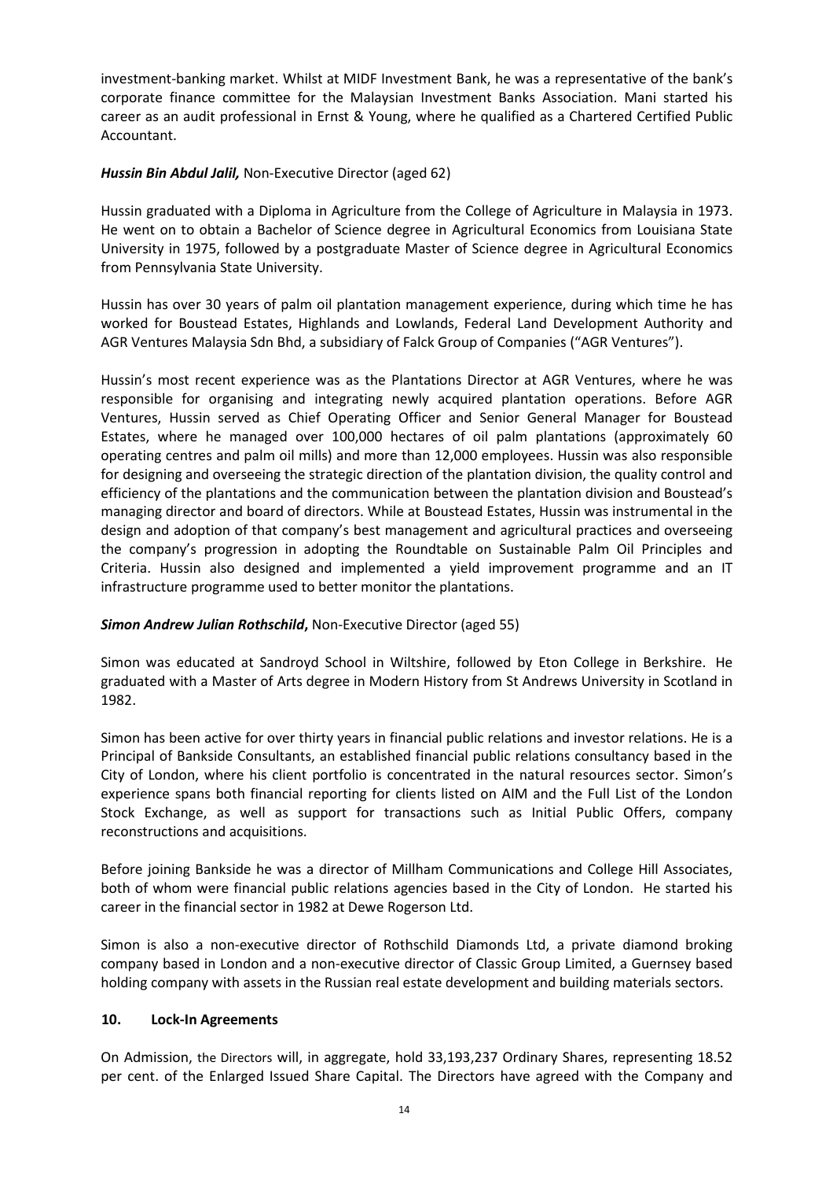investment-banking market. Whilst at MIDF Investment Bank, he was a representative of the bank's corporate finance committee for the Malaysian Investment Banks Association. Mani started his career as an audit professional in Ernst & Young, where he qualified as a Chartered Certified Public Accountant.

***Hussin Bin Abdul Jalil,*** Non-Executive Director (aged 62)

Hussin graduated with a Diploma in Agriculture from the College of Agriculture in Malaysia in 1973. He went on to obtain a Bachelor of Science degree in Agricultural Economics from Louisiana State University in 1975, followed by a postgraduate Master of Science degree in Agricultural Economics from Pennsylvania State University.

Hussin has over 30 years of palm oil plantation management experience, during which time he has worked for Boustead Estates, Highlands and Lowlands, Federal Land Development Authority and AGR Ventures Malaysia Sdn Bhd, a subsidiary of Falck Group of Companies ("AGR Ventures").

Hussin's most recent experience was as the Plantations Director at AGR Ventures, where he was responsible for organising and integrating newly acquired plantation operations. Before AGR Ventures, Hussin served as Chief Operating Officer and Senior General Manager for Boustead Estates, where he managed over 100,000 hectares of oil palm plantations (approximately 60 operating centres and palm oil mills) and more than 12,000 employees. Hussin was also responsible for designing and overseeing the strategic direction of the plantation division, the quality control and efficiency of the plantations and the communication between the plantation division and Boustead's managing director and board of directors. While at Boustead Estates, Hussin was instrumental in the design and adoption of that company's best management and agricultural practices and overseeing the company's progression in adopting the Roundtable on Sustainable Palm Oil Principles and Criteria. Hussin also designed and implemented a yield improvement programme and an IT infrastructure programme used to better monitor the plantations.

***Simon Andrew Julian Rothschild*****,** Non-Executive Director (aged 55)

Simon was educated at Sandroyd School in Wiltshire, followed by Eton College in Berkshire. He graduated with a Master of Arts degree in Modern History from St Andrews University in Scotland in 1982.

Simon has been active for over thirty years in financial public relations and investor relations. He is a Principal of Bankside Consultants, an established financial public relations consultancy based in the City of London, where his client portfolio is concentrated in the natural resources sector. Simon's experience spans both financial reporting for clients listed on AIM and the Full List of the London Stock Exchange, as well as support for transactions such as Initial Public Offers, company reconstructions and acquisitions.

Before joining Bankside he was a director of Millham Communications and College Hill Associates, both of whom were financial public relations agencies based in the City of London. He started his career in the financial sector in 1982 at Dewe Rogerson Ltd.

Simon is also a non-executive director of Rothschild Diamonds Ltd, a private diamond broking company based in London and a non-executive director of Classic Group Limited, a Guernsey based holding company with assets in the Russian real estate development and building materials sectors.

## 10. Lock-In Agreements

On Admission, the Directors will, in aggregate, hold 33,193,237 Ordinary Shares, representing 18.52 per cent. of the Enlarged Issued Share Capital. The Directors have agreed with the Company and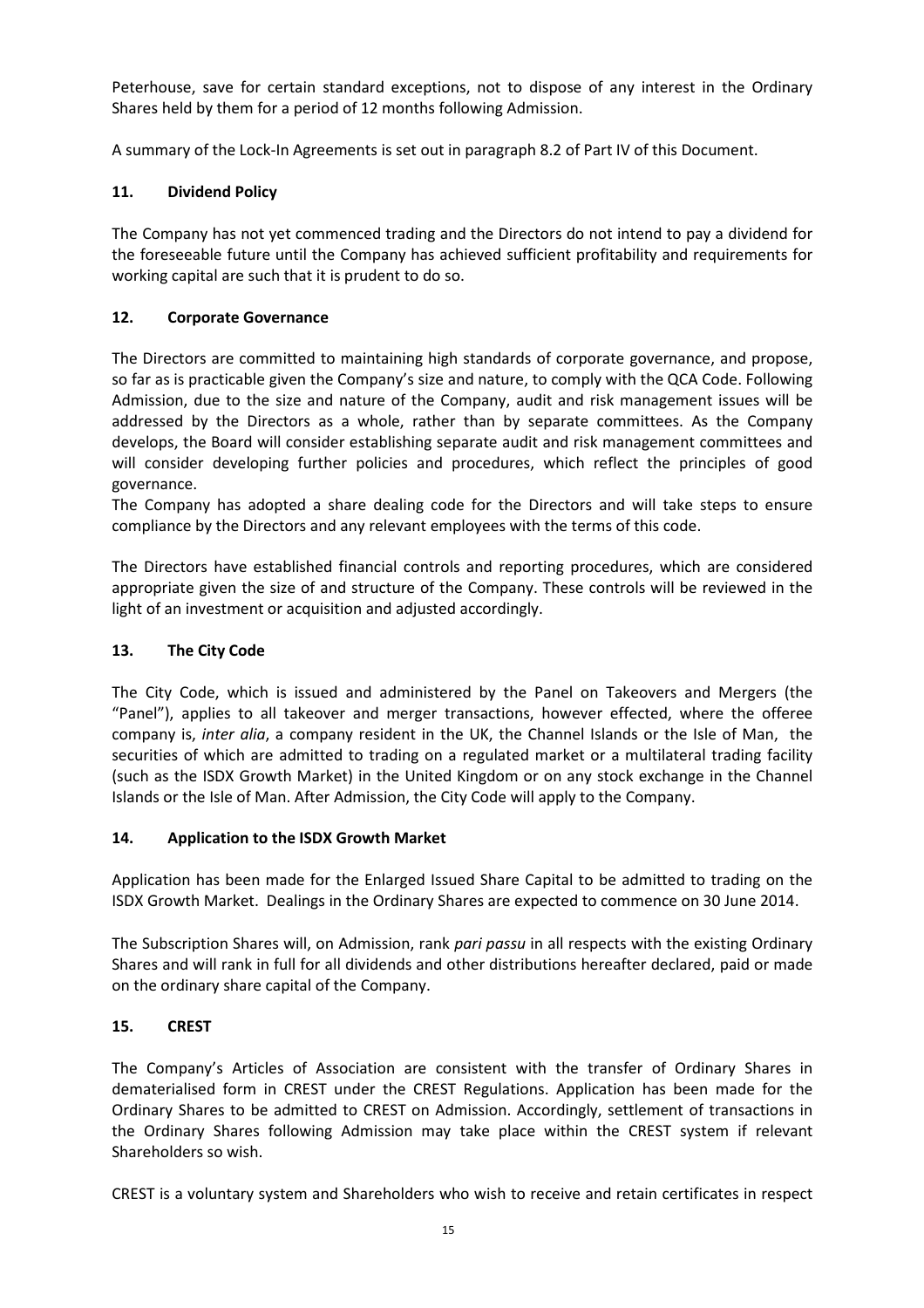Peterhouse, save for certain standard exceptions, not to dispose of any interest in the Ordinary Shares held by them for a period of 12 months following Admission.

A summary of the Lock-In Agreements is set out in paragraph 8.2 of Part IV of this Document.

## 11. Dividend Policy

The Company has not yet commenced trading and the Directors do not intend to pay a dividend for the foreseeable future until the Company has achieved sufficient profitability and requirements for working capital are such that it is prudent to do so.

## 12. Corporate Governance

The Directors are committed to maintaining high standards of corporate governance, and propose, so far as is practicable given the Company's size and nature, to comply with the QCA Code. Following Admission, due to the size and nature of the Company, audit and risk management issues will be addressed by the Directors as a whole, rather than by separate committees. As the Company develops, the Board will consider establishing separate audit and risk management committees and will consider developing further policies and procedures, which reflect the principles of good governance.

The Company has adopted a share dealing code for the Directors and will take steps to ensure compliance by the Directors and any relevant employees with the terms of this code.

The Directors have established financial controls and reporting procedures, which are considered appropriate given the size of and structure of the Company. These controls will be reviewed in the light of an investment or acquisition and adjusted accordingly.

## 13. The City Code

The City Code, which is issued and administered by the Panel on Takeovers and Mergers (the "Panel"), applies to all takeover and merger transactions, however effected, where the offeree company is, *inter alia*, a company resident in the UK, the Channel Islands or the Isle of Man, the securities of which are admitted to trading on a regulated market or a multilateral trading facility (such as the ISDX Growth Market) in the United Kingdom or on any stock exchange in the Channel Islands or the Isle of Man. After Admission, the City Code will apply to the Company.

## 14. Application to the ISDX Growth Market

Application has been made for the Enlarged Issued Share Capital to be admitted to trading on the ISDX Growth Market. Dealings in the Ordinary Shares are expected to commence on 30 June 2014.

The Subscription Shares will, on Admission, rank *pari passu* in all respects with the existing Ordinary Shares and will rank in full for all dividends and other distributions hereafter declared, paid or made on the ordinary share capital of the Company.

## 15. CREST

The Company's Articles of Association are consistent with the transfer of Ordinary Shares in dematerialised form in CREST under the CREST Regulations. Application has been made for the Ordinary Shares to be admitted to CREST on Admission. Accordingly, settlement of transactions in the Ordinary Shares following Admission may take place within the CREST system if relevant Shareholders so wish.

CREST is a voluntary system and Shareholders who wish to receive and retain certificates in respect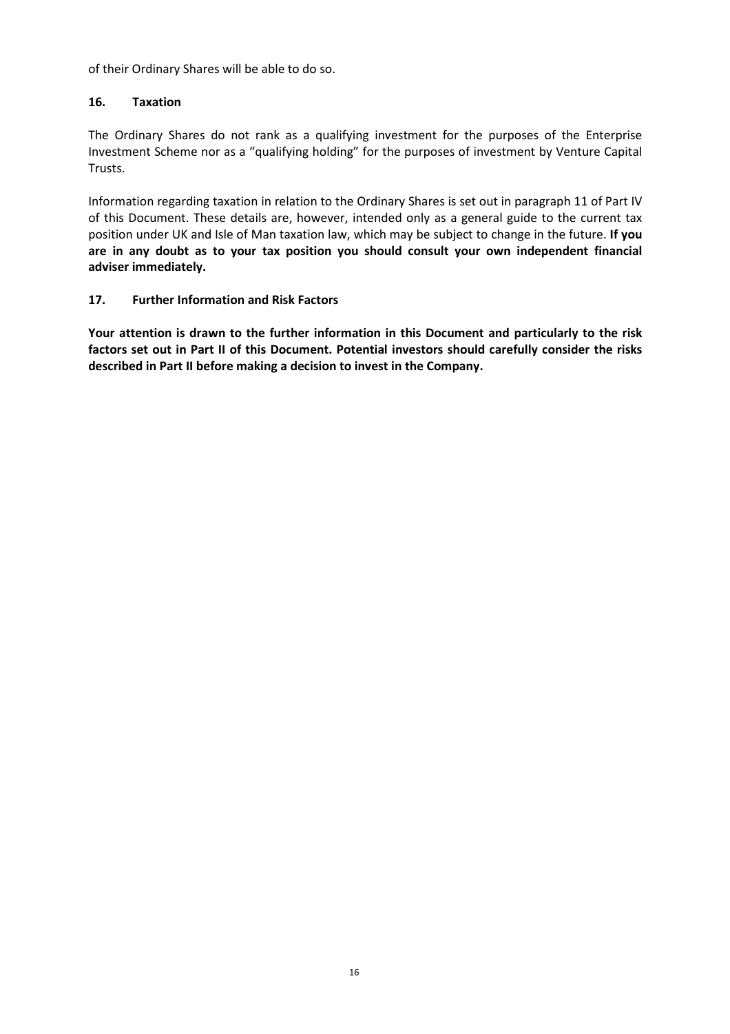of their Ordinary Shares will be able to do so.

## 16. Taxation

The Ordinary Shares do not rank as a qualifying investment for the purposes of the Enterprise Investment Scheme nor as a "qualifying holding" for the purposes of investment by Venture Capital Trusts.

Information regarding taxation in relation to the Ordinary Shares is set out in paragraph 11 of Part IV of this Document. These details are, however, intended only as a general guide to the current tax position under UK and Isle of Man taxation law, which may be subject to change in the future. **If you are in any doubt as to your tax position you should consult your own independent financial adviser immediately.**

## 17. Further Information and Risk Factors

**Your attention is drawn to the further information in this Document and particularly to the risk factors set out in Part II of this Document. Potential investors should carefully consider the risks described in Part II before making a decision to invest in the Company.**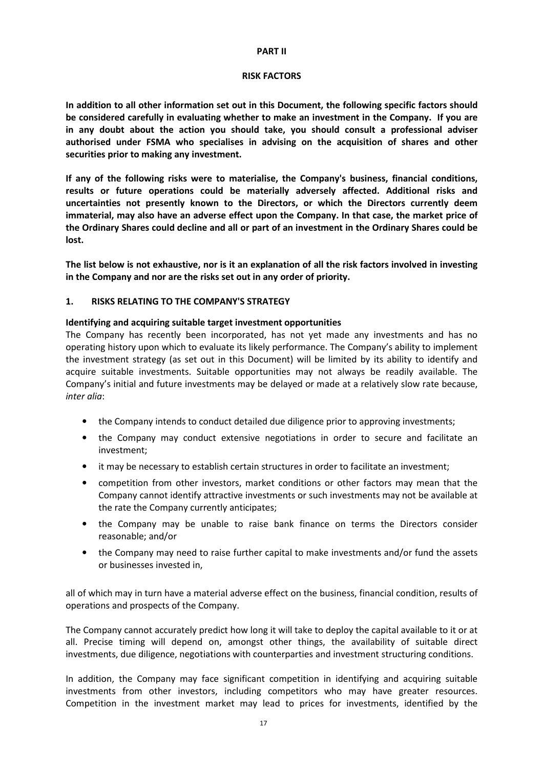# PART II

## RISK FACTORS

**In addition to all other information set out in this Document, the following specific factors should be considered carefully in evaluating whether to make an investment in the Company. If you are in any doubt about the action you should take, you should consult a professional adviser authorised under FSMA who specialises in advising on the acquisition of shares and other securities prior to making any investment.**

**If any of the following risks were to materialise, the Company's business, financial conditions, results or future operations could be materially adversely affected. Additional risks and uncertainties not presently known to the Directors, or which the Directors currently deem immaterial, may also have an adverse effect upon the Company. In that case, the market price of the Ordinary Shares could decline and all or part of an investment in the Ordinary Shares could be lost.**

**The list below is not exhaustive, nor is it an explanation of all the risk factors involved in investing in the Company and nor are the risks set out in any order of priority.**

### 1. RISKS RELATING TO THE COMPANY'S STRATEGY

**Identifying and acquiring suitable target investment opportunities**

The Company has recently been incorporated, has not yet made any investments and has no operating history upon which to evaluate its likely performance. The Company's ability to implement the investment strategy (as set out in this Document) will be limited by its ability to identify and acquire suitable investments. Suitable opportunities may not always be readily available. The Company's initial and future investments may be delayed or made at a relatively slow rate because, *inter alia*:

- the Company intends to conduct detailed due diligence prior to approving investments;
- the Company may conduct extensive negotiations in order to secure and facilitate an investment;
- it may be necessary to establish certain structures in order to facilitate an investment;
- competition from other investors, market conditions or other factors may mean that the Company cannot identify attractive investments or such investments may not be available at the rate the Company currently anticipates;
- the Company may be unable to raise bank finance on terms the Directors consider reasonable; and/or
- the Company may need to raise further capital to make investments and/or fund the assets or businesses invested in,

all of which may in turn have a material adverse effect on the business, financial condition, results of operations and prospects of the Company.

The Company cannot accurately predict how long it will take to deploy the capital available to it or at all. Precise timing will depend on, amongst other things, the availability of suitable direct investments, due diligence, negotiations with counterparties and investment structuring conditions.

In addition, the Company may face significant competition in identifying and acquiring suitable investments from other investors, including competitors who may have greater resources. Competition in the investment market may lead to prices for investments, identified by the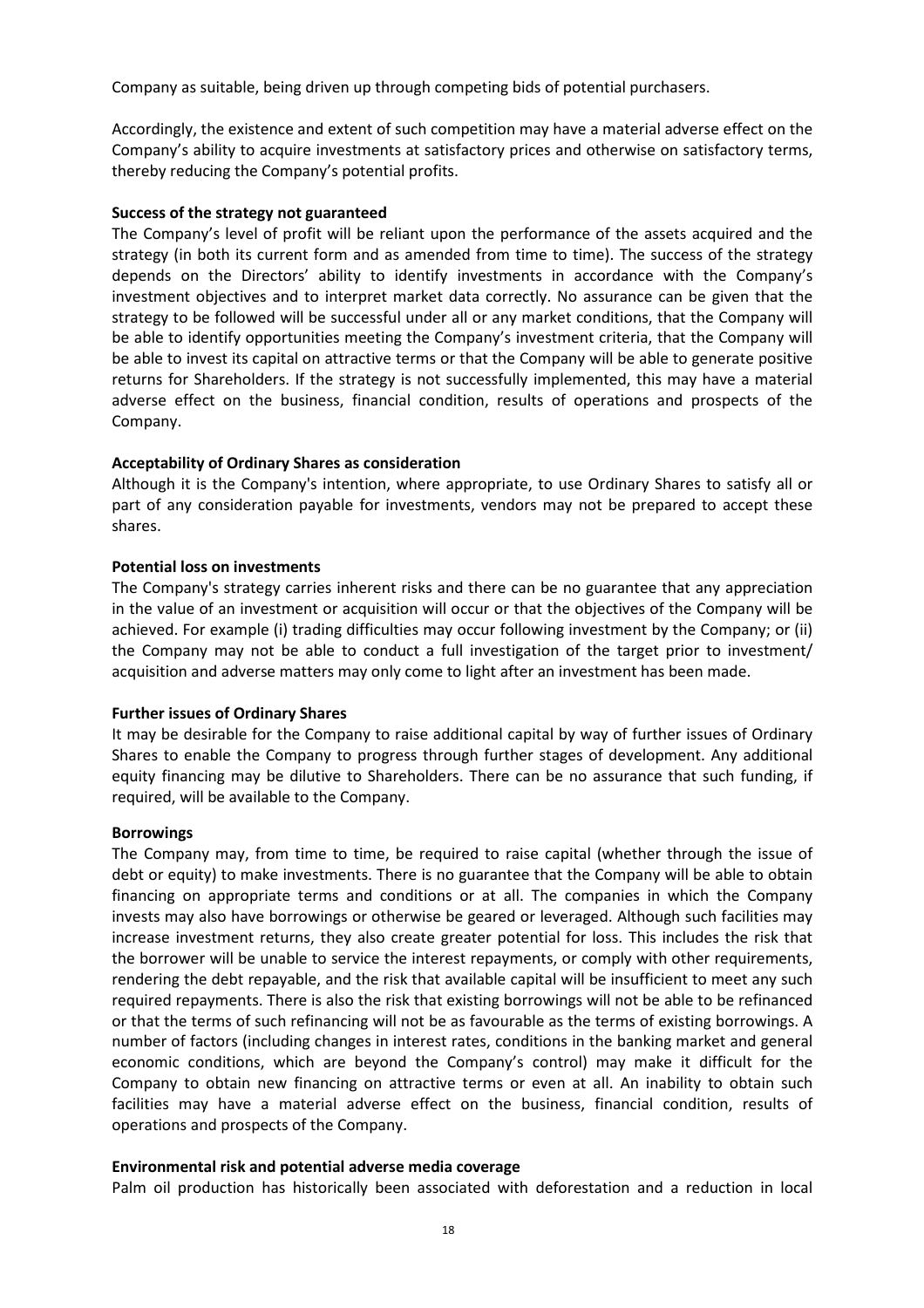Company as suitable, being driven up through competing bids of potential purchasers.

Accordingly, the existence and extent of such competition may have a material adverse effect on the Company's ability to acquire investments at satisfactory prices and otherwise on satisfactory terms, thereby reducing the Company's potential profits.

**Success of the strategy not guaranteed**

The Company's level of profit will be reliant upon the performance of the assets acquired and the strategy (in both its current form and as amended from time to time). The success of the strategy depends on the Directors' ability to identify investments in accordance with the Company's investment objectives and to interpret market data correctly. No assurance can be given that the strategy to be followed will be successful under all or any market conditions, that the Company will be able to identify opportunities meeting the Company's investment criteria, that the Company will be able to invest its capital on attractive terms or that the Company will be able to generate positive returns for Shareholders. If the strategy is not successfully implemented, this may have a material adverse effect on the business, financial condition, results of operations and prospects of the Company.

**Acceptability of Ordinary Shares as consideration**

Although it is the Company's intention, where appropriate, to use Ordinary Shares to satisfy all or part of any consideration payable for investments, vendors may not be prepared to accept these shares.

**Potential loss on investments**

The Company's strategy carries inherent risks and there can be no guarantee that any appreciation in the value of an investment or acquisition will occur or that the objectives of the Company will be achieved. For example (i) trading difficulties may occur following investment by the Company; or (ii) the Company may not be able to conduct a full investigation of the target prior to investment/ acquisition and adverse matters may only come to light after an investment has been made.

**Further issues of Ordinary Shares**

It may be desirable for the Company to raise additional capital by way of further issues of Ordinary Shares to enable the Company to progress through further stages of development. Any additional equity financing may be dilutive to Shareholders. There can be no assurance that such funding, if required, will be available to the Company.

**Borrowings**

The Company may, from time to time, be required to raise capital (whether through the issue of debt or equity) to make investments. There is no guarantee that the Company will be able to obtain financing on appropriate terms and conditions or at all. The companies in which the Company invests may also have borrowings or otherwise be geared or leveraged. Although such facilities may increase investment returns, they also create greater potential for loss. This includes the risk that the borrower will be unable to service the interest repayments, or comply with other requirements, rendering the debt repayable, and the risk that available capital will be insufficient to meet any such required repayments. There is also the risk that existing borrowings will not be able to be refinanced or that the terms of such refinancing will not be as favourable as the terms of existing borrowings. A number of factors (including changes in interest rates, conditions in the banking market and general economic conditions, which are beyond the Company's control) may make it difficult for the Company to obtain new financing on attractive terms or even at all. An inability to obtain such facilities may have a material adverse effect on the business, financial condition, results of operations and prospects of the Company.

**Environmental risk and potential adverse media coverage**

Palm oil production has historically been associated with deforestation and a reduction in local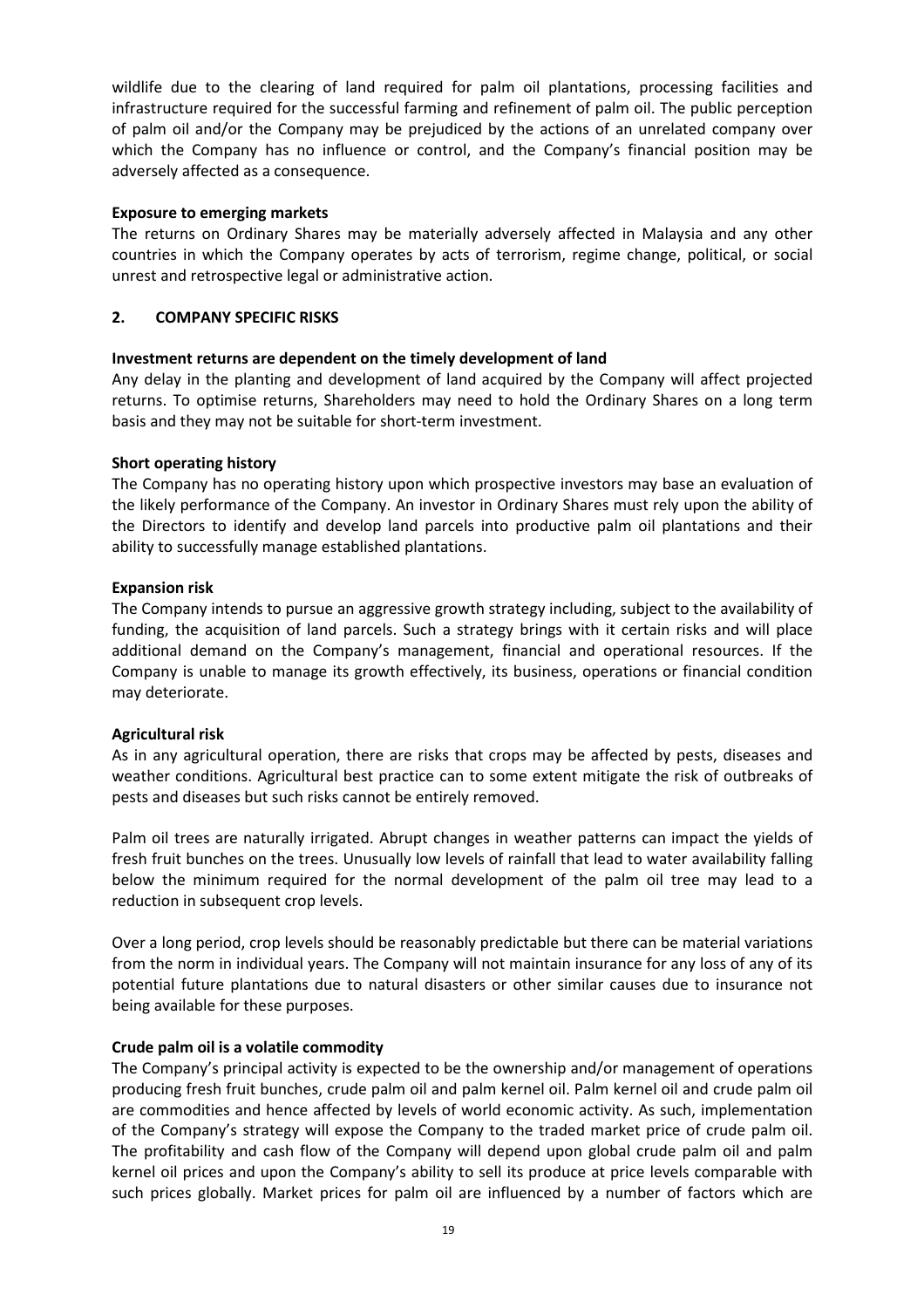wildlife due to the clearing of land required for palm oil plantations, processing facilities and infrastructure required for the successful farming and refinement of palm oil. The public perception of palm oil and/or the Company may be prejudiced by the actions of an unrelated company over which the Company has no influence or control, and the Company's financial position may be adversely affected as a consequence.

**Exposure to emerging markets**

The returns on Ordinary Shares may be materially adversely affected in Malaysia and any other countries in which the Company operates by acts of terrorism, regime change, political, or social unrest and retrospective legal or administrative action.

## 2. COMPANY SPECIFIC RISKS

**Investment returns are dependent on the timely development of land**

Any delay in the planting and development of land acquired by the Company will affect projected returns. To optimise returns, Shareholders may need to hold the Ordinary Shares on a long term basis and they may not be suitable for short-term investment.

**Short operating history**

The Company has no operating history upon which prospective investors may base an evaluation of the likely performance of the Company. An investor in Ordinary Shares must rely upon the ability of the Directors to identify and develop land parcels into productive palm oil plantations and their ability to successfully manage established plantations.

**Expansion risk**

The Company intends to pursue an aggressive growth strategy including, subject to the availability of funding, the acquisition of land parcels. Such a strategy brings with it certain risks and will place additional demand on the Company's management, financial and operational resources. If the Company is unable to manage its growth effectively, its business, operations or financial condition may deteriorate.

**Agricultural risk**

As in any agricultural operation, there are risks that crops may be affected by pests, diseases and weather conditions. Agricultural best practice can to some extent mitigate the risk of outbreaks of pests and diseases but such risks cannot be entirely removed.

Palm oil trees are naturally irrigated. Abrupt changes in weather patterns can impact the yields of fresh fruit bunches on the trees. Unusually low levels of rainfall that lead to water availability falling below the minimum required for the normal development of the palm oil tree may lead to a reduction in subsequent crop levels.

Over a long period, crop levels should be reasonably predictable but there can be material variations from the norm in individual years. The Company will not maintain insurance for any loss of any of its potential future plantations due to natural disasters or other similar causes due to insurance not being available for these purposes.

**Crude palm oil is a volatile commodity**

The Company's principal activity is expected to be the ownership and/or management of operations producing fresh fruit bunches, crude palm oil and palm kernel oil. Palm kernel oil and crude palm oil are commodities and hence affected by levels of world economic activity. As such, implementation of the Company's strategy will expose the Company to the traded market price of crude palm oil. The profitability and cash flow of the Company will depend upon global crude palm oil and palm kernel oil prices and upon the Company's ability to sell its produce at price levels comparable with such prices globally. Market prices for palm oil are influenced by a number of factors which are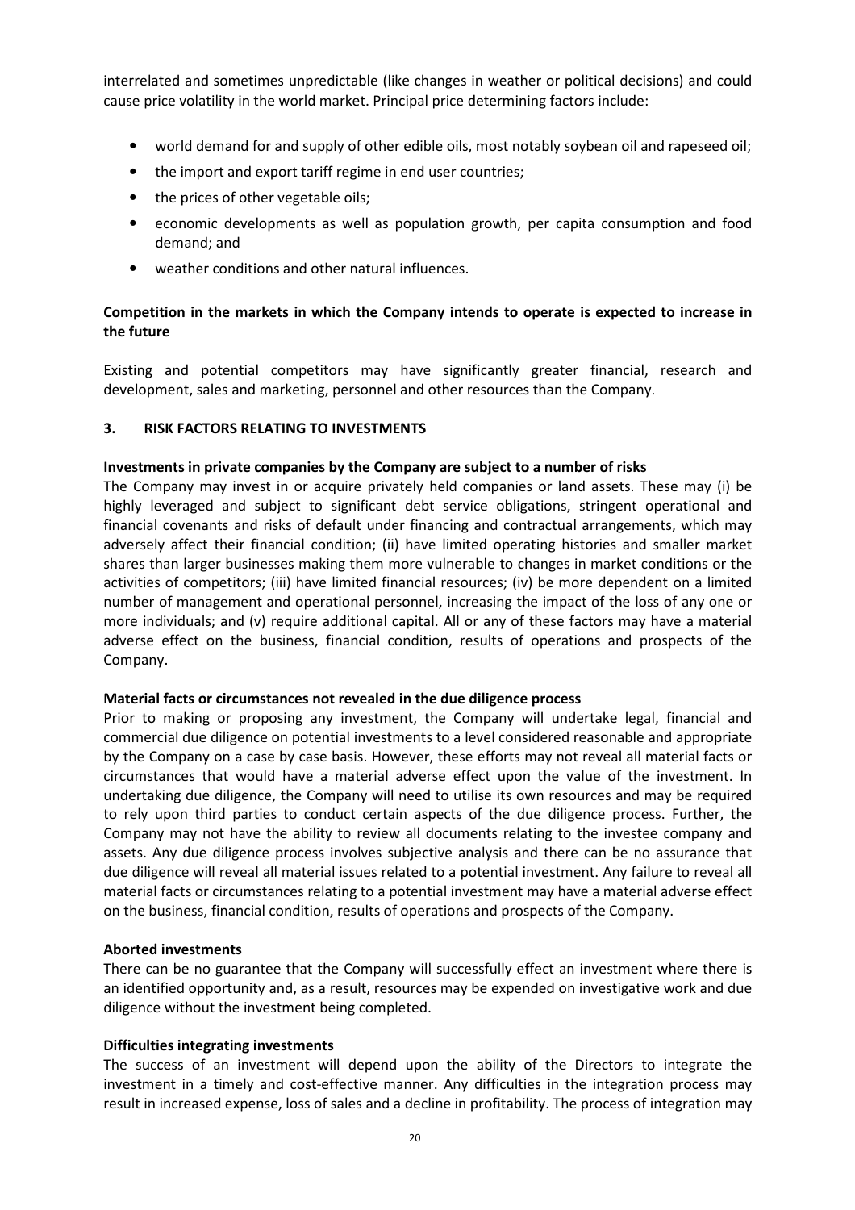interrelated and sometimes unpredictable (like changes in weather or political decisions) and could cause price volatility in the world market. Principal price determining factors include:

- world demand for and supply of other edible oils, most notably soybean oil and rapeseed oil;
- the import and export tariff regime in end user countries;
- the prices of other vegetable oils;
- economic developments as well as population growth, per capita consumption and food demand; and
- weather conditions and other natural influences.

**Competition in the markets in which the Company intends to operate is expected to increase in the future**

Existing and potential competitors may have significantly greater financial, research and development, sales and marketing, personnel and other resources than the Company.

## 3. RISK FACTORS RELATING TO INVESTMENTS

**Investments in private companies by the Company are subject to a number of risks**

The Company may invest in or acquire privately held companies or land assets. These may (i) be highly leveraged and subject to significant debt service obligations, stringent operational and financial covenants and risks of default under financing and contractual arrangements, which may adversely affect their financial condition; (ii) have limited operating histories and smaller market shares than larger businesses making them more vulnerable to changes in market conditions or the activities of competitors; (iii) have limited financial resources; (iv) be more dependent on a limited number of management and operational personnel, increasing the impact of the loss of any one or more individuals; and (v) require additional capital. All or any of these factors may have a material adverse effect on the business, financial condition, results of operations and prospects of the Company.

**Material facts or circumstances not revealed in the due diligence process**

Prior to making or proposing any investment, the Company will undertake legal, financial and commercial due diligence on potential investments to a level considered reasonable and appropriate by the Company on a case by case basis. However, these efforts may not reveal all material facts or circumstances that would have a material adverse effect upon the value of the investment. In undertaking due diligence, the Company will need to utilise its own resources and may be required to rely upon third parties to conduct certain aspects of the due diligence process. Further, the Company may not have the ability to review all documents relating to the investee company and assets. Any due diligence process involves subjective analysis and there can be no assurance that due diligence will reveal all material issues related to a potential investment. Any failure to reveal all material facts or circumstances relating to a potential investment may have a material adverse effect on the business, financial condition, results of operations and prospects of the Company.

**Aborted investments**

There can be no guarantee that the Company will successfully effect an investment where there is an identified opportunity and, as a result, resources may be expended on investigative work and due diligence without the investment being completed.

**Difficulties integrating investments**

The success of an investment will depend upon the ability of the Directors to integrate the investment in a timely and cost-effective manner. Any difficulties in the integration process may result in increased expense, loss of sales and a decline in profitability. The process of integration may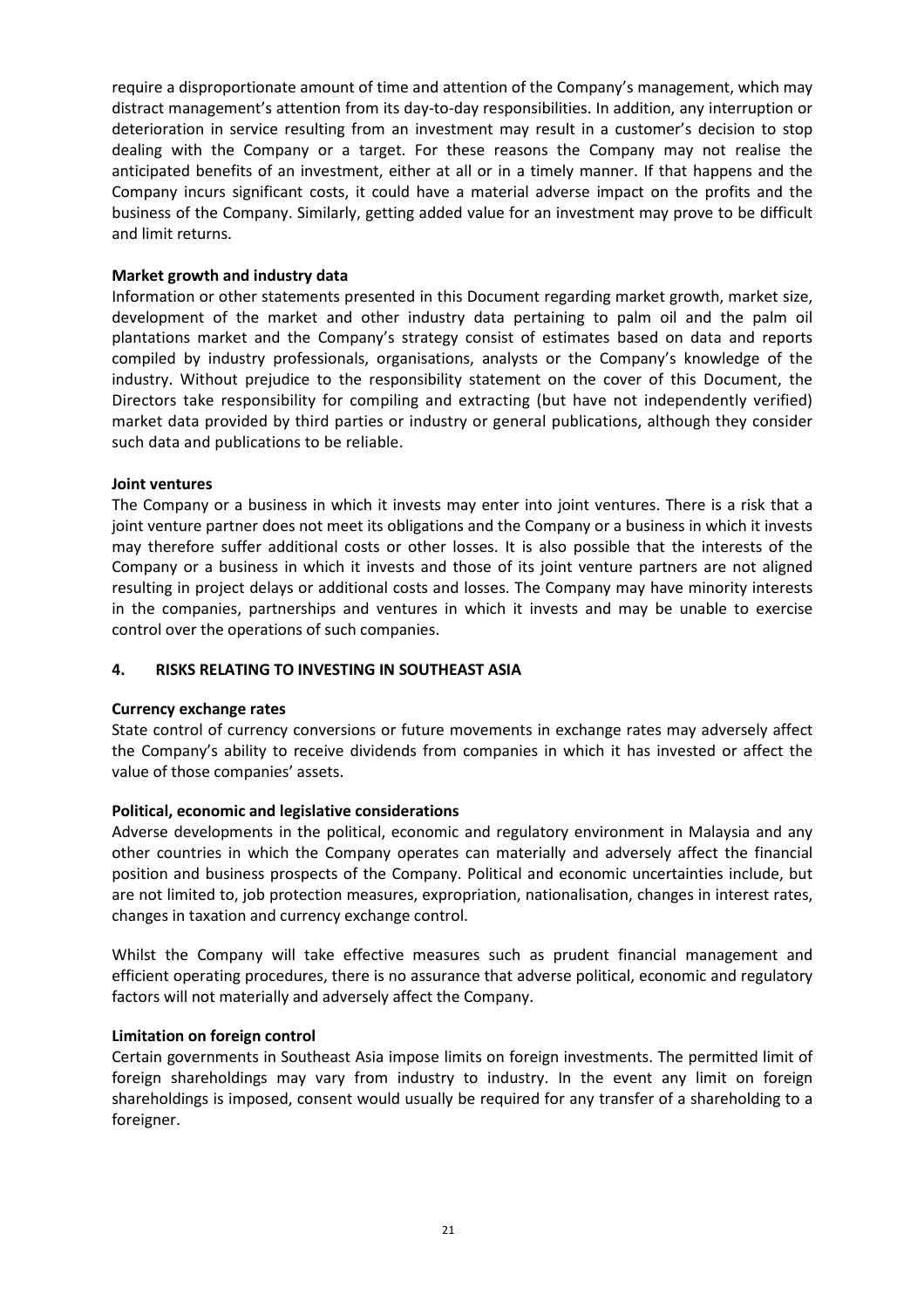require a disproportionate amount of time and attention of the Company's management, which may distract management's attention from its day-to-day responsibilities. In addition, any interruption or deterioration in service resulting from an investment may result in a customer's decision to stop dealing with the Company or a target. For these reasons the Company may not realise the anticipated benefits of an investment, either at all or in a timely manner. If that happens and the Company incurs significant costs, it could have a material adverse impact on the profits and the business of the Company. Similarly, getting added value for an investment may prove to be difficult and limit returns.

**Market growth and industry data**

Information or other statements presented in this Document regarding market growth, market size, development of the market and other industry data pertaining to palm oil and the palm oil plantations market and the Company's strategy consist of estimates based on data and reports compiled by industry professionals, organisations, analysts or the Company's knowledge of the industry. Without prejudice to the responsibility statement on the cover of this Document, the Directors take responsibility for compiling and extracting (but have not independently verified) market data provided by third parties or industry or general publications, although they consider such data and publications to be reliable.

**Joint ventures**

The Company or a business in which it invests may enter into joint ventures. There is a risk that a joint venture partner does not meet its obligations and the Company or a business in which it invests may therefore suffer additional costs or other losses. It is also possible that the interests of the Company or a business in which it invests and those of its joint venture partners are not aligned resulting in project delays or additional costs and losses. The Company may have minority interests in the companies, partnerships and ventures in which it invests and may be unable to exercise control over the operations of such companies.

## 4. RISKS RELATING TO INVESTING IN SOUTHEAST ASIA

**Currency exchange rates**

State control of currency conversions or future movements in exchange rates may adversely affect the Company's ability to receive dividends from companies in which it has invested or affect the value of those companies' assets.

**Political, economic and legislative considerations**

Adverse developments in the political, economic and regulatory environment in Malaysia and any other countries in which the Company operates can materially and adversely affect the financial position and business prospects of the Company. Political and economic uncertainties include, but are not limited to, job protection measures, expropriation, nationalisation, changes in interest rates, changes in taxation and currency exchange control.

Whilst the Company will take effective measures such as prudent financial management and efficient operating procedures, there is no assurance that adverse political, economic and regulatory factors will not materially and adversely affect the Company.

**Limitation on foreign control**

Certain governments in Southeast Asia impose limits on foreign investments. The permitted limit of foreign shareholdings may vary from industry to industry. In the event any limit on foreign shareholdings is imposed, consent would usually be required for any transfer of a shareholding to a foreigner.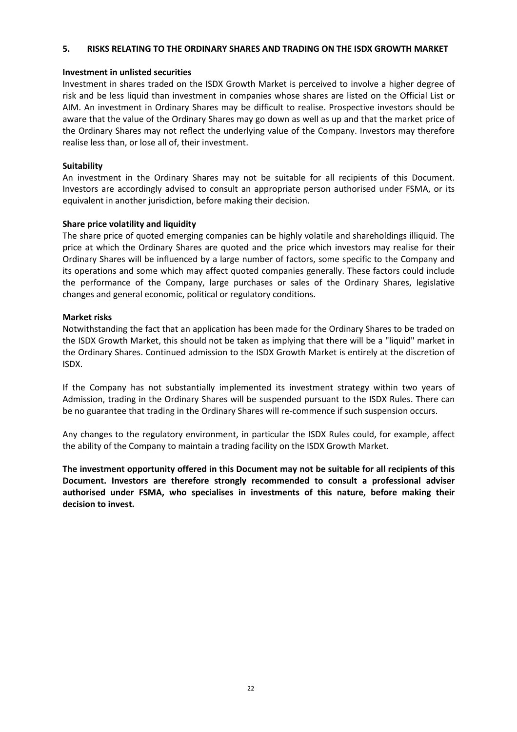## 5. RISKS RELATING TO THE ORDINARY SHARES AND TRADING ON THE ISDX GROWTH MARKET

**Investment in unlisted securities**

Investment in shares traded on the ISDX Growth Market is perceived to involve a higher degree of risk and be less liquid than investment in companies whose shares are listed on the Official List or AIM. An investment in Ordinary Shares may be difficult to realise. Prospective investors should be aware that the value of the Ordinary Shares may go down as well as up and that the market price of the Ordinary Shares may not reflect the underlying value of the Company. Investors may therefore realise less than, or lose all of, their investment.

**Suitability**

An investment in the Ordinary Shares may not be suitable for all recipients of this Document. Investors are accordingly advised to consult an appropriate person authorised under FSMA, or its equivalent in another jurisdiction, before making their decision.

**Share price volatility and liquidity**

The share price of quoted emerging companies can be highly volatile and shareholdings illiquid. The price at which the Ordinary Shares are quoted and the price which investors may realise for their Ordinary Shares will be influenced by a large number of factors, some specific to the Company and its operations and some which may affect quoted companies generally. These factors could include the performance of the Company, large purchases or sales of the Ordinary Shares, legislative changes and general economic, political or regulatory conditions.

**Market risks**

Notwithstanding the fact that an application has been made for the Ordinary Shares to be traded on the ISDX Growth Market, this should not be taken as implying that there will be a "liquid" market in the Ordinary Shares. Continued admission to the ISDX Growth Market is entirely at the discretion of ISDX.

If the Company has not substantially implemented its investment strategy within two years of Admission, trading in the Ordinary Shares will be suspended pursuant to the ISDX Rules. There can be no guarantee that trading in the Ordinary Shares will re-commence if such suspension occurs.

Any changes to the regulatory environment, in particular the ISDX Rules could, for example, affect the ability of the Company to maintain a trading facility on the ISDX Growth Market.

**The investment opportunity offered in this Document may not be suitable for all recipients of this Document. Investors are therefore strongly recommended to consult a professional adviser authorised under FSMA, who specialises in investments of this nature, before making their decision to invest.**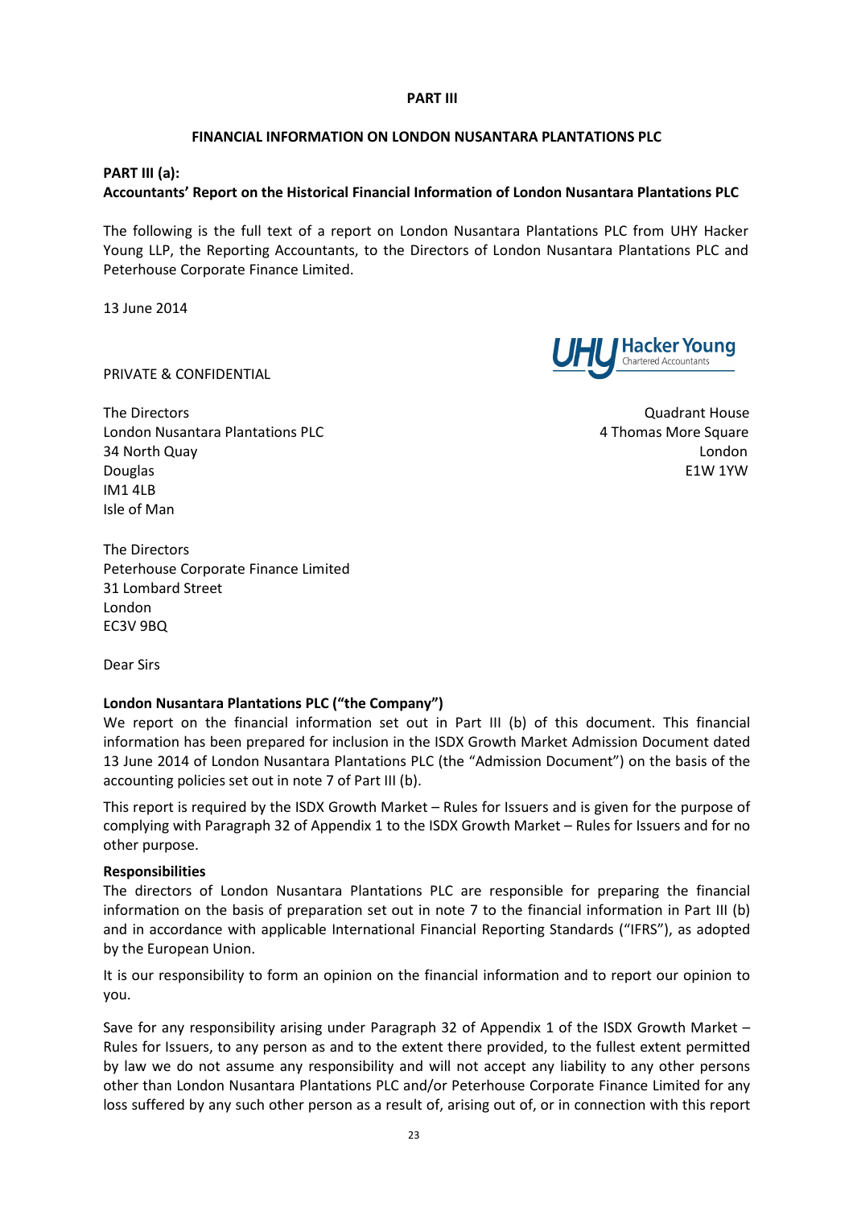**PART III**

**FINANCIAL INFORMATION ON LONDON NUSANTARA PLANTATIONS PLC**

**PART III (a):**
**Accountants' Report on the Historical Financial Information of London Nusantara Plantations PLC**

The following is the full text of a report on London Nusantara Plantations PLC from UHY Hacker Young LLP, the Reporting Accountants, to the Directors of London Nusantara Plantations PLC and Peterhouse Corporate Finance Limited.

13 June 2014

UHY Hacker Young
Chartered Accountants

PRIVATE & CONFIDENTIAL

Quadrant House
4 Thomas More Square
London
E1W 1YW

The Directors
London Nusantara Plantations PLC
34 North Quay
Douglas
IM1 4LB
Isle of Man

The Directors
Peterhouse Corporate Finance Limited
31 Lombard Street
London
EC3V 9BQ

Dear Sirs

**London Nusantara Plantations PLC ("the Company")**

We report on the financial information set out in Part III (b) of this document. This financial information has been prepared for inclusion in the ISDX Growth Market Admission Document dated 13 June 2014 of London Nusantara Plantations PLC (the "Admission Document") on the basis of the accounting policies set out in note 7 of Part III (b).

This report is required by the ISDX Growth Market – Rules for Issuers and is given for the purpose of complying with Paragraph 32 of Appendix 1 to the ISDX Growth Market – Rules for Issuers and for no other purpose.

**Responsibilities**

The directors of London Nusantara Plantations PLC are responsible for preparing the financial information on the basis of preparation set out in note 7 to the financial information in Part III (b) and in accordance with applicable International Financial Reporting Standards ("IFRS"), as adopted by the European Union.

It is our responsibility to form an opinion on the financial information and to report our opinion to you.

Save for any responsibility arising under Paragraph 32 of Appendix 1 of the ISDX Growth Market – Rules for Issuers, to any person as and to the extent there provided, to the fullest extent permitted by law we do not assume any responsibility and will not accept any liability to any other persons other than London Nusantara Plantations PLC and/or Peterhouse Corporate Finance Limited for any loss suffered by any such other person as a result of, arising out of, or in connection with this report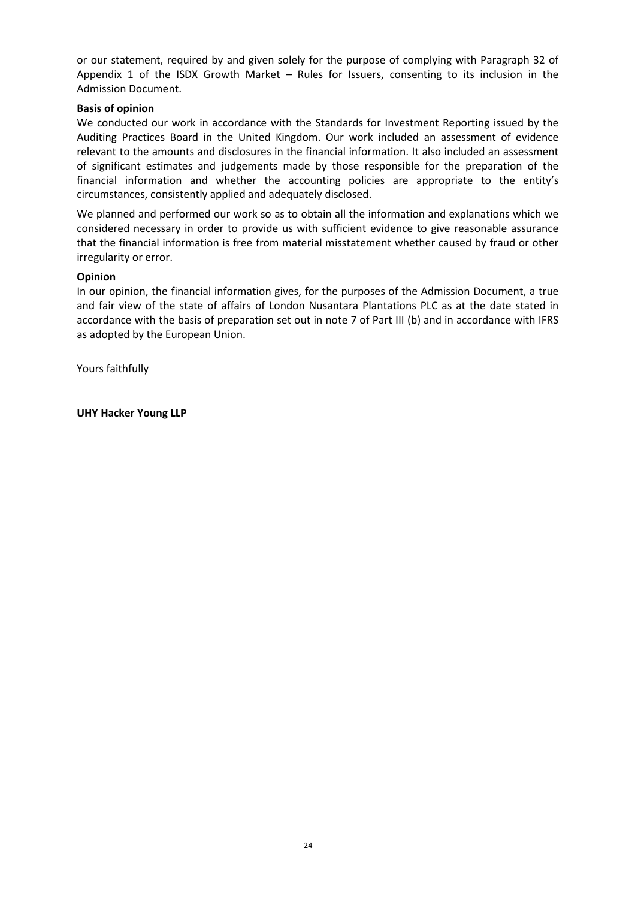or our statement, required by and given solely for the purpose of complying with Paragraph 32 of Appendix 1 of the ISDX Growth Market – Rules for Issuers, consenting to its inclusion in the Admission Document.

**Basis of opinion**

We conducted our work in accordance with the Standards for Investment Reporting issued by the Auditing Practices Board in the United Kingdom. Our work included an assessment of evidence relevant to the amounts and disclosures in the financial information. It also included an assessment of significant estimates and judgements made by those responsible for the preparation of the financial information and whether the accounting policies are appropriate to the entity's circumstances, consistently applied and adequately disclosed.

We planned and performed our work so as to obtain all the information and explanations which we considered necessary in order to provide us with sufficient evidence to give reasonable assurance that the financial information is free from material misstatement whether caused by fraud or other irregularity or error.

**Opinion**

In our opinion, the financial information gives, for the purposes of the Admission Document, a true and fair view of the state of affairs of London Nusantara Plantations PLC as at the date stated in accordance with the basis of preparation set out in note 7 of Part III (b) and in accordance with IFRS as adopted by the European Union.

Yours faithfully

**UHY Hacker Young LLP**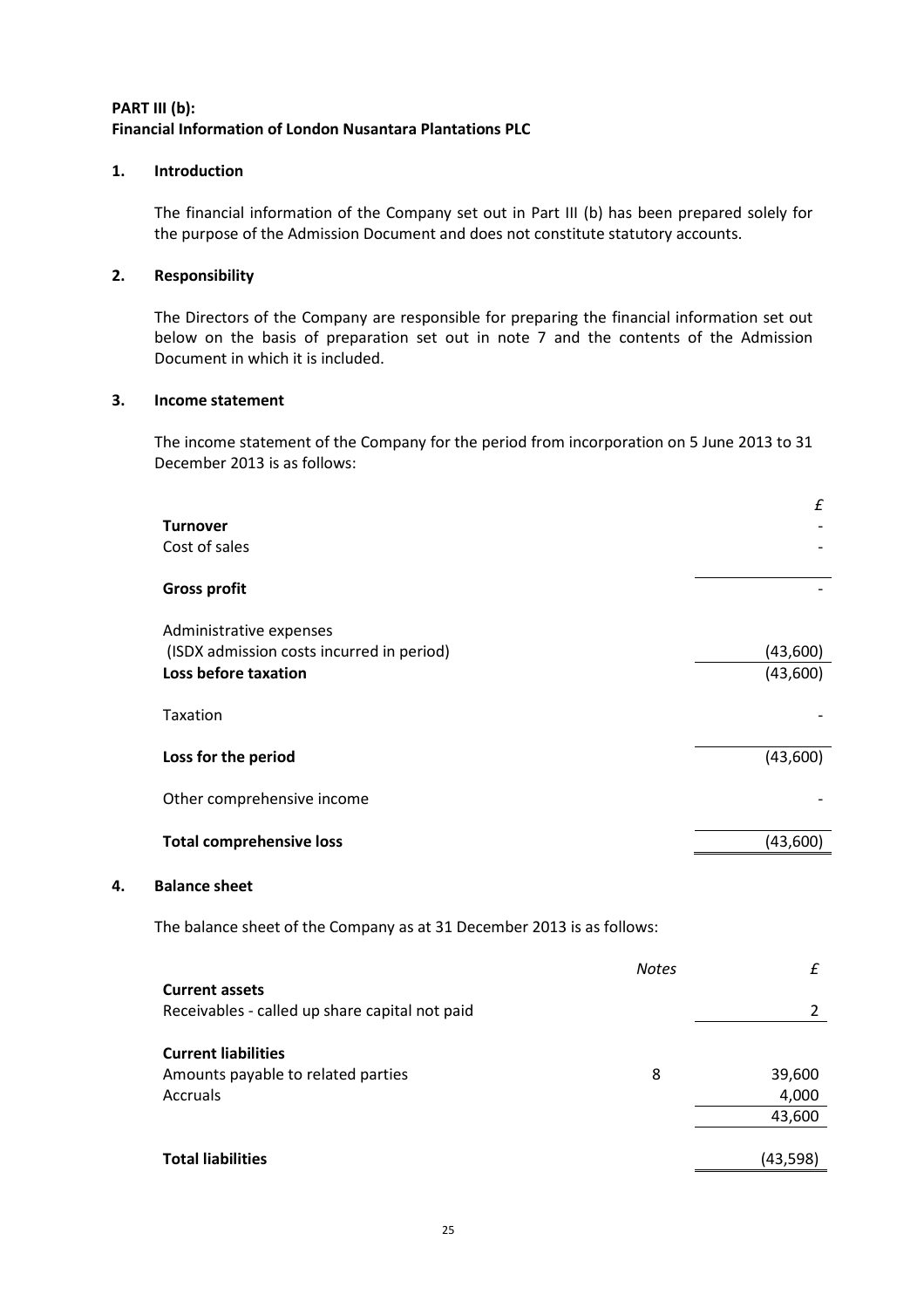**PART III (b):**
**Financial Information of London Nusantara Plantations PLC**

## 1. Introduction

The financial information of the Company set out in Part III (b) has been prepared solely for the purpose of the Admission Document and does not constitute statutory accounts.

## 2. Responsibility

The Directors of the Company are responsible for preparing the financial information set out below on the basis of preparation set out in note 7 and the contents of the Admission Document in which it is included.

## 3. Income statement

The income statement of the Company for the period from incorporation on 5 June 2013 to 31 December 2013 is as follows:

| | £ |
|---|---|
| **Turnover** | - |
| Cost of sales | - |
| **Gross profit** | - |
| Administrative expenses (ISDX admission costs incurred in period) | (43,600) |
| **Loss before taxation** | (43,600) |
| Taxation | - |
| **Loss for the period** | (43,600) |
| Other comprehensive income | - |
| **Total comprehensive loss** | (43,600) |

## 4. Balance sheet

The balance sheet of the Company as at 31 December 2013 is as follows:

| | *Notes* | £ |
|---|---|---|
| **Current assets** | | |
| Receivables - called up share capital not paid | | 2 |
| **Current liabilities** | | |
| Amounts payable to related parties | 8 | 39,600 |
| Accruals | | 4,000 |
| | | 43,600 |
| **Total liabilities** | | (43,598) |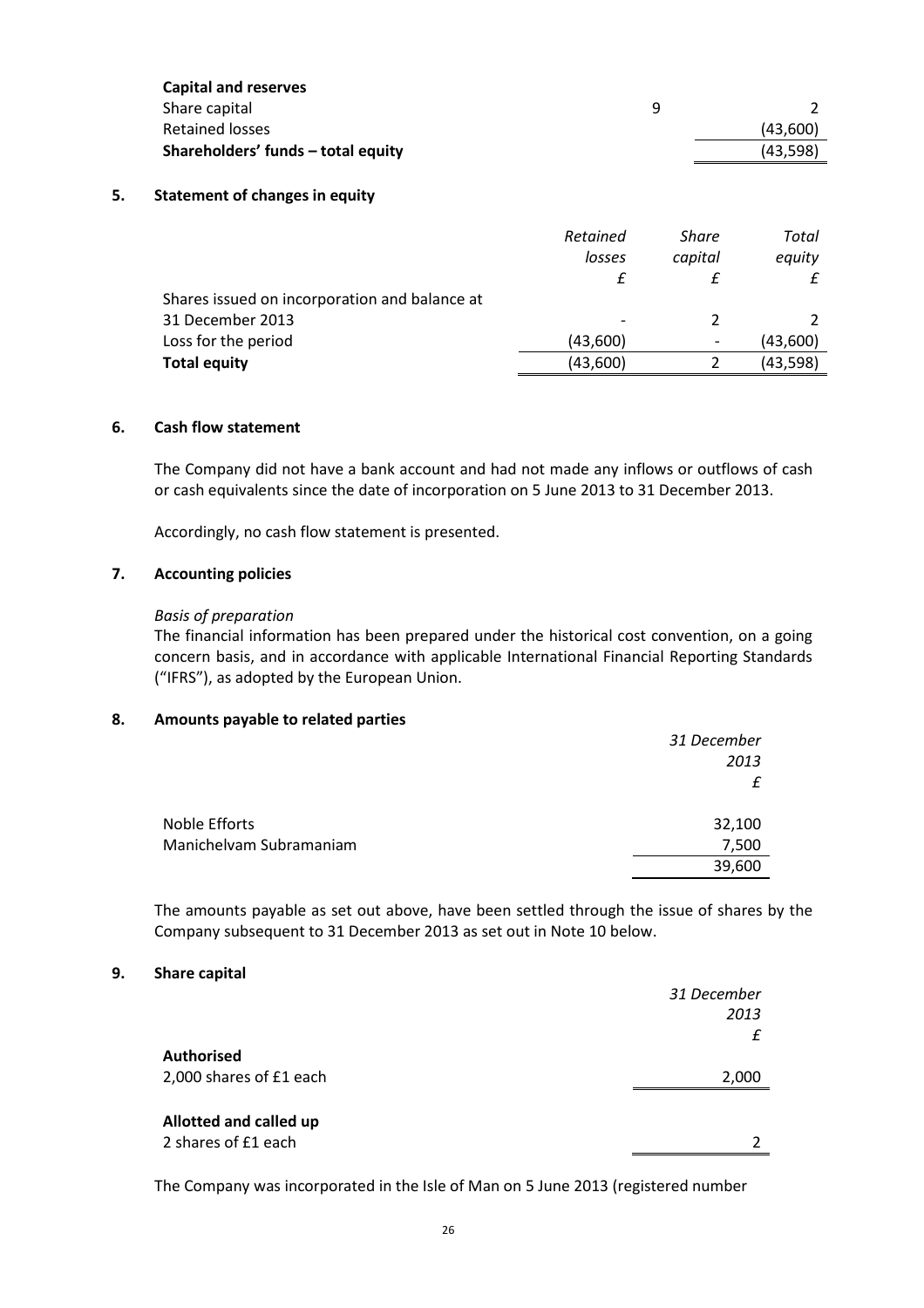| | | |
|---|---|---|
| **Capital and reserves** | | |
| Share capital | 9 | 2 |
| Retained losses | | (43,600) |
| **Shareholders' funds – total equity** | | (43,598) |

## 5. Statement of changes in equity

| | *Retained losses* | *Share capital* | *Total equity* |
|---|---|---|---|
| | *£* | *£* | *£* |
| Shares issued on incorporation and balance at 31 December 2013 | - | 2 | 2 |
| Loss for the period | (43,600) | - | (43,600) |
| **Total equity** | (43,600) | 2 | (43,598) |

## 6. Cash flow statement

The Company did not have a bank account and had not made any inflows or outflows of cash or cash equivalents since the date of incorporation on 5 June 2013 to 31 December 2013.

Accordingly, no cash flow statement is presented.

## 7. Accounting policies

*Basis of preparation*

The financial information has been prepared under the historical cost convention, on a going concern basis, and in accordance with applicable International Financial Reporting Standards ("IFRS"), as adopted by the European Union.

## 8. Amounts payable to related parties

| | *31 December 2013* |
|---|---|
| | *£* |
| Noble Efforts | 32,100 |
| Manichelvam Subramaniam | 7,500 |
| | 39,600 |

The amounts payable as set out above, have been settled through the issue of shares by the Company subsequent to 31 December 2013 as set out in Note 10 below.

## 9. Share capital

| | *31 December 2013* |
|---|---|
| | *£* |
| **Authorised** | |
| 2,000 shares of £1 each | 2,000 |
| **Allotted and called up** | |
| 2 shares of £1 each | 2 |

The Company was incorporated in the Isle of Man on 5 June 2013 (registered number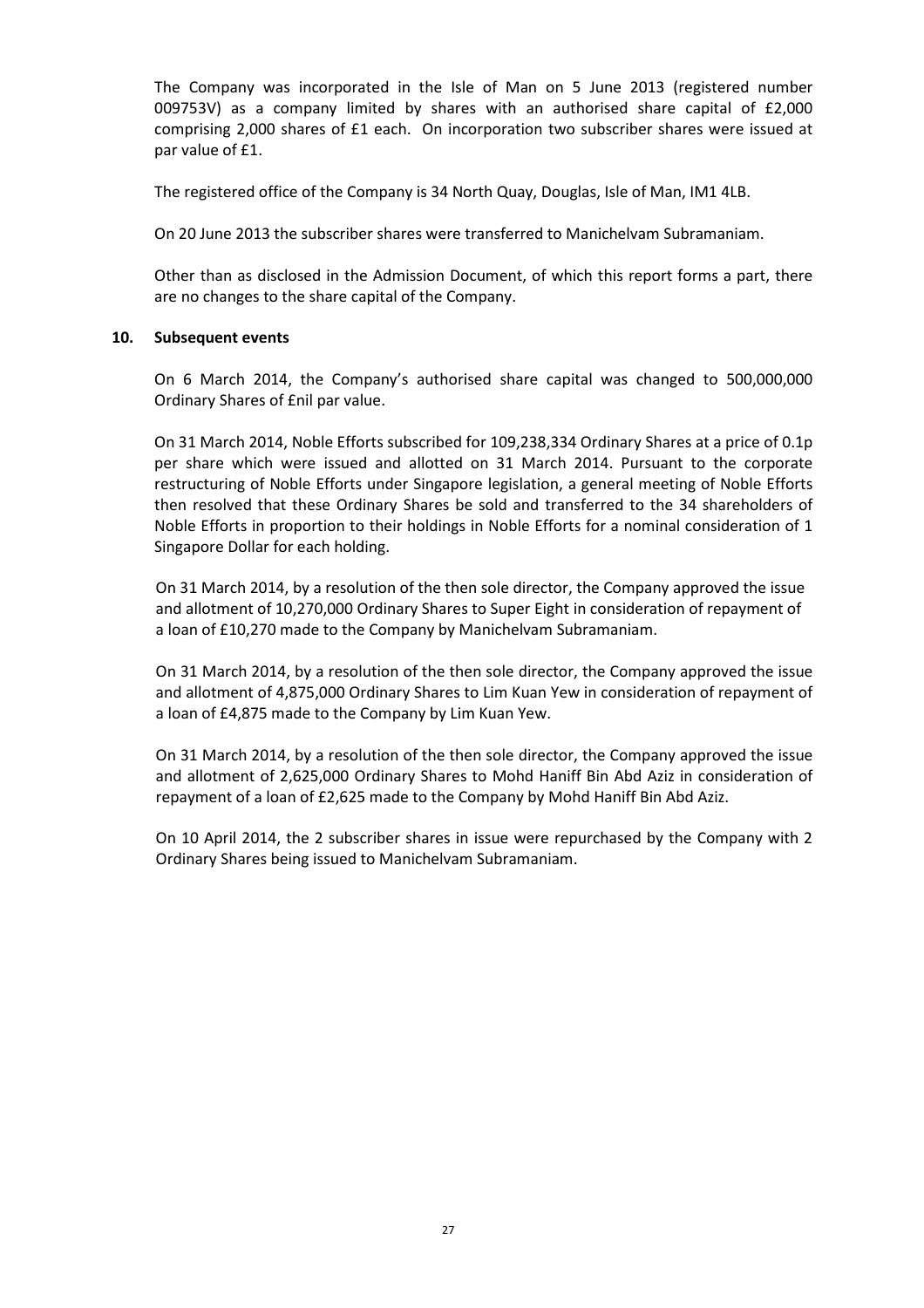The Company was incorporated in the Isle of Man on 5 June 2013 (registered number 009753V) as a company limited by shares with an authorised share capital of £2,000 comprising 2,000 shares of £1 each. On incorporation two subscriber shares were issued at par value of £1.

The registered office of the Company is 34 North Quay, Douglas, Isle of Man, IM1 4LB.

On 20 June 2013 the subscriber shares were transferred to Manichelvam Subramaniam.

Other than as disclosed in the Admission Document, of which this report forms a part, there are no changes to the share capital of the Company.

## 10. Subsequent events

On 6 March 2014, the Company's authorised share capital was changed to 500,000,000 Ordinary Shares of £nil par value.

On 31 March 2014, Noble Efforts subscribed for 109,238,334 Ordinary Shares at a price of 0.1p per share which were issued and allotted on 31 March 2014. Pursuant to the corporate restructuring of Noble Efforts under Singapore legislation, a general meeting of Noble Efforts then resolved that these Ordinary Shares be sold and transferred to the 34 shareholders of Noble Efforts in proportion to their holdings in Noble Efforts for a nominal consideration of 1 Singapore Dollar for each holding.

On 31 March 2014, by a resolution of the then sole director, the Company approved the issue and allotment of 10,270,000 Ordinary Shares to Super Eight in consideration of repayment of a loan of £10,270 made to the Company by Manichelvam Subramaniam.

On 31 March 2014, by a resolution of the then sole director, the Company approved the issue and allotment of 4,875,000 Ordinary Shares to Lim Kuan Yew in consideration of repayment of a loan of £4,875 made to the Company by Lim Kuan Yew.

On 31 March 2014, by a resolution of the then sole director, the Company approved the issue and allotment of 2,625,000 Ordinary Shares to Mohd Haniff Bin Abd Aziz in consideration of repayment of a loan of £2,625 made to the Company by Mohd Haniff Bin Abd Aziz.

On 10 April 2014, the 2 subscriber shares in issue were repurchased by the Company with 2 Ordinary Shares being issued to Manichelvam Subramaniam.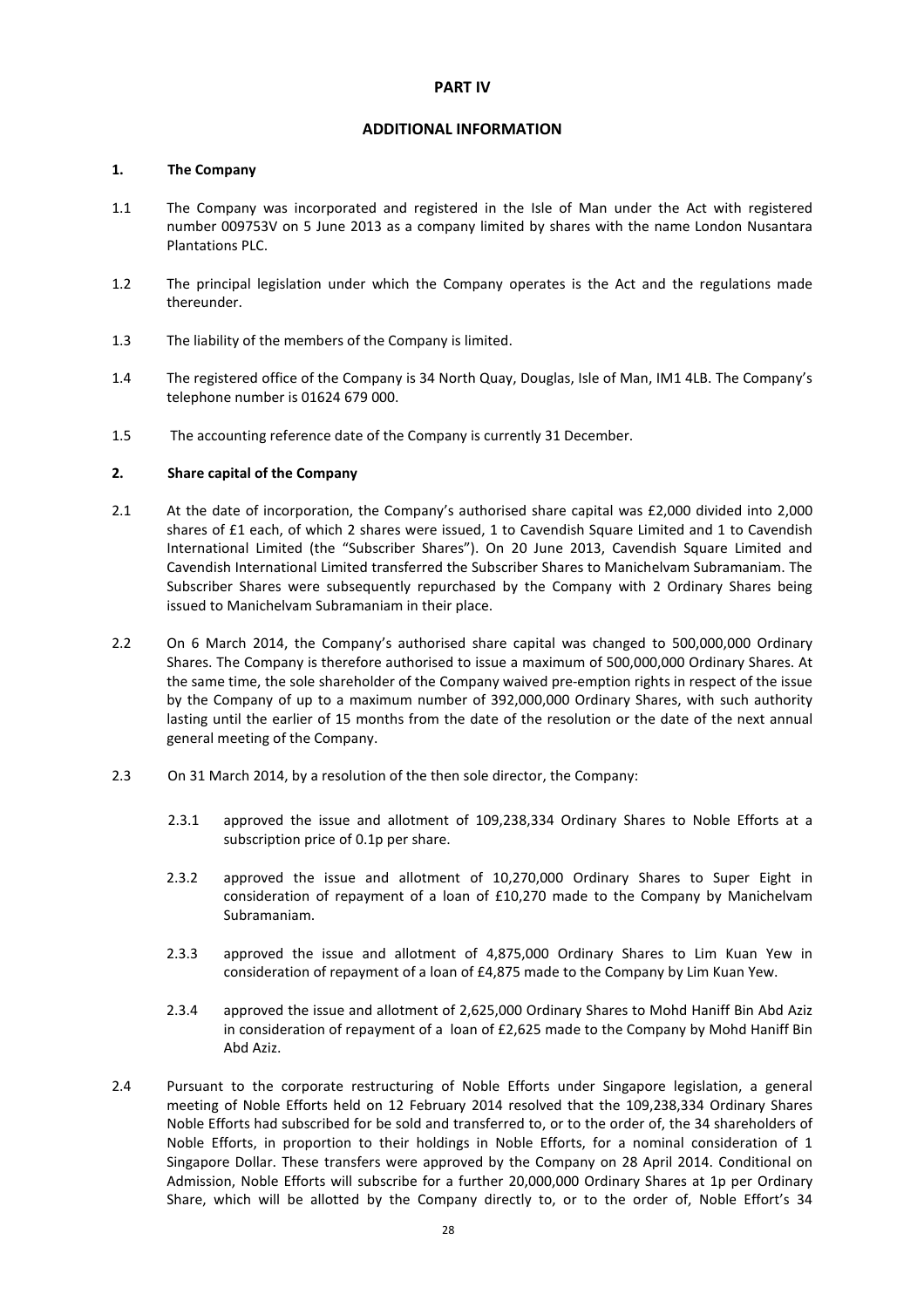# PART IV

## ADDITIONAL INFORMATION

### 1. The Company

1.1 The Company was incorporated and registered in the Isle of Man under the Act with registered number 009753V on 5 June 2013 as a company limited by shares with the name London Nusantara Plantations PLC.

1.2 The principal legislation under which the Company operates is the Act and the regulations made thereunder.

1.3 The liability of the members of the Company is limited.

1.4 The registered office of the Company is 34 North Quay, Douglas, Isle of Man, IM1 4LB. The Company's telephone number is 01624 679 000.

1.5 The accounting reference date of the Company is currently 31 December.

### 2. Share capital of the Company

2.1 At the date of incorporation, the Company's authorised share capital was £2,000 divided into 2,000 shares of £1 each, of which 2 shares were issued, 1 to Cavendish Square Limited and 1 to Cavendish International Limited (the "Subscriber Shares"). On 20 June 2013, Cavendish Square Limited and Cavendish International Limited transferred the Subscriber Shares to Manichelvam Subramaniam. The Subscriber Shares were subsequently repurchased by the Company with 2 Ordinary Shares being issued to Manichelvam Subramaniam in their place.

2.2 On 6 March 2014, the Company's authorised share capital was changed to 500,000,000 Ordinary Shares. The Company is therefore authorised to issue a maximum of 500,000,000 Ordinary Shares. At the same time, the sole shareholder of the Company waived pre-emption rights in respect of the issue by the Company of up to a maximum number of 392,000,000 Ordinary Shares, with such authority lasting until the earlier of 15 months from the date of the resolution or the date of the next annual general meeting of the Company.

2.3 On 31 March 2014, by a resolution of the then sole director, the Company:

2.3.1 approved the issue and allotment of 109,238,334 Ordinary Shares to Noble Efforts at a subscription price of 0.1p per share.

2.3.2 approved the issue and allotment of 10,270,000 Ordinary Shares to Super Eight in consideration of repayment of a loan of £10,270 made to the Company by Manichelvam Subramaniam.

2.3.3 approved the issue and allotment of 4,875,000 Ordinary Shares to Lim Kuan Yew in consideration of repayment of a loan of £4,875 made to the Company by Lim Kuan Yew.

2.3.4 approved the issue and allotment of 2,625,000 Ordinary Shares to Mohd Haniff Bin Abd Aziz in consideration of repayment of a loan of £2,625 made to the Company by Mohd Haniff Bin Abd Aziz.

2.4 Pursuant to the corporate restructuring of Noble Efforts under Singapore legislation, a general meeting of Noble Efforts held on 12 February 2014 resolved that the 109,238,334 Ordinary Shares Noble Efforts had subscribed for be sold and transferred to, or to the order of, the 34 shareholders of Noble Efforts, in proportion to their holdings in Noble Efforts, for a nominal consideration of 1 Singapore Dollar. These transfers were approved by the Company on 28 April 2014. Conditional on Admission, Noble Efforts will subscribe for a further 20,000,000 Ordinary Shares at 1p per Ordinary Share, which will be allotted by the Company directly to, or to the order of, Noble Effort's 34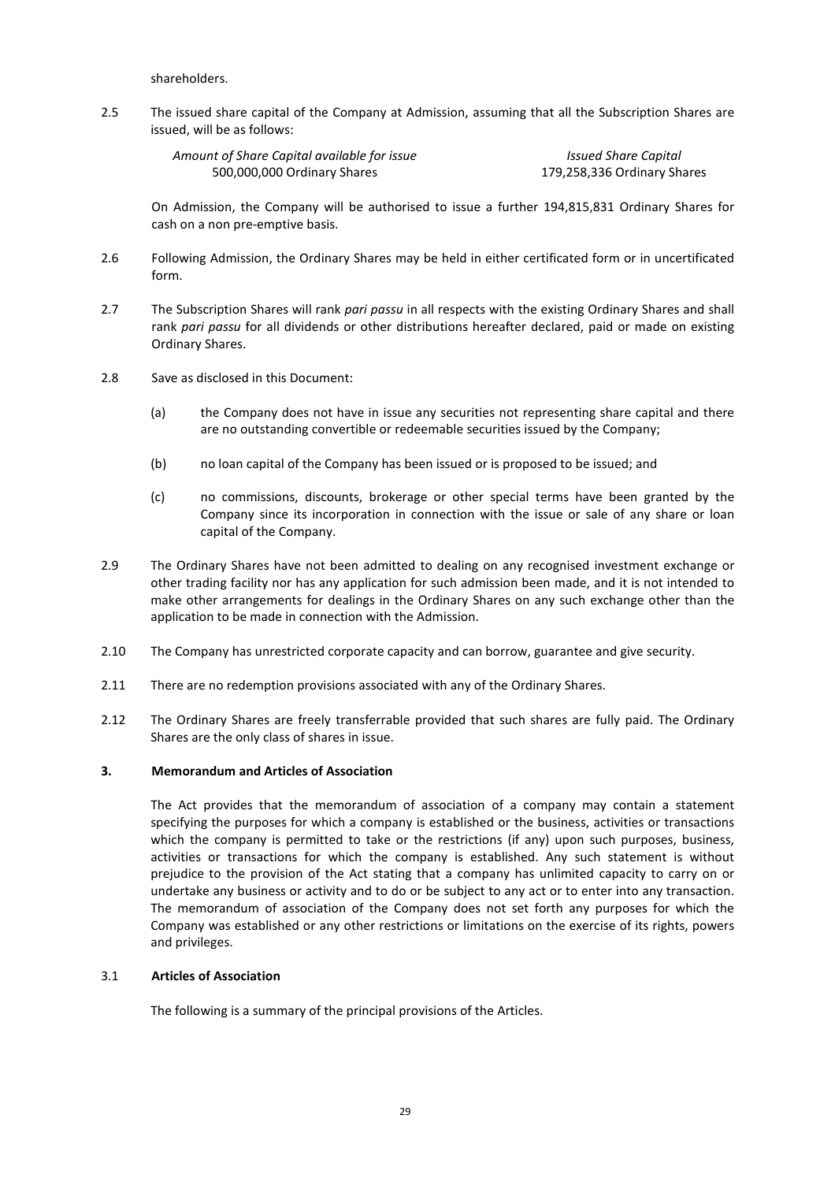shareholders.

2.5 The issued share capital of the Company at Admission, assuming that all the Subscription Shares are issued, will be as follows:

| *Amount of Share Capital available for issue* | *Issued Share Capital* |
|---|---|
| 500,000,000 Ordinary Shares | 179,258,336 Ordinary Shares |

On Admission, the Company will be authorised to issue a further 194,815,831 Ordinary Shares for cash on a non pre-emptive basis.

2.6 Following Admission, the Ordinary Shares may be held in either certificated form or in uncertificated form.

2.7 The Subscription Shares will rank *pari passu* in all respects with the existing Ordinary Shares and shall rank *pari passu* for all dividends or other distributions hereafter declared, paid or made on existing Ordinary Shares.

2.8 Save as disclosed in this Document:

(a) the Company does not have in issue any securities not representing share capital and there are no outstanding convertible or redeemable securities issued by the Company;

(b) no loan capital of the Company has been issued or is proposed to be issued; and

(c) no commissions, discounts, brokerage or other special terms have been granted by the Company since its incorporation in connection with the issue or sale of any share or loan capital of the Company.

2.9 The Ordinary Shares have not been admitted to dealing on any recognised investment exchange or other trading facility nor has any application for such admission been made, and it is not intended to make other arrangements for dealings in the Ordinary Shares on any such exchange other than the application to be made in connection with the Admission.

2.10 The Company has unrestricted corporate capacity and can borrow, guarantee and give security.

2.11 There are no redemption provisions associated with any of the Ordinary Shares.

2.12 The Ordinary Shares are freely transferrable provided that such shares are fully paid. The Ordinary Shares are the only class of shares in issue.

## 3. Memorandum and Articles of Association

The Act provides that the memorandum of association of a company may contain a statement specifying the purposes for which a company is established or the business, activities or transactions which the company is permitted to take or the restrictions (if any) upon such purposes, business, activities or transactions for which the company is established. Any such statement is without prejudice to the provision of the Act stating that a company has unlimited capacity to carry on or undertake any business or activity and to do or be subject to any act or to enter into any transaction. The memorandum of association of the Company does not set forth any purposes for which the Company was established or any other restrictions or limitations on the exercise of its rights, powers and privileges.

### 3.1 Articles of Association

The following is a summary of the principal provisions of the Articles.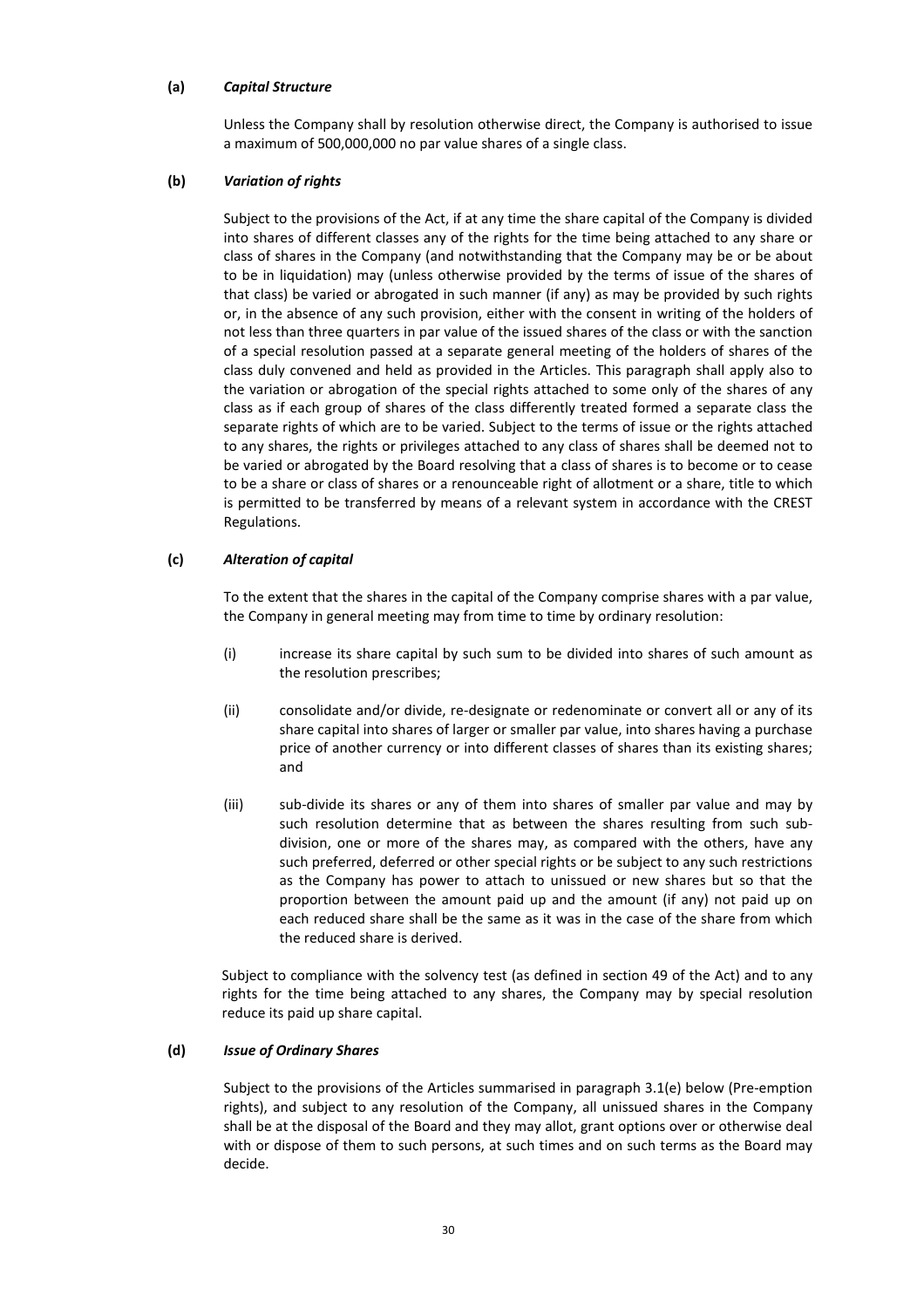**(a)** ***Capital Structure***

Unless the Company shall by resolution otherwise direct, the Company is authorised to issue a maximum of 500,000,000 no par value shares of a single class.

**(b)** ***Variation of rights***

Subject to the provisions of the Act, if at any time the share capital of the Company is divided into shares of different classes any of the rights for the time being attached to any share or class of shares in the Company (and notwithstanding that the Company may be or be about to be in liquidation) may (unless otherwise provided by the terms of issue of the shares of that class) be varied or abrogated in such manner (if any) as may be provided by such rights or, in the absence of any such provision, either with the consent in writing of the holders of not less than three quarters in par value of the issued shares of the class or with the sanction of a special resolution passed at a separate general meeting of the holders of shares of the class duly convened and held as provided in the Articles. This paragraph shall apply also to the variation or abrogation of the special rights attached to some only of the shares of any class as if each group of shares of the class differently treated formed a separate class the separate rights of which are to be varied. Subject to the terms of issue or the rights attached to any shares, the rights or privileges attached to any class of shares shall be deemed not to be varied or abrogated by the Board resolving that a class of shares is to become or to cease to be a share or class of shares or a renounceable right of allotment or a share, title to which is permitted to be transferred by means of a relevant system in accordance with the CREST Regulations.

**(c)** ***Alteration of capital***

To the extent that the shares in the capital of the Company comprise shares with a par value, the Company in general meeting may from time to time by ordinary resolution:

(i) increase its share capital by such sum to be divided into shares of such amount as the resolution prescribes;

(ii) consolidate and/or divide, re-designate or redenominate or convert all or any of its share capital into shares of larger or smaller par value, into shares having a purchase price of another currency or into different classes of shares than its existing shares; and

(iii) sub-divide its shares or any of them into shares of smaller par value and may by such resolution determine that as between the shares resulting from such sub-division, one or more of the shares may, as compared with the others, have any such preferred, deferred or other special rights or be subject to any such restrictions as the Company has power to attach to unissued or new shares but so that the proportion between the amount paid up and the amount (if any) not paid up on each reduced share shall be the same as it was in the case of the share from which the reduced share is derived.

Subject to compliance with the solvency test (as defined in section 49 of the Act) and to any rights for the time being attached to any shares, the Company may by special resolution reduce its paid up share capital.

**(d)** ***Issue of Ordinary Shares***

Subject to the provisions of the Articles summarised in paragraph 3.1(e) below (Pre-emption rights), and subject to any resolution of the Company, all unissued shares in the Company shall be at the disposal of the Board and they may allot, grant options over or otherwise deal with or dispose of them to such persons, at such times and on such terms as the Board may decide.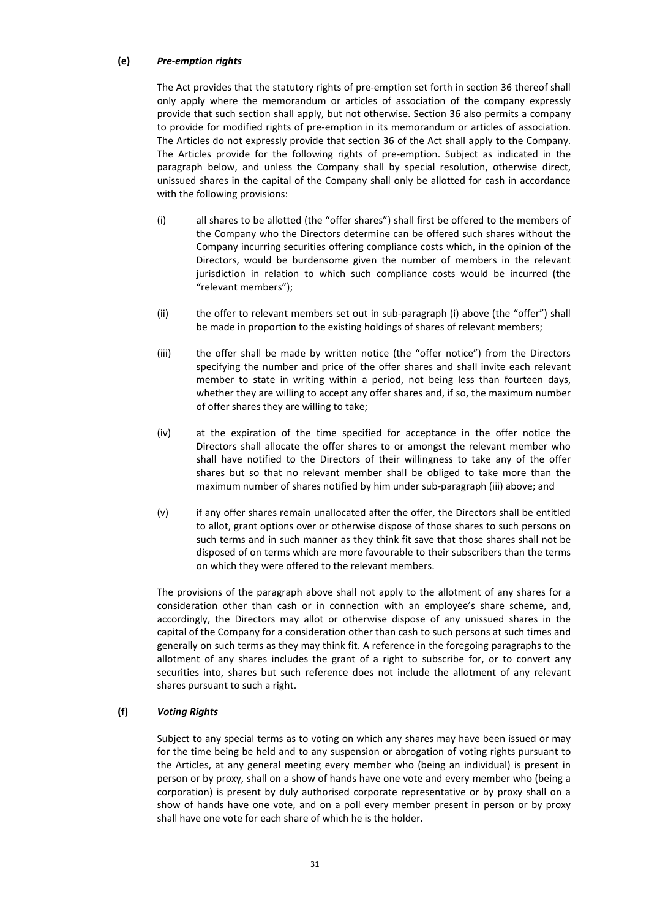**(e)** ***Pre-emption rights***

The Act provides that the statutory rights of pre-emption set forth in section 36 thereof shall only apply where the memorandum or articles of association of the company expressly provide that such section shall apply, but not otherwise. Section 36 also permits a company to provide for modified rights of pre-emption in its memorandum or articles of association. The Articles do not expressly provide that section 36 of the Act shall apply to the Company. The Articles provide for the following rights of pre-emption. Subject as indicated in the paragraph below, and unless the Company shall by special resolution, otherwise direct, unissued shares in the capital of the Company shall only be allotted for cash in accordance with the following provisions:

(i) all shares to be allotted (the "offer shares") shall first be offered to the members of the Company who the Directors determine can be offered such shares without the Company incurring securities offering compliance costs which, in the opinion of the Directors, would be burdensome given the number of members in the relevant jurisdiction in relation to which such compliance costs would be incurred (the "relevant members");

(ii) the offer to relevant members set out in sub-paragraph (i) above (the "offer") shall be made in proportion to the existing holdings of shares of relevant members;

(iii) the offer shall be made by written notice (the "offer notice") from the Directors specifying the number and price of the offer shares and shall invite each relevant member to state in writing within a period, not being less than fourteen days, whether they are willing to accept any offer shares and, if so, the maximum number of offer shares they are willing to take;

(iv) at the expiration of the time specified for acceptance in the offer notice the Directors shall allocate the offer shares to or amongst the relevant member who shall have notified to the Directors of their willingness to take any of the offer shares but so that no relevant member shall be obliged to take more than the maximum number of shares notified by him under sub-paragraph (iii) above; and

(v) if any offer shares remain unallocated after the offer, the Directors shall be entitled to allot, grant options over or otherwise dispose of those shares to such persons on such terms and in such manner as they think fit save that those shares shall not be disposed of on terms which are more favourable to their subscribers than the terms on which they were offered to the relevant members.

The provisions of the paragraph above shall not apply to the allotment of any shares for a consideration other than cash or in connection with an employee's share scheme, and, accordingly, the Directors may allot or otherwise dispose of any unissued shares in the capital of the Company for a consideration other than cash to such persons at such times and generally on such terms as they may think fit. A reference in the foregoing paragraphs to the allotment of any shares includes the grant of a right to subscribe for, or to convert any securities into, shares but such reference does not include the allotment of any relevant shares pursuant to such a right.

**(f)** ***Voting Rights***

Subject to any special terms as to voting on which any shares may have been issued or may for the time being be held and to any suspension or abrogation of voting rights pursuant to the Articles, at any general meeting every member who (being an individual) is present in person or by proxy, shall on a show of hands have one vote and every member who (being a corporation) is present by duly authorised corporate representative or by proxy shall on a show of hands have one vote, and on a poll every member present in person or by proxy shall have one vote for each share of which he is the holder.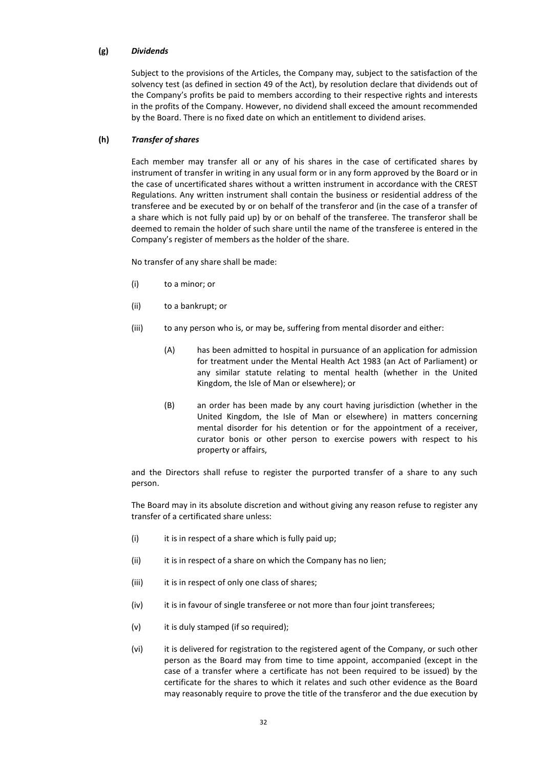**(g)** ***Dividends***

Subject to the provisions of the Articles, the Company may, subject to the satisfaction of the solvency test (as defined in section 49 of the Act), by resolution declare that dividends out of the Company's profits be paid to members according to their respective rights and interests in the profits of the Company. However, no dividend shall exceed the amount recommended by the Board. There is no fixed date on which an entitlement to dividend arises.

**(h)** ***Transfer of shares***

Each member may transfer all or any of his shares in the case of certificated shares by instrument of transfer in writing in any usual form or in any form approved by the Board or in the case of uncertificated shares without a written instrument in accordance with the CREST Regulations. Any written instrument shall contain the business or residential address of the transferee and be executed by or on behalf of the transferor and (in the case of a transfer of a share which is not fully paid up) by or on behalf of the transferee. The transferor shall be deemed to remain the holder of such share until the name of the transferee is entered in the Company's register of members as the holder of the share.

No transfer of any share shall be made:

(i) to a minor; or

(ii) to a bankrupt; or

(iii) to any person who is, or may be, suffering from mental disorder and either:

(A) has been admitted to hospital in pursuance of an application for admission for treatment under the Mental Health Act 1983 (an Act of Parliament) or any similar statute relating to mental health (whether in the United Kingdom, the Isle of Man or elsewhere); or

(B) an order has been made by any court having jurisdiction (whether in the United Kingdom, the Isle of Man or elsewhere) in matters concerning mental disorder for his detention or for the appointment of a receiver, curator bonis or other person to exercise powers with respect to his property or affairs,

and the Directors shall refuse to register the purported transfer of a share to any such person.

The Board may in its absolute discretion and without giving any reason refuse to register any transfer of a certificated share unless:

(i) it is in respect of a share which is fully paid up;

(ii) it is in respect of a share on which the Company has no lien;

(iii) it is in respect of only one class of shares;

(iv) it is in favour of single transferee or not more than four joint transferees;

(v) it is duly stamped (if so required);

(vi) it is delivered for registration to the registered agent of the Company, or such other person as the Board may from time to time appoint, accompanied (except in the case of a transfer where a certificate has not been required to be issued) by the certificate for the shares to which it relates and such other evidence as the Board may reasonably require to prove the title of the transferor and the due execution by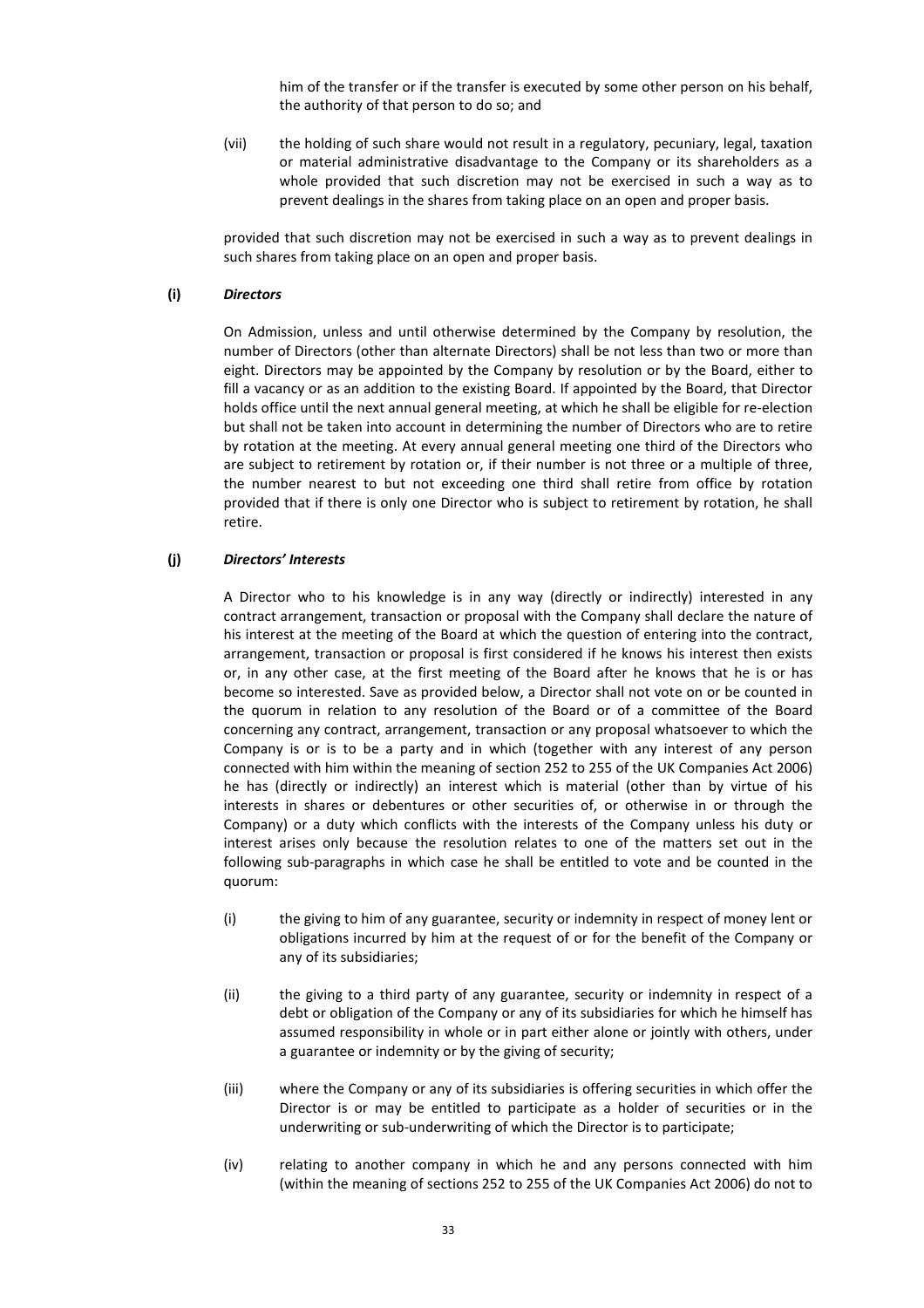him of the transfer or if the transfer is executed by some other person on his behalf, the authority of that person to do so; and

(vii) the holding of such share would not result in a regulatory, pecuniary, legal, taxation or material administrative disadvantage to the Company or its shareholders as a whole provided that such discretion may not be exercised in such a way as to prevent dealings in the shares from taking place on an open and proper basis.

provided that such discretion may not be exercised in such a way as to prevent dealings in such shares from taking place on an open and proper basis.

**(i)** ***Directors***

On Admission, unless and until otherwise determined by the Company by resolution, the number of Directors (other than alternate Directors) shall be not less than two or more than eight. Directors may be appointed by the Company by resolution or by the Board, either to fill a vacancy or as an addition to the existing Board. If appointed by the Board, that Director holds office until the next annual general meeting, at which he shall be eligible for re-election but shall not be taken into account in determining the number of Directors who are to retire by rotation at the meeting. At every annual general meeting one third of the Directors who are subject to retirement by rotation or, if their number is not three or a multiple of three, the number nearest to but not exceeding one third shall retire from office by rotation provided that if there is only one Director who is subject to retirement by rotation, he shall retire.

**(j)** ***Directors' Interests***

A Director who to his knowledge is in any way (directly or indirectly) interested in any contract arrangement, transaction or proposal with the Company shall declare the nature of his interest at the meeting of the Board at which the question of entering into the contract, arrangement, transaction or proposal is first considered if he knows his interest then exists or, in any other case, at the first meeting of the Board after he knows that he is or has become so interested. Save as provided below, a Director shall not vote on or be counted in the quorum in relation to any resolution of the Board or of a committee of the Board concerning any contract, arrangement, transaction or any proposal whatsoever to which the Company is or is to be a party and in which (together with any interest of any person connected with him within the meaning of section 252 to 255 of the UK Companies Act 2006) he has (directly or indirectly) an interest which is material (other than by virtue of his interests in shares or debentures or other securities of, or otherwise in or through the Company) or a duty which conflicts with the interests of the Company unless his duty or interest arises only because the resolution relates to one of the matters set out in the following sub-paragraphs in which case he shall be entitled to vote and be counted in the quorum:

(i) the giving to him of any guarantee, security or indemnity in respect of money lent or obligations incurred by him at the request of or for the benefit of the Company or any of its subsidiaries;

(ii) the giving to a third party of any guarantee, security or indemnity in respect of a debt or obligation of the Company or any of its subsidiaries for which he himself has assumed responsibility in whole or in part either alone or jointly with others, under a guarantee or indemnity or by the giving of security;

(iii) where the Company or any of its subsidiaries is offering securities in which offer the Director is or may be entitled to participate as a holder of securities or in the underwriting or sub-underwriting of which the Director is to participate;

(iv) relating to another company in which he and any persons connected with him (within the meaning of sections 252 to 255 of the UK Companies Act 2006) do not to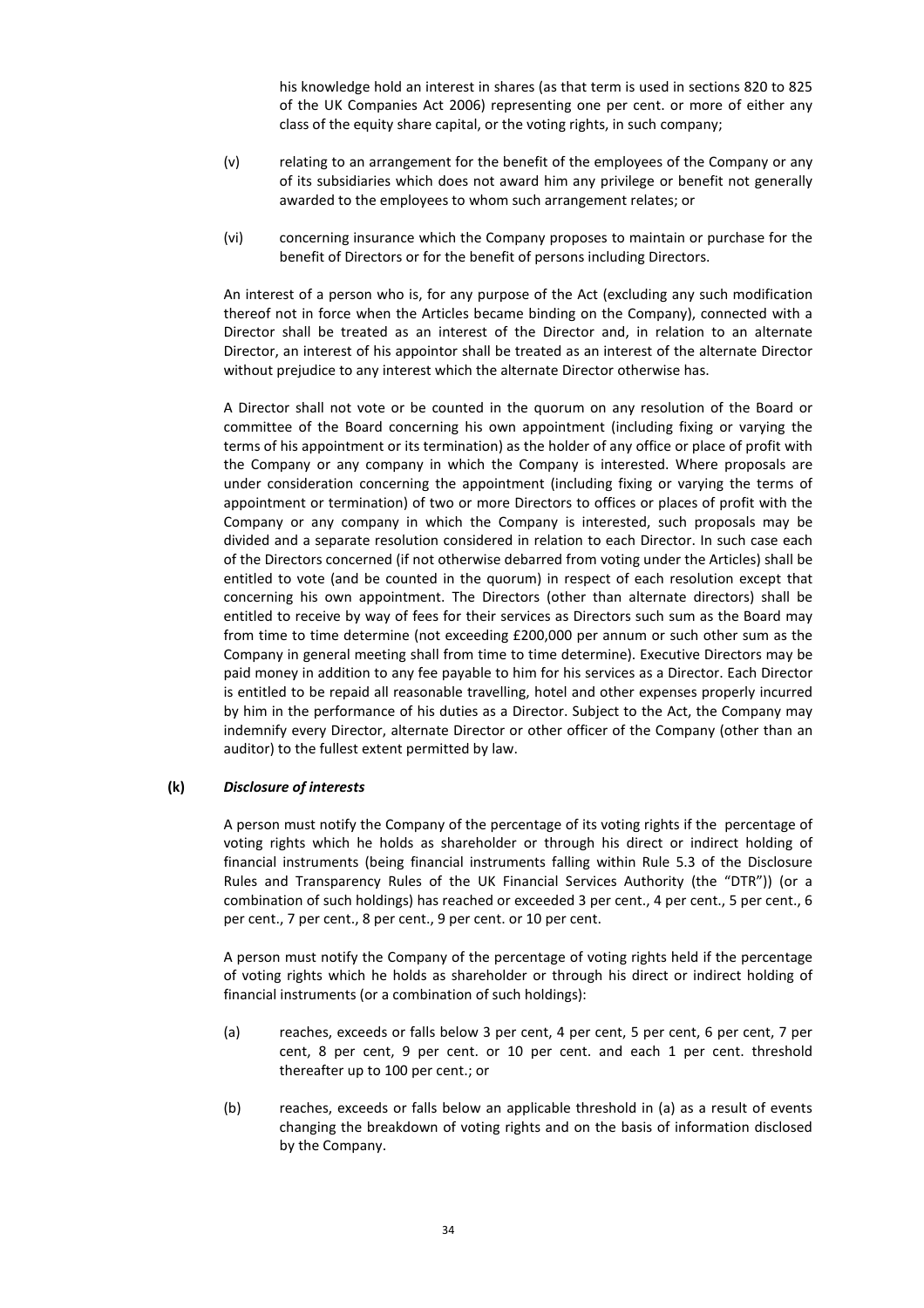his knowledge hold an interest in shares (as that term is used in sections 820 to 825 of the UK Companies Act 2006) representing one per cent. or more of either any class of the equity share capital, or the voting rights, in such company;

(v) relating to an arrangement for the benefit of the employees of the Company or any of its subsidiaries which does not award him any privilege or benefit not generally awarded to the employees to whom such arrangement relates; or

(vi) concerning insurance which the Company proposes to maintain or purchase for the benefit of Directors or for the benefit of persons including Directors.

An interest of a person who is, for any purpose of the Act (excluding any such modification thereof not in force when the Articles became binding on the Company), connected with a Director shall be treated as an interest of the Director and, in relation to an alternate Director, an interest of his appointor shall be treated as an interest of the alternate Director without prejudice to any interest which the alternate Director otherwise has.

A Director shall not vote or be counted in the quorum on any resolution of the Board or committee of the Board concerning his own appointment (including fixing or varying the terms of his appointment or its termination) as the holder of any office or place of profit with the Company or any company in which the Company is interested. Where proposals are under consideration concerning the appointment (including fixing or varying the terms of appointment or termination) of two or more Directors to offices or places of profit with the Company or any company in which the Company is interested, such proposals may be divided and a separate resolution considered in relation to each Director. In such case each of the Directors concerned (if not otherwise debarred from voting under the Articles) shall be entitled to vote (and be counted in the quorum) in respect of each resolution except that concerning his own appointment. The Directors (other than alternate directors) shall be entitled to receive by way of fees for their services as Directors such sum as the Board may from time to time determine (not exceeding £200,000 per annum or such other sum as the Company in general meeting shall from time to time determine). Executive Directors may be paid money in addition to any fee payable to him for his services as a Director. Each Director is entitled to be repaid all reasonable travelling, hotel and other expenses properly incurred by him in the performance of his duties as a Director. Subject to the Act, the Company may indemnify every Director, alternate Director or other officer of the Company (other than an auditor) to the fullest extent permitted by law.

**(k)** ***Disclosure of interests***

A person must notify the Company of the percentage of its voting rights if the percentage of voting rights which he holds as shareholder or through his direct or indirect holding of financial instruments (being financial instruments falling within Rule 5.3 of the Disclosure Rules and Transparency Rules of the UK Financial Services Authority (the "DTR")) (or a combination of such holdings) has reached or exceeded 3 per cent., 4 per cent., 5 per cent., 6 per cent., 7 per cent., 8 per cent., 9 per cent. or 10 per cent.

A person must notify the Company of the percentage of voting rights held if the percentage of voting rights which he holds as shareholder or through his direct or indirect holding of financial instruments (or a combination of such holdings):

(a) reaches, exceeds or falls below 3 per cent, 4 per cent, 5 per cent, 6 per cent, 7 per cent, 8 per cent, 9 per cent. or 10 per cent. and each 1 per cent. threshold thereafter up to 100 per cent.; or

(b) reaches, exceeds or falls below an applicable threshold in (a) as a result of events changing the breakdown of voting rights and on the basis of information disclosed by the Company.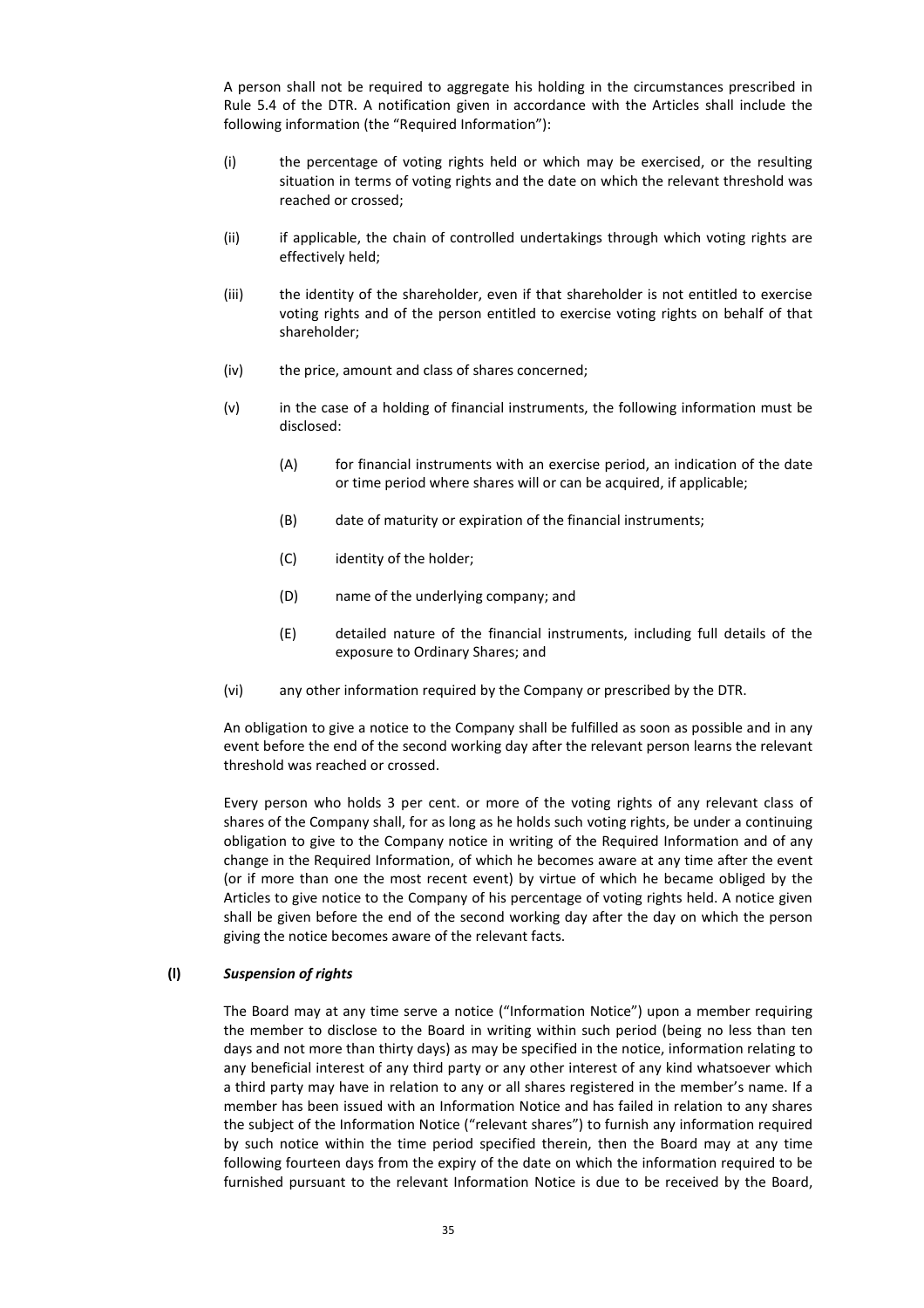A person shall not be required to aggregate his holding in the circumstances prescribed in Rule 5.4 of the DTR. A notification given in accordance with the Articles shall include the following information (the "Required Information"):

(i) the percentage of voting rights held or which may be exercised, or the resulting situation in terms of voting rights and the date on which the relevant threshold was reached or crossed;

(ii) if applicable, the chain of controlled undertakings through which voting rights are effectively held;

(iii) the identity of the shareholder, even if that shareholder is not entitled to exercise voting rights and of the person entitled to exercise voting rights on behalf of that shareholder;

(iv) the price, amount and class of shares concerned;

(v) in the case of a holding of financial instruments, the following information must be disclosed:

 (A) for financial instruments with an exercise period, an indication of the date or time period where shares will or can be acquired, if applicable;

 (B) date of maturity or expiration of the financial instruments;

 (C) identity of the holder;

 (D) name of the underlying company; and

 (E) detailed nature of the financial instruments, including full details of the exposure to Ordinary Shares; and

(vi) any other information required by the Company or prescribed by the DTR.

An obligation to give a notice to the Company shall be fulfilled as soon as possible and in any event before the end of the second working day after the relevant person learns the relevant threshold was reached or crossed.

Every person who holds 3 per cent. or more of the voting rights of any relevant class of shares of the Company shall, for as long as he holds such voting rights, be under a continuing obligation to give to the Company notice in writing of the Required Information and of any change in the Required Information, of which he becomes aware at any time after the event (or if more than one the most recent event) by virtue of which he became obliged by the Articles to give notice to the Company of his percentage of voting rights held. A notice given shall be given before the end of the second working day after the day on which the person giving the notice becomes aware of the relevant facts.

**(l)** ***Suspension of rights***

The Board may at any time serve a notice ("Information Notice") upon a member requiring the member to disclose to the Board in writing within such period (being no less than ten days and not more than thirty days) as may be specified in the notice, information relating to any beneficial interest of any third party or any other interest of any kind whatsoever which a third party may have in relation to any or all shares registered in the member's name. If a member has been issued with an Information Notice and has failed in relation to any shares the subject of the Information Notice ("relevant shares") to furnish any information required by such notice within the time period specified therein, then the Board may at any time following fourteen days from the expiry of the date on which the information required to be furnished pursuant to the relevant Information Notice is due to be received by the Board,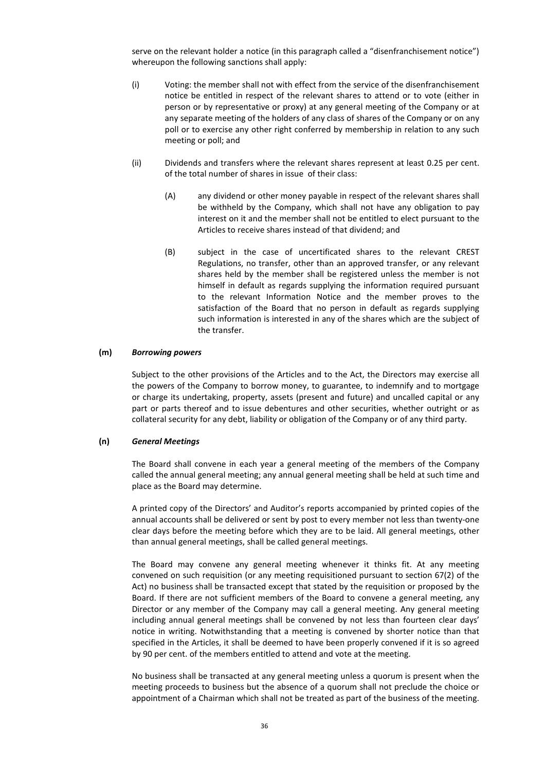serve on the relevant holder a notice (in this paragraph called a "disenfranchisement notice") whereupon the following sanctions shall apply:

(i) Voting: the member shall not with effect from the service of the disenfranchisement notice be entitled in respect of the relevant shares to attend or to vote (either in person or by representative or proxy) at any general meeting of the Company or at any separate meeting of the holders of any class of shares of the Company or on any poll or to exercise any other right conferred by membership in relation to any such meeting or poll; and

(ii) Dividends and transfers where the relevant shares represent at least 0.25 per cent. of the total number of shares in issue of their class:

(A) any dividend or other money payable in respect of the relevant shares shall be withheld by the Company, which shall not have any obligation to pay interest on it and the member shall not be entitled to elect pursuant to the Articles to receive shares instead of that dividend; and

(B) subject in the case of uncertificated shares to the relevant CREST Regulations, no transfer, other than an approved transfer, or any relevant shares held by the member shall be registered unless the member is not himself in default as regards supplying the information required pursuant to the relevant Information Notice and the member proves to the satisfaction of the Board that no person in default as regards supplying such information is interested in any of the shares which are the subject of the transfer.

**(m)** ***Borrowing powers***

Subject to the other provisions of the Articles and to the Act, the Directors may exercise all the powers of the Company to borrow money, to guarantee, to indemnify and to mortgage or charge its undertaking, property, assets (present and future) and uncalled capital or any part or parts thereof and to issue debentures and other securities, whether outright or as collateral security for any debt, liability or obligation of the Company or of any third party.

**(n)** ***General Meetings***

The Board shall convene in each year a general meeting of the members of the Company called the annual general meeting; any annual general meeting shall be held at such time and place as the Board may determine.

A printed copy of the Directors' and Auditor's reports accompanied by printed copies of the annual accounts shall be delivered or sent by post to every member not less than twenty-one clear days before the meeting before which they are to be laid. All general meetings, other than annual general meetings, shall be called general meetings.

The Board may convene any general meeting whenever it thinks fit. At any meeting convened on such requisition (or any meeting requisitioned pursuant to section 67(2) of the Act) no business shall be transacted except that stated by the requisition or proposed by the Board. If there are not sufficient members of the Board to convene a general meeting, any Director or any member of the Company may call a general meeting. Any general meeting including annual general meetings shall be convened by not less than fourteen clear days' notice in writing. Notwithstanding that a meeting is convened by shorter notice than that specified in the Articles, it shall be deemed to have been properly convened if it is so agreed by 90 per cent. of the members entitled to attend and vote at the meeting.

No business shall be transacted at any general meeting unless a quorum is present when the meeting proceeds to business but the absence of a quorum shall not preclude the choice or appointment of a Chairman which shall not be treated as part of the business of the meeting.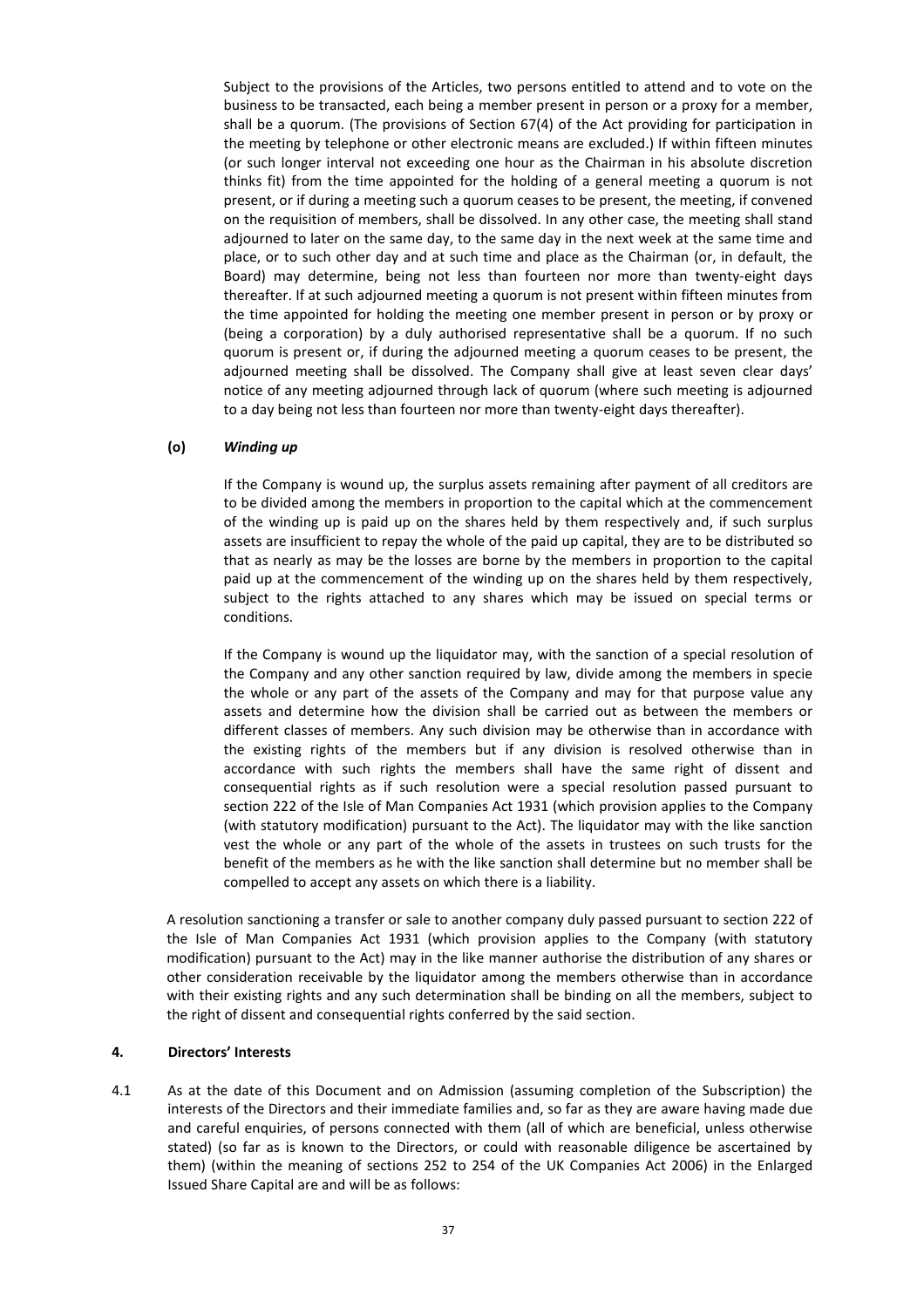Subject to the provisions of the Articles, two persons entitled to attend and to vote on the business to be transacted, each being a member present in person or a proxy for a member, shall be a quorum. (The provisions of Section 67(4) of the Act providing for participation in the meeting by telephone or other electronic means are excluded.) If within fifteen minutes (or such longer interval not exceeding one hour as the Chairman in his absolute discretion thinks fit) from the time appointed for the holding of a general meeting a quorum is not present, or if during a meeting such a quorum ceases to be present, the meeting, if convened on the requisition of members, shall be dissolved. In any other case, the meeting shall stand adjourned to later on the same day, to the same day in the next week at the same time and place, or to such other day and at such time and place as the Chairman (or, in default, the Board) may determine, being not less than fourteen nor more than twenty-eight days thereafter. If at such adjourned meeting a quorum is not present within fifteen minutes from the time appointed for holding the meeting one member present in person or by proxy or (being a corporation) by a duly authorised representative shall be a quorum. If no such quorum is present or, if during the adjourned meeting a quorum ceases to be present, the adjourned meeting shall be dissolved. The Company shall give at least seven clear days' notice of any meeting adjourned through lack of quorum (where such meeting is adjourned to a day being not less than fourteen nor more than twenty-eight days thereafter).

**(o)** ***Winding up***

If the Company is wound up, the surplus assets remaining after payment of all creditors are to be divided among the members in proportion to the capital which at the commencement of the winding up is paid up on the shares held by them respectively and, if such surplus assets are insufficient to repay the whole of the paid up capital, they are to be distributed so that as nearly as may be the losses are borne by the members in proportion to the capital paid up at the commencement of the winding up on the shares held by them respectively, subject to the rights attached to any shares which may be issued on special terms or conditions.

If the Company is wound up the liquidator may, with the sanction of a special resolution of the Company and any other sanction required by law, divide among the members in specie the whole or any part of the assets of the Company and may for that purpose value any assets and determine how the division shall be carried out as between the members or different classes of members. Any such division may be otherwise than in accordance with the existing rights of the members but if any division is resolved otherwise than in accordance with such rights the members shall have the same right of dissent and consequential rights as if such resolution were a special resolution passed pursuant to section 222 of the Isle of Man Companies Act 1931 (which provision applies to the Company (with statutory modification) pursuant to the Act). The liquidator may with the like sanction vest the whole or any part of the whole of the assets in trustees on such trusts for the benefit of the members as he with the like sanction shall determine but no member shall be compelled to accept any assets on which there is a liability.

A resolution sanctioning a transfer or sale to another company duly passed pursuant to section 222 of the Isle of Man Companies Act 1931 (which provision applies to the Company (with statutory modification) pursuant to the Act) may in the like manner authorise the distribution of any shares or other consideration receivable by the liquidator among the members otherwise than in accordance with their existing rights and any such determination shall be binding on all the members, subject to the right of dissent and consequential rights conferred by the said section.

**4. Directors' Interests**

4.1 As at the date of this Document and on Admission (assuming completion of the Subscription) the interests of the Directors and their immediate families and, so far as they are aware having made due and careful enquiries, of persons connected with them (all of which are beneficial, unless otherwise stated) (so far as is known to the Directors, or could with reasonable diligence be ascertained by them) (within the meaning of sections 252 to 254 of the UK Companies Act 2006) in the Enlarged Issued Share Capital are and will be as follows: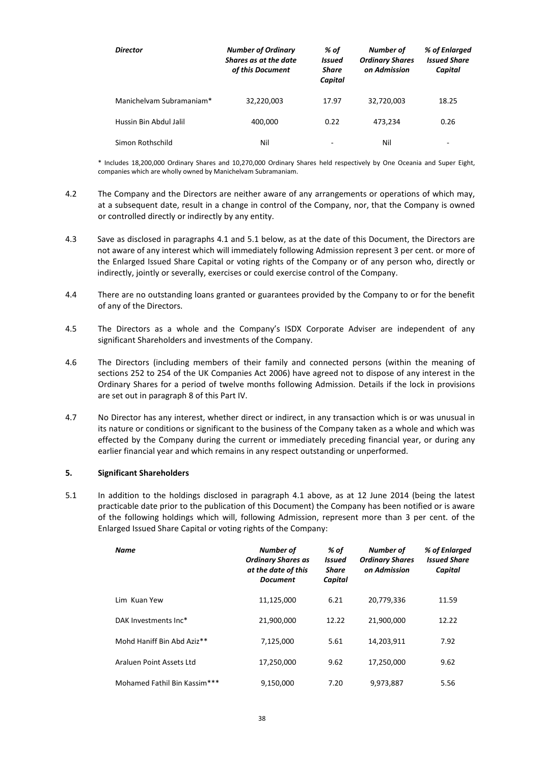| *Director* | *Number of Ordinary Shares as at the date of this Document* | *% of Issued Share Capital* | *Number of Ordinary Shares on Admission* | *% of Enlarged Issued Share Capital* |
|---|---|---|---|---|
| Manichelvam Subramaniam* | 32,220,003 | 17.97 | 32,720,003 | 18.25 |
| Hussin Bin Abdul Jalil | 400,000 | 0.22 | 473,234 | 0.26 |
| Simon Rothschild | Nil | - | Nil | - |

* Includes 18,200,000 Ordinary Shares and 10,270,000 Ordinary Shares held respectively by One Oceania and Super Eight, companies which are wholly owned by Manichelvam Subramaniam.

4.2 The Company and the Directors are neither aware of any arrangements or operations of which may, at a subsequent date, result in a change in control of the Company, nor, that the Company is owned or controlled directly or indirectly by any entity.

4.3 Save as disclosed in paragraphs 4.1 and 5.1 below, as at the date of this Document, the Directors are not aware of any interest which will immediately following Admission represent 3 per cent. or more of the Enlarged Issued Share Capital or voting rights of the Company or of any person who, directly or indirectly, jointly or severally, exercises or could exercise control of the Company.

4.4 There are no outstanding loans granted or guarantees provided by the Company to or for the benefit of any of the Directors.

4.5 The Directors as a whole and the Company's ISDX Corporate Adviser are independent of any significant Shareholders and investments of the Company.

4.6 The Directors (including members of their family and connected persons (within the meaning of sections 252 to 254 of the UK Companies Act 2006) have agreed not to dispose of any interest in the Ordinary Shares for a period of twelve months following Admission. Details if the lock in provisions are set out in paragraph 8 of this Part IV.

4.7 No Director has any interest, whether direct or indirect, in any transaction which is or was unusual in its nature or conditions or significant to the business of the Company taken as a whole and which was effected by the Company during the current or immediately preceding financial year, or during any earlier financial year and which remains in any respect outstanding or unperformed.

**5. Significant Shareholders**

5.1 In addition to the holdings disclosed in paragraph 4.1 above, as at 12 June 2014 (being the latest practicable date prior to the publication of this Document) the Company has been notified or is aware of the following holdings which will, following Admission, represent more than 3 per cent. of the Enlarged Issued Share Capital or voting rights of the Company:

| *Name* | *Number of Ordinary Shares as at the date of this Document* | *% of Issued Share Capital* | *Number of Ordinary Shares on Admission* | *% of Enlarged Issued Share Capital* |
|---|---|---|---|---|
| Lim Kuan Yew | 11,125,000 | 6.21 | 20,779,336 | 11.59 |
| DAK Investments Inc* | 21,900,000 | 12.22 | 21,900,000 | 12.22 |
| Mohd Haniff Bin Abd Aziz** | 7,125,000 | 5.61 | 14,203,911 | 7.92 |
| Araluen Point Assets Ltd | 17,250,000 | 9.62 | 17,250,000 | 9.62 |
| Mohamed Fathil Bin Kassim*** | 9,150,000 | 7.20 | 9,973,887 | 5.56 |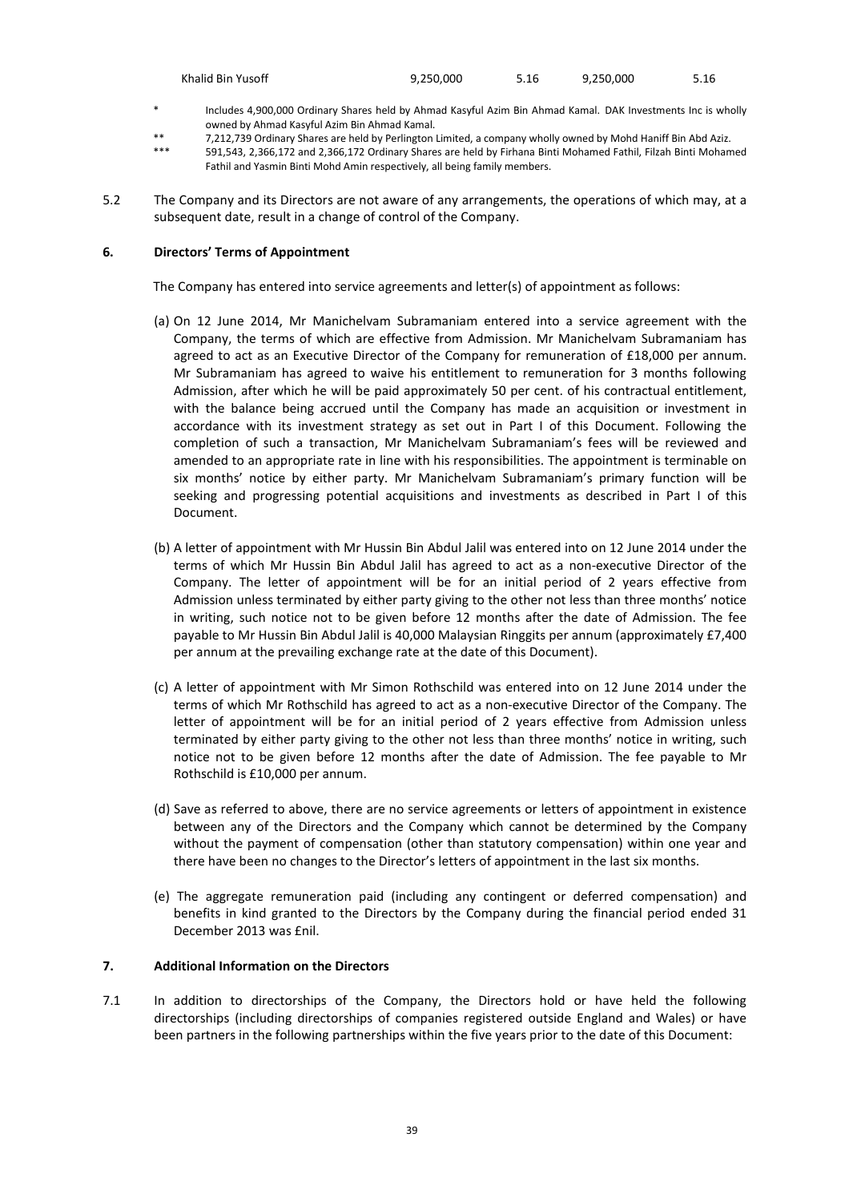| Khalid Bin Yusoff | 9,250,000 | 5.16 | 9,250,000 | 5.16 |
|---|---|---|---|---|

\* Includes 4,900,000 Ordinary Shares held by Ahmad Kasyful Azim Bin Ahmad Kamal. DAK Investments Inc is wholly owned by Ahmad Kasyful Azim Bin Ahmad Kamal.

\*\* 7,212,739 Ordinary Shares are held by Perlington Limited, a company wholly owned by Mohd Haniff Bin Abd Aziz.

\*\*\* 591,543, 2,366,172 and 2,366,172 Ordinary Shares are held by Firhana Binti Mohamed Fathil, Filzah Binti Mohamed Fathil and Yasmin Binti Mohd Amin respectively, all being family members.

5.2 The Company and its Directors are not aware of any arrangements, the operations of which may, at a subsequent date, result in a change of control of the Company.

## 6. Directors' Terms of Appointment

The Company has entered into service agreements and letter(s) of appointment as follows:

(a) On 12 June 2014, Mr Manichelvam Subramaniam entered into a service agreement with the Company, the terms of which are effective from Admission. Mr Manichelvam Subramaniam has agreed to act as an Executive Director of the Company for remuneration of £18,000 per annum. Mr Subramaniam has agreed to waive his entitlement to remuneration for 3 months following Admission, after which he will be paid approximately 50 per cent. of his contractual entitlement, with the balance being accrued until the Company has made an acquisition or investment in accordance with its investment strategy as set out in Part I of this Document. Following the completion of such a transaction, Mr Manichelvam Subramaniam's fees will be reviewed and amended to an appropriate rate in line with his responsibilities. The appointment is terminable on six months' notice by either party. Mr Manichelvam Subramaniam's primary function will be seeking and progressing potential acquisitions and investments as described in Part I of this Document.

(b) A letter of appointment with Mr Hussin Bin Abdul Jalil was entered into on 12 June 2014 under the terms of which Mr Hussin Bin Abdul Jalil has agreed to act as a non-executive Director of the Company. The letter of appointment will be for an initial period of 2 years effective from Admission unless terminated by either party giving to the other not less than three months' notice in writing, such notice not to be given before 12 months after the date of Admission. The fee payable to Mr Hussin Bin Abdul Jalil is 40,000 Malaysian Ringgits per annum (approximately £7,400 per annum at the prevailing exchange rate at the date of this Document).

(c) A letter of appointment with Mr Simon Rothschild was entered into on 12 June 2014 under the terms of which Mr Rothschild has agreed to act as a non-executive Director of the Company. The letter of appointment will be for an initial period of 2 years effective from Admission unless terminated by either party giving to the other not less than three months' notice in writing, such notice not to be given before 12 months after the date of Admission. The fee payable to Mr Rothschild is £10,000 per annum.

(d) Save as referred to above, there are no service agreements or letters of appointment in existence between any of the Directors and the Company which cannot be determined by the Company without the payment of compensation (other than statutory compensation) within one year and there have been no changes to the Director's letters of appointment in the last six months.

(e) The aggregate remuneration paid (including any contingent or deferred compensation) and benefits in kind granted to the Directors by the Company during the financial period ended 31 December 2013 was £nil.

## 7. Additional Information on the Directors

7.1 In addition to directorships of the Company, the Directors hold or have held the following directorships (including directorships of companies registered outside England and Wales) or have been partners in the following partnerships within the five years prior to the date of this Document: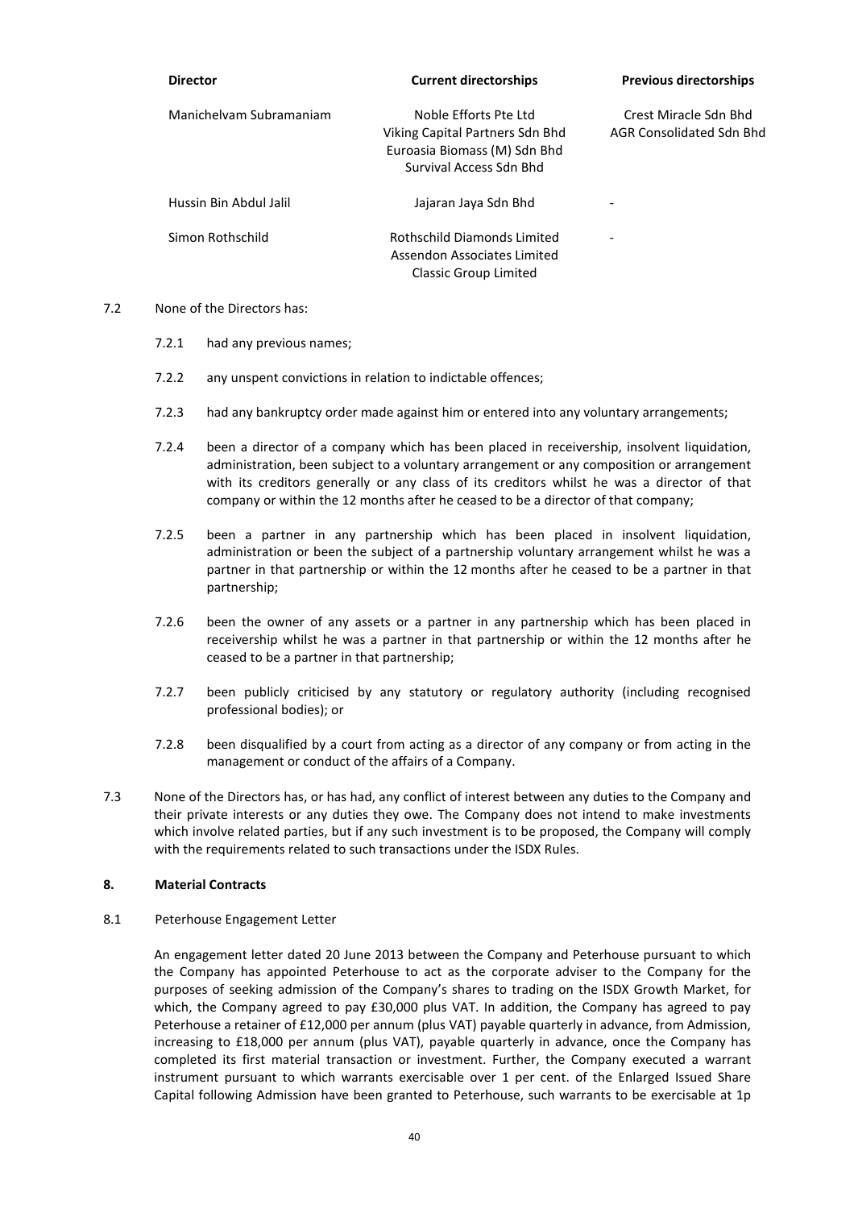| Director | Current directorships | Previous directorships |
|---|---|---|
| Manichelvam Subramaniam | Noble Efforts Pte Ltd<br>Viking Capital Partners Sdn Bhd<br>Euroasia Biomass (M) Sdn Bhd<br>Survival Access Sdn Bhd | Crest Miracle Sdn Bhd<br>AGR Consolidated Sdn Bhd |
| Hussin Bin Abdul Jalil | Jajaran Jaya Sdn Bhd | - |
| Simon Rothschild | Rothschild Diamonds Limited<br>Assendon Associates Limited<br>Classic Group Limited | - |

7.2 None of the Directors has:

7.2.1 had any previous names;

7.2.2 any unspent convictions in relation to indictable offences;

7.2.3 had any bankruptcy order made against him or entered into any voluntary arrangements;

7.2.4 been a director of a company which has been placed in receivership, insolvent liquidation, administration, been subject to a voluntary arrangement or any composition or arrangement with its creditors generally or any class of its creditors whilst he was a director of that company or within the 12 months after he ceased to be a director of that company;

7.2.5 been a partner in any partnership which has been placed in insolvent liquidation, administration or been the subject of a partnership voluntary arrangement whilst he was a partner in that partnership or within the 12 months after he ceased to be a partner in that partnership;

7.2.6 been the owner of any assets or a partner in any partnership which has been placed in receivership whilst he was a partner in that partnership or within the 12 months after he ceased to be a partner in that partnership;

7.2.7 been publicly criticised by any statutory or regulatory authority (including recognised professional bodies); or

7.2.8 been disqualified by a court from acting as a director of any company or from acting in the management or conduct of the affairs of a Company.

7.3 None of the Directors has, or has had, any conflict of interest between any duties to the Company and their private interests or any duties they owe. The Company does not intend to make investments which involve related parties, but if any such investment is to be proposed, the Company will comply with the requirements related to such transactions under the ISDX Rules.

**8. Material Contracts**

8.1 Peterhouse Engagement Letter

An engagement letter dated 20 June 2013 between the Company and Peterhouse pursuant to which the Company has appointed Peterhouse to act as the corporate adviser to the Company for the purposes of seeking admission of the Company's shares to trading on the ISDX Growth Market, for which, the Company agreed to pay £30,000 plus VAT. In addition, the Company has agreed to pay Peterhouse a retainer of £12,000 per annum (plus VAT) payable quarterly in advance, from Admission, increasing to £18,000 per annum (plus VAT), payable quarterly in advance, once the Company has completed its first material transaction or investment. Further, the Company executed a warrant instrument pursuant to which warrants exercisable over 1 per cent. of the Enlarged Issued Share Capital following Admission have been granted to Peterhouse, such warrants to be exercisable at 1p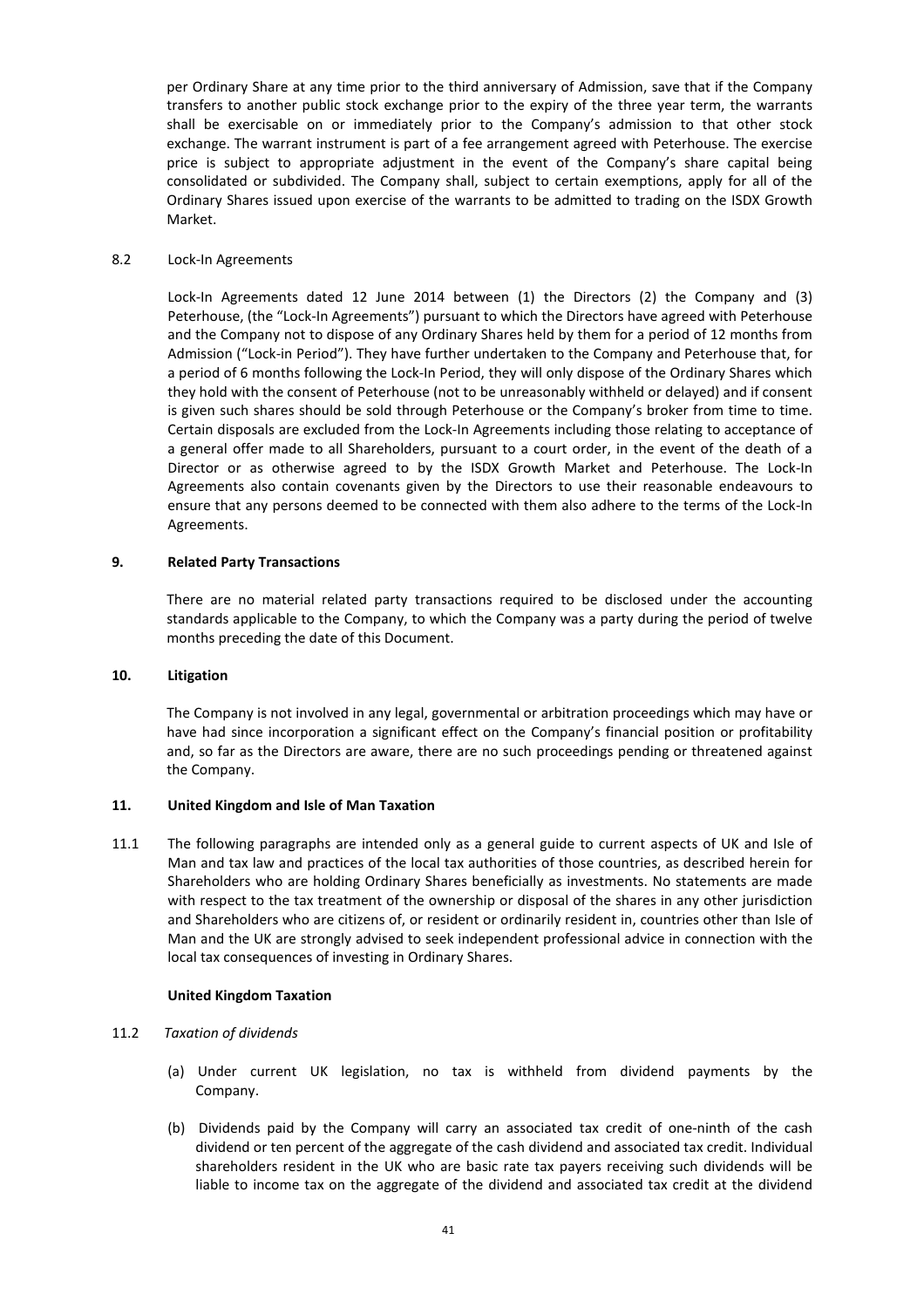per Ordinary Share at any time prior to the third anniversary of Admission, save that if the Company transfers to another public stock exchange prior to the expiry of the three year term, the warrants shall be exercisable on or immediately prior to the Company's admission to that other stock exchange. The warrant instrument is part of a fee arrangement agreed with Peterhouse. The exercise price is subject to appropriate adjustment in the event of the Company's share capital being consolidated or subdivided. The Company shall, subject to certain exemptions, apply for all of the Ordinary Shares issued upon exercise of the warrants to be admitted to trading on the ISDX Growth Market.

8.2 Lock-In Agreements

Lock-In Agreements dated 12 June 2014 between (1) the Directors (2) the Company and (3) Peterhouse, (the "Lock-In Agreements") pursuant to which the Directors have agreed with Peterhouse and the Company not to dispose of any Ordinary Shares held by them for a period of 12 months from Admission ("Lock-in Period"). They have further undertaken to the Company and Peterhouse that, for a period of 6 months following the Lock-In Period, they will only dispose of the Ordinary Shares which they hold with the consent of Peterhouse (not to be unreasonably withheld or delayed) and if consent is given such shares should be sold through Peterhouse or the Company's broker from time to time. Certain disposals are excluded from the Lock-In Agreements including those relating to acceptance of a general offer made to all Shareholders, pursuant to a court order, in the event of the death of a Director or as otherwise agreed to by the ISDX Growth Market and Peterhouse. The Lock-In Agreements also contain covenants given by the Directors to use their reasonable endeavours to ensure that any persons deemed to be connected with them also adhere to the terms of the Lock-In Agreements.

## 9. Related Party Transactions

There are no material related party transactions required to be disclosed under the accounting standards applicable to the Company, to which the Company was a party during the period of twelve months preceding the date of this Document.

## 10. Litigation

The Company is not involved in any legal, governmental or arbitration proceedings which may have or have had since incorporation a significant effect on the Company's financial position or profitability and, so far as the Directors are aware, there are no such proceedings pending or threatened against the Company.

## 11. United Kingdom and Isle of Man Taxation

11.1 The following paragraphs are intended only as a general guide to current aspects of UK and Isle of Man and tax law and practices of the local tax authorities of those countries, as described herein for Shareholders who are holding Ordinary Shares beneficially as investments. No statements are made with respect to the tax treatment of the ownership or disposal of the shares in any other jurisdiction and Shareholders who are citizens of, or resident or ordinarily resident in, countries other than Isle of Man and the UK are strongly advised to seek independent professional advice in connection with the local tax consequences of investing in Ordinary Shares.

### United Kingdom Taxation

11.2 *Taxation of dividends*

(a) Under current UK legislation, no tax is withheld from dividend payments by the Company.

(b) Dividends paid by the Company will carry an associated tax credit of one-ninth of the cash dividend or ten percent of the aggregate of the cash dividend and associated tax credit. Individual shareholders resident in the UK who are basic rate tax payers receiving such dividends will be liable to income tax on the aggregate of the dividend and associated tax credit at the dividend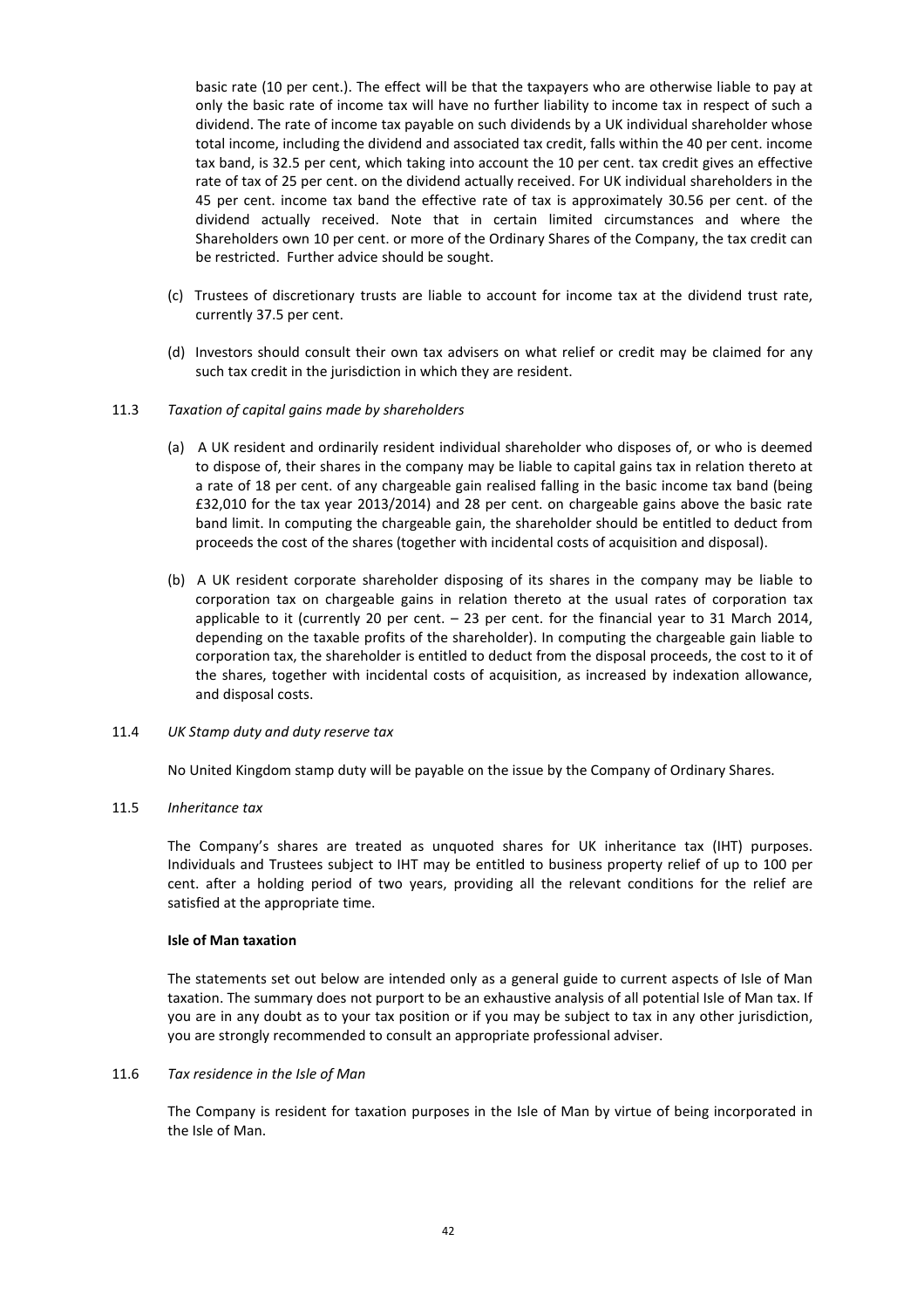basic rate (10 per cent.). The effect will be that the taxpayers who are otherwise liable to pay at only the basic rate of income tax will have no further liability to income tax in respect of such a dividend. The rate of income tax payable on such dividends by a UK individual shareholder whose total income, including the dividend and associated tax credit, falls within the 40 per cent. income tax band, is 32.5 per cent, which taking into account the 10 per cent. tax credit gives an effective rate of tax of 25 per cent. on the dividend actually received. For UK individual shareholders in the 45 per cent. income tax band the effective rate of tax is approximately 30.56 per cent. of the dividend actually received. Note that in certain limited circumstances and where the Shareholders own 10 per cent. or more of the Ordinary Shares of the Company, the tax credit can be restricted. Further advice should be sought.

(c) Trustees of discretionary trusts are liable to account for income tax at the dividend trust rate, currently 37.5 per cent.

(d) Investors should consult their own tax advisers on what relief or credit may be claimed for any such tax credit in the jurisdiction in which they are resident.

11.3 *Taxation of capital gains made by shareholders*

(a) A UK resident and ordinarily resident individual shareholder who disposes of, or who is deemed to dispose of, their shares in the company may be liable to capital gains tax in relation thereto at a rate of 18 per cent. of any chargeable gain realised falling in the basic income tax band (being £32,010 for the tax year 2013/2014) and 28 per cent. on chargeable gains above the basic rate band limit. In computing the chargeable gain, the shareholder should be entitled to deduct from proceeds the cost of the shares (together with incidental costs of acquisition and disposal).

(b) A UK resident corporate shareholder disposing of its shares in the company may be liable to corporation tax on chargeable gains in relation thereto at the usual rates of corporation tax applicable to it (currently 20 per cent. – 23 per cent. for the financial year to 31 March 2014, depending on the taxable profits of the shareholder). In computing the chargeable gain liable to corporation tax, the shareholder is entitled to deduct from the disposal proceeds, the cost to it of the shares, together with incidental costs of acquisition, as increased by indexation allowance, and disposal costs.

11.4 *UK Stamp duty and duty reserve tax*

No United Kingdom stamp duty will be payable on the issue by the Company of Ordinary Shares.

11.5 *Inheritance tax*

The Company's shares are treated as unquoted shares for UK inheritance tax (IHT) purposes. Individuals and Trustees subject to IHT may be entitled to business property relief of up to 100 per cent. after a holding period of two years, providing all the relevant conditions for the relief are satisfied at the appropriate time.

**Isle of Man taxation**

The statements set out below are intended only as a general guide to current aspects of Isle of Man taxation. The summary does not purport to be an exhaustive analysis of all potential Isle of Man tax. If you are in any doubt as to your tax position or if you may be subject to tax in any other jurisdiction, you are strongly recommended to consult an appropriate professional adviser.

11.6 *Tax residence in the Isle of Man*

The Company is resident for taxation purposes in the Isle of Man by virtue of being incorporated in the Isle of Man.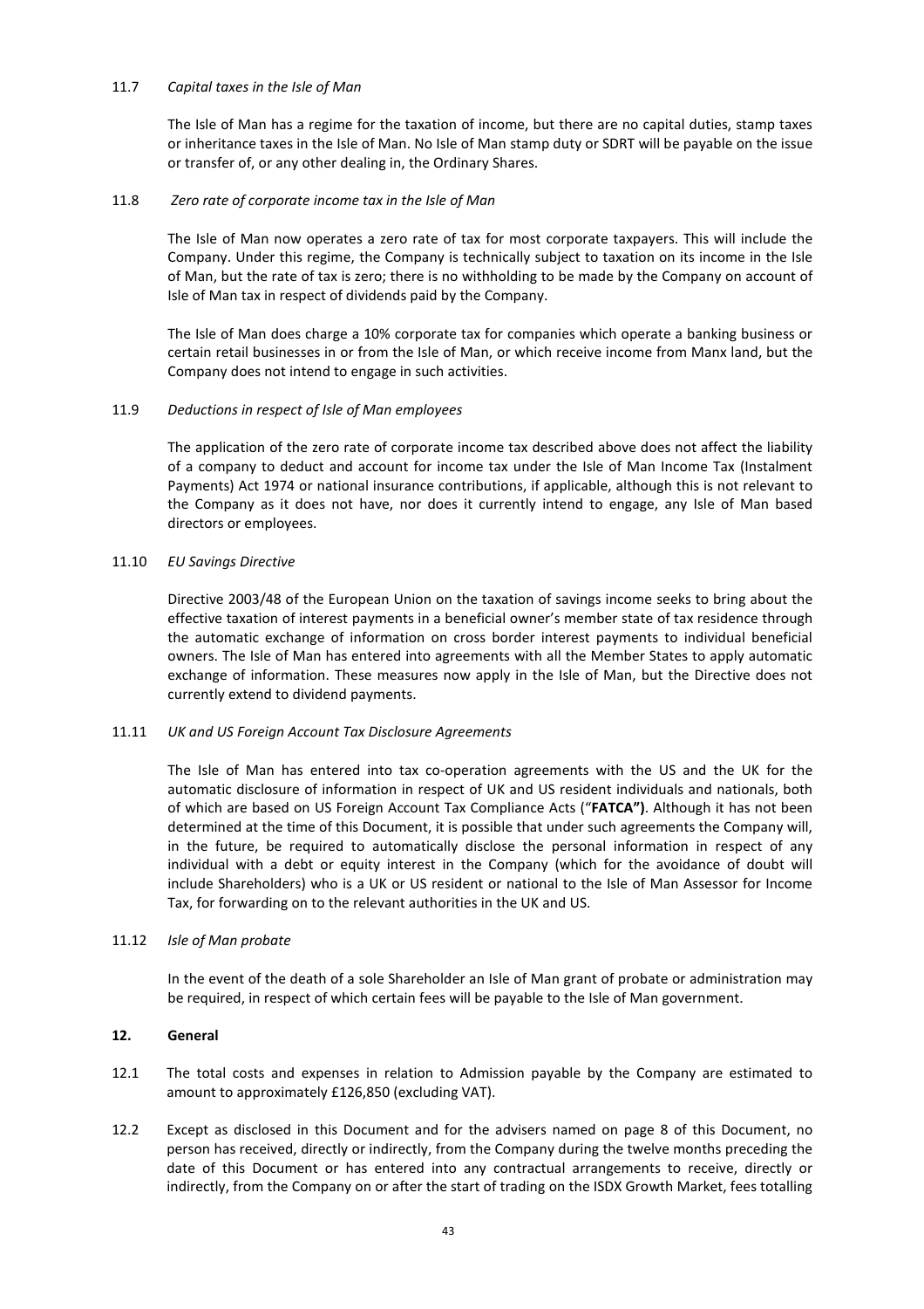11.7 *Capital taxes in the Isle of Man*

The Isle of Man has a regime for the taxation of income, but there are no capital duties, stamp taxes or inheritance taxes in the Isle of Man. No Isle of Man stamp duty or SDRT will be payable on the issue or transfer of, or any other dealing in, the Ordinary Shares.

11.8 *Zero rate of corporate income tax in the Isle of Man*

The Isle of Man now operates a zero rate of tax for most corporate taxpayers. This will include the Company. Under this regime, the Company is technically subject to taxation on its income in the Isle of Man, but the rate of tax is zero; there is no withholding to be made by the Company on account of Isle of Man tax in respect of dividends paid by the Company.

The Isle of Man does charge a 10% corporate tax for companies which operate a banking business or certain retail businesses in or from the Isle of Man, or which receive income from Manx land, but the Company does not intend to engage in such activities.

11.9 *Deductions in respect of Isle of Man employees*

The application of the zero rate of corporate income tax described above does not affect the liability of a company to deduct and account for income tax under the Isle of Man Income Tax (Instalment Payments) Act 1974 or national insurance contributions, if applicable, although this is not relevant to the Company as it does not have, nor does it currently intend to engage, any Isle of Man based directors or employees.

11.10 *EU Savings Directive*

Directive 2003/48 of the European Union on the taxation of savings income seeks to bring about the effective taxation of interest payments in a beneficial owner's member state of tax residence through the automatic exchange of information on cross border interest payments to individual beneficial owners. The Isle of Man has entered into agreements with all the Member States to apply automatic exchange of information. These measures now apply in the Isle of Man, but the Directive does not currently extend to dividend payments.

11.11 *UK and US Foreign Account Tax Disclosure Agreements*

The Isle of Man has entered into tax co-operation agreements with the US and the UK for the automatic disclosure of information in respect of UK and US resident individuals and nationals, both of which are based on US Foreign Account Tax Compliance Acts ("**FATCA")**. Although it has not been determined at the time of this Document, it is possible that under such agreements the Company will, in the future, be required to automatically disclose the personal information in respect of any individual with a debt or equity interest in the Company (which for the avoidance of doubt will include Shareholders) who is a UK or US resident or national to the Isle of Man Assessor for Income Tax, for forwarding on to the relevant authorities in the UK and US.

11.12 *Isle of Man probate*

In the event of the death of a sole Shareholder an Isle of Man grant of probate or administration may be required, in respect of which certain fees will be payable to the Isle of Man government.

## 12. General

12.1 The total costs and expenses in relation to Admission payable by the Company are estimated to amount to approximately £126,850 (excluding VAT).

12.2 Except as disclosed in this Document and for the advisers named on page 8 of this Document, no person has received, directly or indirectly, from the Company during the twelve months preceding the date of this Document or has entered into any contractual arrangements to receive, directly or indirectly, from the Company on or after the start of trading on the ISDX Growth Market, fees totalling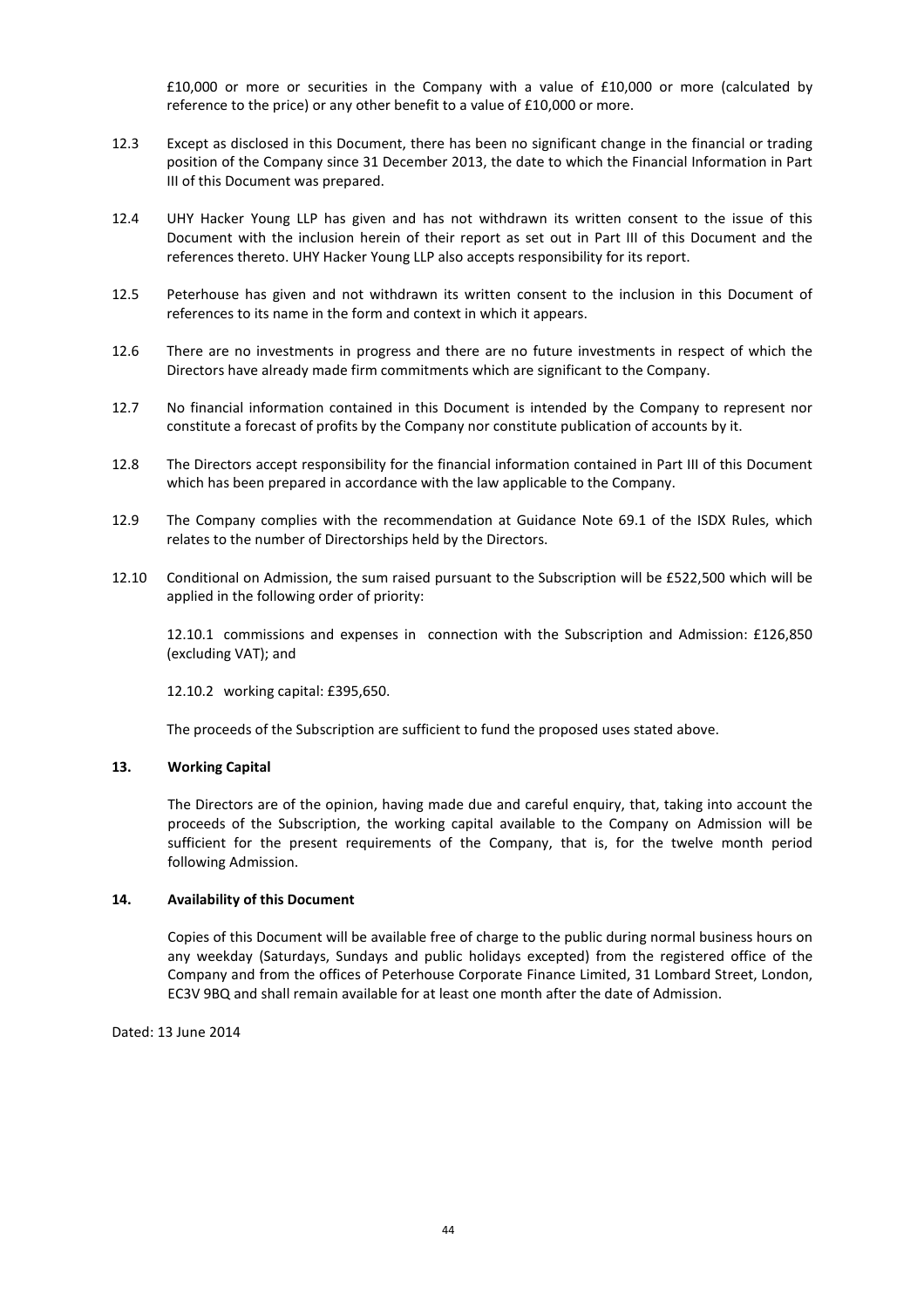£10,000 or more or securities in the Company with a value of £10,000 or more (calculated by reference to the price) or any other benefit to a value of £10,000 or more.

12.3 Except as disclosed in this Document, there has been no significant change in the financial or trading position of the Company since 31 December 2013, the date to which the Financial Information in Part III of this Document was prepared.

12.4 UHY Hacker Young LLP has given and has not withdrawn its written consent to the issue of this Document with the inclusion herein of their report as set out in Part III of this Document and the references thereto. UHY Hacker Young LLP also accepts responsibility for its report.

12.5 Peterhouse has given and not withdrawn its written consent to the inclusion in this Document of references to its name in the form and context in which it appears.

12.6 There are no investments in progress and there are no future investments in respect of which the Directors have already made firm commitments which are significant to the Company.

12.7 No financial information contained in this Document is intended by the Company to represent nor constitute a forecast of profits by the Company nor constitute publication of accounts by it.

12.8 The Directors accept responsibility for the financial information contained in Part III of this Document which has been prepared in accordance with the law applicable to the Company.

12.9 The Company complies with the recommendation at Guidance Note 69.1 of the ISDX Rules, which relates to the number of Directorships held by the Directors.

12.10 Conditional on Admission, the sum raised pursuant to the Subscription will be £522,500 which will be applied in the following order of priority:

12.10.1 commissions and expenses in connection with the Subscription and Admission: £126,850 (excluding VAT); and

12.10.2 working capital: £395,650.

The proceeds of the Subscription are sufficient to fund the proposed uses stated above.

**13. Working Capital**

The Directors are of the opinion, having made due and careful enquiry, that, taking into account the proceeds of the Subscription, the working capital available to the Company on Admission will be sufficient for the present requirements of the Company, that is, for the twelve month period following Admission.

**14. Availability of this Document**

Copies of this Document will be available free of charge to the public during normal business hours on any weekday (Saturdays, Sundays and public holidays excepted) from the registered office of the Company and from the offices of Peterhouse Corporate Finance Limited, 31 Lombard Street, London, EC3V 9BQ and shall remain available for at least one month after the date of Admission.

Dated: 13 June 2014